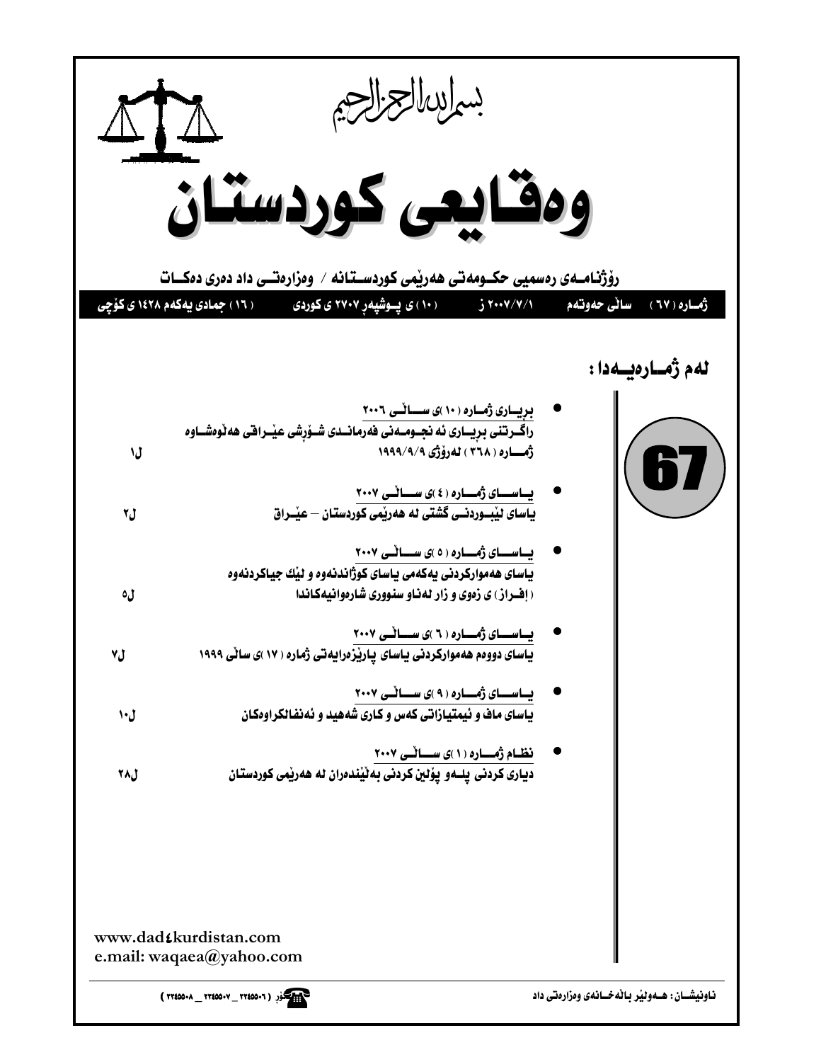بسم الله الرحمن الرحيم

# وەقایعی کوردستان

**رۆژنامــەی رەسمیی حکــومەتی هەرێمی کوردســتانە / وەزارەتــی داد دەری دەکــات**

**ژمــارە ( ٦٧ ) ساڵی حەوتەم ٢٠٠٧/٧/١ ز ( ١٠ ) ی پــوشپەڕ ٢٧٠٧ ی کوردی ( ١٦ ) جمادی یەکەم ١٤٢٨ ی کۆچی**

## لەم ژمــارەیــەدا :

67

- **بڕیــاری ژمــارە ( ١٠ )ی ســاڵــی ٢٠٠٦**
  **راگــرتنی بڕیــاری ئە نجـومـەنی فەرمانــدی شــۆڕشی عێــراقی هەڵوەشــاوە ژمـــارە ( ٣٦٨ ) لەرۆژی ١٩٩٩/٩/٩** ل١
- **یــاســای ژمــارە ( ٤ )ی ســاڵــی ٢٠٠٧**
  **یاسای لێبــوردنــی گشتی لە هەرێمی کوردستان – عێــراق** ل٢
- **یــاســای ژمــارە ( ٥ )ی ســاڵــی ٢٠٠٧**
  **یاسای هەموارکردنی یەکەمی یاسای کوژاندنەوە و لێك جیاکردنەوە ( إفــراز ) ی زەوی و زار لەنـاو سنووری شارەوانیەکاندا** ل٥
- **یــاســای ژمــارە ( ٦ )ی ســاڵــی ٢٠٠٧**
  **یاسای دووەم هەموارکردنی یاسای پارێزەرایەتی ژمارە ( ١٧ )ی ساڵی ١٩٩٩** ل٧
- **یــاســای ژمــارە ( ٩ )ی ســاڵــی ٢٠٠٧**
  **یاسای ماف و ئیمتیازاتی کەس و کاری شەهید و ئەنفالکراوەکان** ل١٠
- **نظـام ژمـــارە ( ١ )ی ســاڵــی ٢٠٠٧**
  **دیاری کردنی پلــەو پۆلین کردنی بەڵێندەران لە هەرێمی کوردستان** ل٢٨

www.dad4kurdistan.com
e.mail: waqaea@yahoo.com

**ناونیشــان : هــەولێر باڵەخــانەی وەزارەتی داد**

**تەلەفۆن ( ٢٢٤٥٥٠٦ _ ٢٢٤٥٥٠٧ _ ٢٢٤٥٥٠٨ )**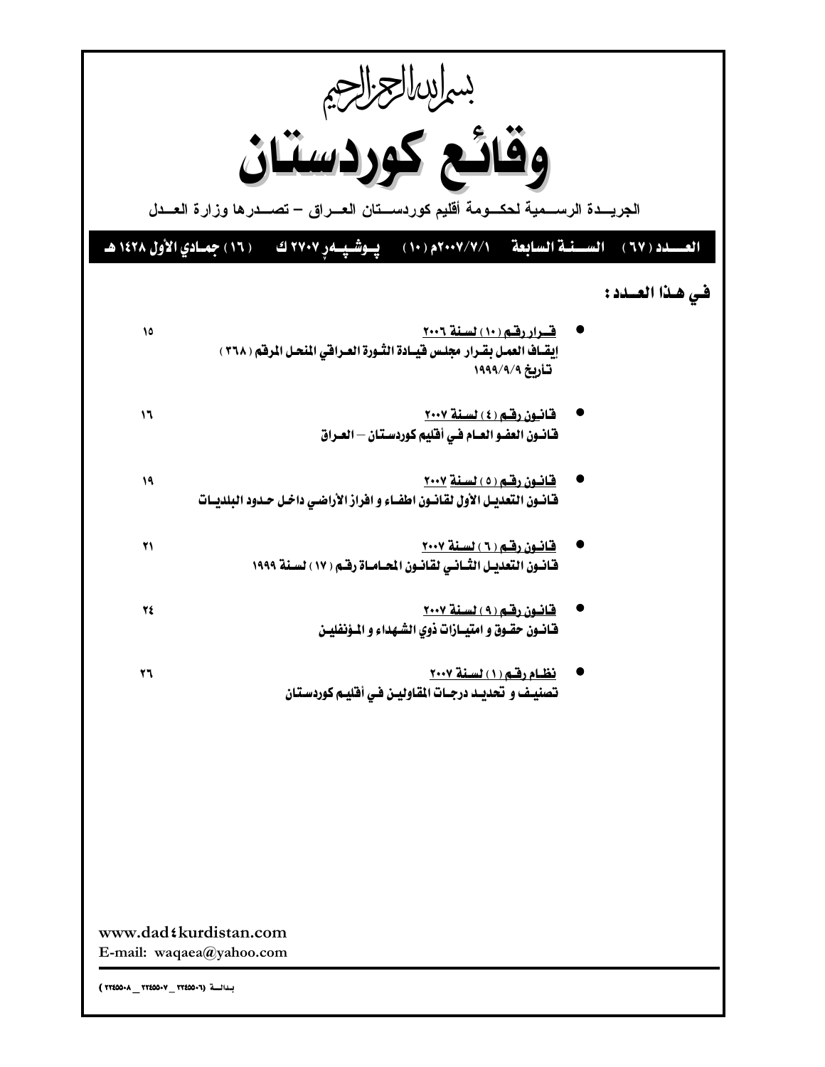بسم الله الرحمن الرحيم

# وقائع كوردستان

الجريـــدة الرســمية لحكـــومة أقليم كوردســـتان العـــراق – تصــدرها وزارة العـــدل

**العـــدد ( ٦٧ )   الســـنـة السابعة   ١/٧/٢٠٠٧م ( ١٠ )   پـوشـپـەڕ ٢٧٠٧ ك   ( ١٦ ) جمـادي الأول ١٤٢٨ هـ**

**فـي هـذا العـدد :**

- <u>قــرار رقـم ( ١٠ ) لسـنة ٢٠٠٦</u> ١٥
  **ايقـاف العمـل بقـرار مجلـس قيـادة الثـورة العـراقي المنحـل المرقم ( ٣٦٨ ) تـأريخ ٩/٩/١٩٩٩**

- <u>قانـون رقـم ( ٤ ) لسـنة ٢٠٠٧</u> ١٦
  **قانـون العفـو العـام فـي أقليم كوردسـتان – العـراق**

- <u>قانـون رقـم ( ٥ ) لسـنة ٢٠٠٧</u> ١٩
  **قانـون التعديـل الأول لقانـون اطفـاء و افراز الأراضـي داخـل حـدود البلديـات**

- <u>قانـون رقـم ( ٦ ) لسـنة ٢٠٠٧</u> ٢١
  **قانـون التعديـل الثـانـي لقانـون المحـامـاة رقـم ( ١٧ ) لسـنة ١٩٩٩**

- <u>قانـون رقـم ( ٩ ) لسـنة ٢٠٠٧</u> ٢٤
  **قانـون حقـوق و امتيـازات ذوي الشـهداء و المـؤنفليـن**

- <u>نظـام رقـم ( ١ ) لسـنة ٢٠٠٧</u> ٢٦
  **تصنيـف و تحديـد درجـات المقاوليـن فـي أقليـم كوردسـتان**

www.dad٤kurdistan.com
E-mail: waqaea@yahoo.com

بدالـــة (٢٢٤٥٥٠٦ _ ٢٢٤٥٥٠٧ _ ٢٢٤٥٥٠٨ )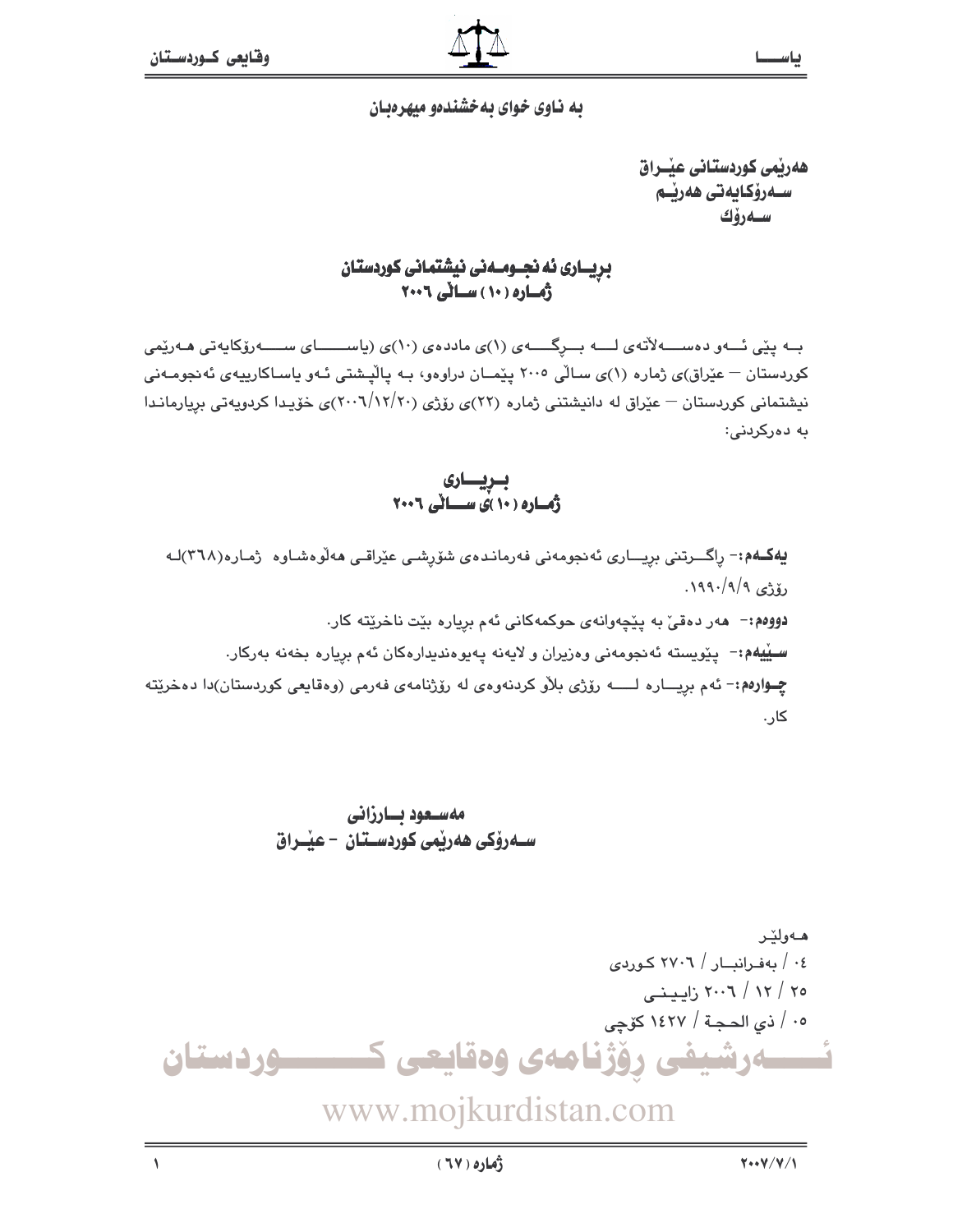به ناوى خواى به‌خشنده‌و میهره‌بان

هه‌رێمی کوردستانی عێراق
سه‌رۆکایه‌تی هه‌رێم
سه‌رۆك

## بڕیاری ئه‌نجومه‌نی نیشتمانی کوردستان
## ژماره (١٠) ساڵی ٢٠٠٦

به پێی ئه‌و ده‌سه‌ڵاته‌ی له برگه‌ی (١)ی مادده‌ی (١٠)ی (یاسای سه‌رۆکایه‌تی هه‌رێمی کوردستان – عێراق)ی ژماره (١)ی ساڵی ٢٠٠٥ پێمان دراوه‌و، به پاڵپشتی ئه‌و یاساکارییه‌ی ئه‌نجومه‌نی نیشتمانی کوردستان – عێراق له دانیشتنی ژماره (٢٢)ی رۆژی (٢٠/١٢/٢٠٠٦)ی خۆیدا کردویه‌تی بڕیارماندا به ده‌رکردنی:

## بڕیاری
## ژماره (١٠)ی ساڵی ٢٠٠٦

**یه‌کەم:**- راگرتنی بڕیاری ئه‌نجومه‌نی فه‌رمانده‌ی شۆڕشی عێراقی هه‌ڵوه‌شاوه ژماره(٣٦٨)له رۆژی ١٩٩٠/٩/٩.

**دووەم:**- هه‌ر ده‌قێ به پێچه‌وانه‌ی حوکمه‌کانی ئه‌م بڕیاره بێت ناخرێته کار.

**سێیەم:**- پێویسته ئه‌نجومه‌نی وه‌زیران و لایه‌نه په‌یوه‌ندیداره‌کان ئه‌م بڕیاره بخه‌نه به‌رکار.

**چوارەم:**- ئه‌م بڕیاره له رۆژی بڵاو کردنه‌وه‌ی له رۆژنامه‌ی فه‌رمی (وه‌قایعی کوردستان)دا ده‌خرێته کار.

**مه‌سعود بارزانی**
**سه‌رۆکی هه‌رێمی کوردستان - عێراق**

هه‌ولێر
٠٤ / به‌فرانبار / ٢٧٠٦ کوردی
٢٥ / ١٢ / ٢٠٠٦ زایینی
٠٥ / ذي الحجة / ١٤٢٧ کۆچی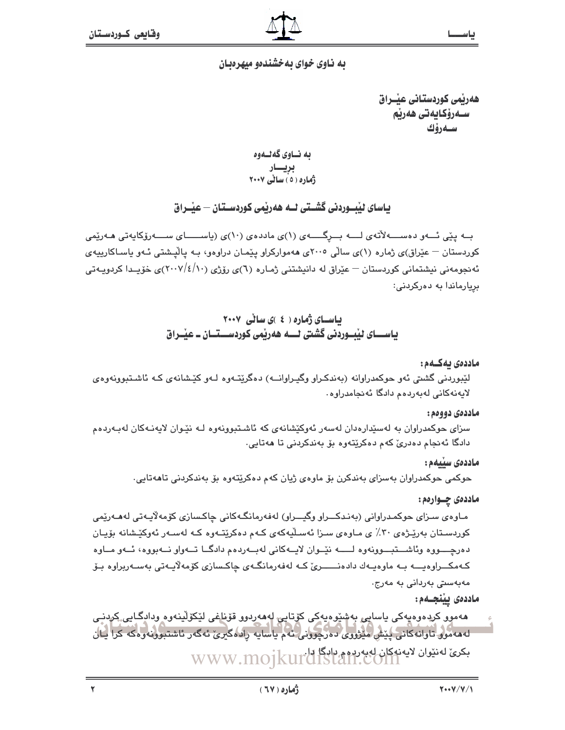به ناوی خوای بەخشندەو میهرەبان

**هەرێمی کوردستانی عێراق**
**سەرۆکایەتی هەرێم**
**سەرۆك**

**بە ناوی گەلەوە**
**بڕیار**
**ژمارە (٥) ساڵی ٢٠٠٧**

## یاسای لێبوردنی گشتی لە هەرێمی کوردستان – عێراق

بە پێی ئەو دەسەڵاتەی لە بڕگەی (١)ی ماددەی (١٠)ی (یاسای سەرۆکایەتی هەرێمی کوردستان – عێراق)ی ژمارە (١)ی ساڵی ٢٠٠٥ی هەموارکراو پێمان دراوەو، بە پاڵپشتی ئەو یاساکارییەی ئەنجومەنی نیشتمانی کوردستان – عێراق لە دانیشتنی ژمارە (٦)ی رۆژی (٢٠٠٧/٤/١٠)ی خۆیدا کردویەتی بڕیارماندا بە دەرکردنی:

## یاسای ژمارە (٤)ی ساڵی ٢٠٠٧
## یاسای لێبوردنی گشتی لە هەرێمی کوردستان ـ عێراق

**ماددەی یەکەم:**

لێبوردنی گشتی ئەو حوکمدراوانە (بەندکراو وگیراوانە) دەگرێتەوە لەو کێشانەی کە ئاشتبوونەوەی لایەنەکانی لەبەردەم دادگا ئەنجامدراوە.

**ماددەی دووەم:**

سزای حوکمدراوان بە لەسێدارەدان لەسەر ئەوکێشانەی کە ئاشتبوونەوە لە نێوان لایەنەکان لەبەردەم دادگا ئەنجام دەدرێ کەم دەکرێتەوە بۆ بەندکردنی تا هەتایی.

**ماددەی سێیەم:**

حوکمی حوکمدراوان بەسزای بەندکرن بۆ ماوەی ژیان کەم دەکرێتەوە بۆ بەندکردنی تاهەتایی.

**ماددەی چوارەم:**

ماوەی سزای حوکمدراوانی (بەندکراو وگیراو) لەفەرمانگەکانی چاکسازی کۆمەڵایەتی لەهەرێمی کوردستان بەرێژەی ٣٠٪ ی ماوەی سزا ئەساڵیەکەی کەم دەکرێتەوە کە لەسەر ئەوکێشانە بۆیان دەرچووە وئاشتبوونەوە لە نێوان لایەکانی لەبەردەم دادگا تەواو نەبووە، ئەو ماوە کەمکراوەیە بە ماوەیەك دادەنرێ کە لەفەرمانگەی چاکسازی کۆمەڵایەتی بەسەربراوە بۆ مەبەستی بەردانی بە مەرج.

**ماددەی پێنجەم:**

هەموو کردەوەیەکی یاسایی بەشێوەیەکی کۆتایی لەهەردوو قۆناغی لێکۆڵینەوە ودادگایی کردنی لەهەموو تاوانەکانی پێش مێژووی دەرچوونی ئەم یاسایە ڕادەگیرێ ئەگەر ئاشتبوونەوەکە کرا یان بکرێ لەنێوان لایەنەکان لەبەردەم دادگا دا.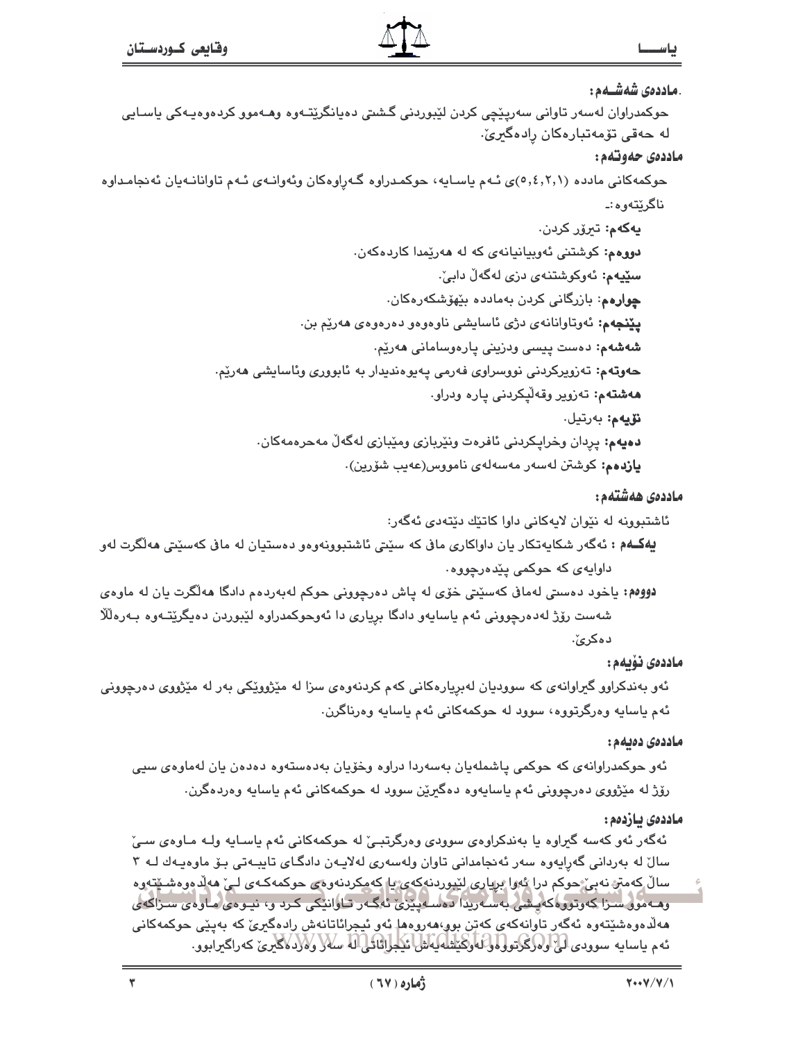**.ماددەی شەشـەم:**

حوكمدراوان لەسەر تاوانی سەرپێچی كردن لێبوردنی گشتی دەیانگرێتـەوە وهـەموو كردەوەیـەكی یاسـایی لە حەقی تۆمەتبارەكان ڕادەگیرێ.

**ماددەی حەوتەم:**

حوكمەكانی مادده (٥،٤،٢،١)ی ئـەم یاسـایە، حوكمـدراوە گـەڕاوەكان وئەوانـەی ئـەم تاوانانـەیان ئەنجامـداوە ناگرێتەوە:ـ

**یەكەم:** تیرۆر كردن.

**دووەم:** كوشتنی ئەوبیانیانەی كە لە هەرێمدا كاردەكەن.

**سێیەم:** ئەوكوشتنەی دزی لەگەڵ دابێ.

**چوارەم:** بازرگانی كردن بەمادده بێهۆشكەرەكان.

**پێنجەم:** ئەوتاوانانەی دژی ئاسایشی ناوەوەو دەرەوەی هەرێم بن.

**شەشەم:** دەست پیسی ودزینی پارەوسامانی هەرێم.

**حەوتەم:** تەزویركردنی نووسراوی فەرمی پەیوەندیدار بە ئابووری وئاسایشی هەرێم.

**هەشتەم:** تەزویر وقەڵبكردنی پارە ودراو.

**نۆیەم:** بەرتیل.

**دەیەم:** پڕدان وخراپكردنی ئافرەت ونێربازی ومێبازی لەگەڵ مەحرەمەكان.

**یازدەم:** كوشتن لەسەر مەسەلەی نامووس(عەیب شۆرین).

**ماددەی هەشتەم:**

ئاشتبوونە لە نێوان لایەكانی داوا كاتێك دێتەدی ئەگەر:

**یەكـەم** : ئەگەر شكایەتكار یان داواكاری مافی كە سێتی ئاشتبوونەوەو دەستیان لە مافی كەسێتی هەڵگرت لەو داوایەی كە حوكمی پێدەرچووە.

**دووەم:** یاخود دەستی لەمافی كەسێتی خۆی لە پاش دەرچوونی حوكم لەبەردەم دادگا هەڵگرت یان لە ماوەی شەست ڕۆژ لەدەرچوونی ئەم یاسایەو دادگا بڕیاری دا ئەوحوكمدراوە لێبوردن دەیگرێتـەوە بـەرەڵلا دەكرێ.

**ماددەی نۆیەم:**

ئەو بەندكراوو گیراوانەی كە سوودیان لەبڕیارەكانی كەم كردنەوەی سزا لە مێژوویێكی بەر لە مێژووی دەرچوونی ئەم یاسایە وەرگرتووە، سوود لە حوكمەكانی ئەم یاسایە وەرناگرن.

**ماددەی دەیەم:**

ئەو حوكمدراوانەی كە حوكمی پاشملەیان بەسەردا دراوە وخۆیان بەدەستەوە دەدەن یان لەماوەی سیی ڕۆژ لە مێژووی دەرچوونی ئەم یاسایەوە دەگیرێن سوود لە حوكمەكانی ئەم یاسایە وەردەگرن.

**ماددەی یازدەم:**

ئەگەر ئەو كەسە گیراوە یا بەندكراوەی سوودی وەرگرتبـێ لە حوكمەكانی ئەم یاسـایە ولـە مـاوەی سـێ ساڵ لە بەردانی گەڕایەوە سەر ئەنجامدانی تاوان ولەسەری لەلایـەن دادگـای تایبـەتی بۆ ماوەیـەك لـە ٣ ساڵ كەمتر نەبێ حوكم درا ئەوا بڕیاری لێبوردنەكەی یا كەمكردنەوەی حوكمەكـەی لـێ هەڵدەوەشـێتەوە وهـەموو سـزا كەوتووەكەیـشی بەسـەریدا دەسـەپێنرێ ئەگـەر تـاوانێكی كـرد و، نیـوەی مـاوەی سـزاكەی هەڵدەوەشێتەوە ئەگەر تاوانەكەی كەتن بوو،هەروەها ئەو ئیجرائاتانەش ڕادەگیرێ كە بەپێی حوكمەكانی ئەم یاسایە سوودی لێ وەرگرتووەو لەوكێشەیەش ئیجرائاتی لە سەر وەردەگیرێ كەڕاگیرابوو.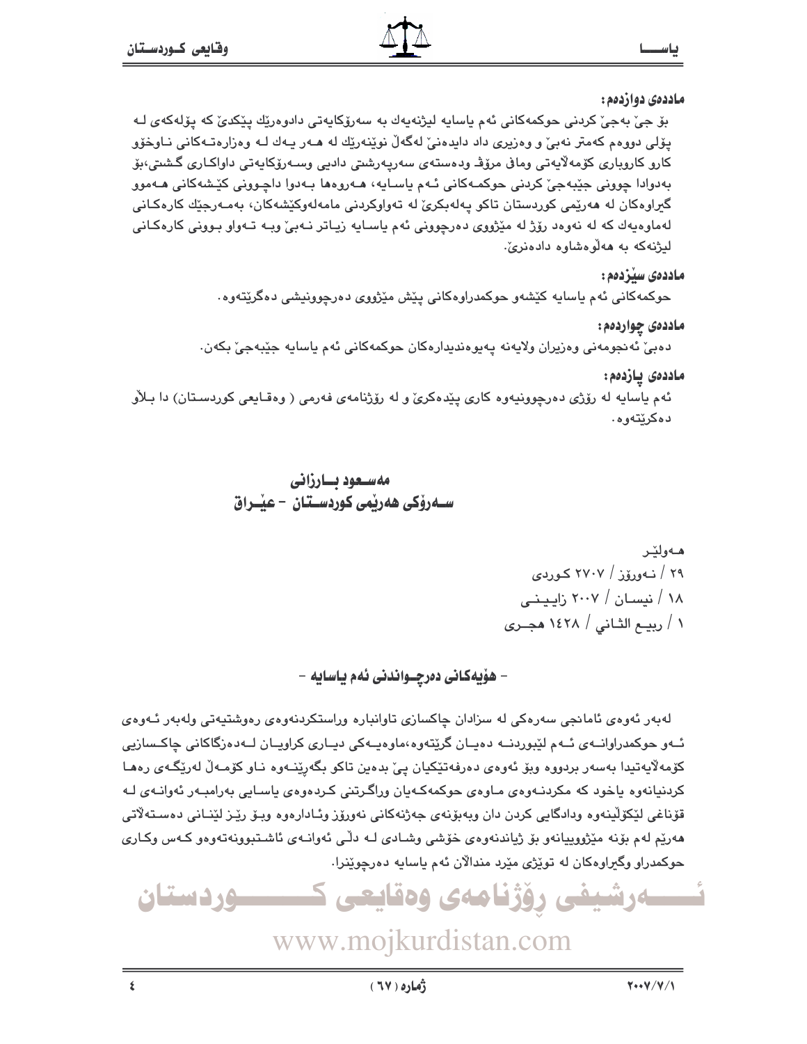**ماددەی دوازدەم:**

بۆ جێ بەجێ کردنی حوکمەکانی ئەم یاسایە لیژنەیەك بە سەرۆکایەتی دادوەرێك پێکدێ کە پۆلەکەی لە پۆلی دووەم کەمتر نەبێ و وەزیری داد دایدەنێ لەگەڵ نوێنەرێك لە هەر یەك لە وەزارەتەکانی ناوخۆو کارو کاروباری کۆمەڵایەتی ومافی مرۆڤ ودەستەی سەرپەرشتی دادیی وسەرۆکایەتی داواکاری گشتی،بۆ بەدوادا چوونی جێبەجێ کردنی حوکمەکانی ئەم یاسایە، هەروەها بەدوا داچوونی کێشەکانی هەموو گیراوەکان لە هەرێمی کوردستان تاکو پەلەبکرێ لە تەواوکردنی مامەلەوکێشەکان، بەمەرجێك کارەکانی لەماوەیەك کە لە نەوەد رۆژ لە مێژووی دەرچوونی ئەم یاسایە زیاتر نەبێ وبە تەواو بوونی کارەکانی لیژنەکە بە هەڵوەشاوە دادەنرێ.

**ماددەی سێزدەم:**

حوکمەکانی ئەم یاسایە کێشەو حوکمدراوەکانی پێش مێژووی دەرچوونیشی دەگرێتەوە.

**ماددەی چواردەم:**

دەبێ ئەنجومەنی وەزیران ولایەنە پەیوەندیدارەکان حوکمەکانی ئەم یاسایە جێبەجێ بکەن.

**ماددەی پازدەم:**

ئەم یاسایە لە رۆژی دەرچوونیەوە کاری پێدەکرێ و لە رۆژنامەی فەرمی ( وەقایعی کوردستان) دا بڵاو دەکرێتەوە.

**مەسعود بارزانی**
**سەرۆکی هەرێمی کوردستان - عێراق**

هەولێر
٢٩ / نەورۆز / ٢٧٠٧ کوردی
١٨ / نیسان / ٢٠٠٧ زایینی
١ / ربیع الثاني / ١٤٢٨ هجری

**- هۆیەکانی دەرچواندنی ئەم یاسایە -**

لەبەر ئەوەی ئامانجی سەرەکی لە سزادان چاکسازی تاوانبارە وراستکردنەوەی رەوشتیەتی ولەبەر ئەوەی ئەو حوکمدراوانەی ئەم لێبوردنە دەیان گرێتەوە،ماوەیەکی دیاری کراویان لەدەزگاکانی چاکسازیی کۆمەڵایەتیدا بەسەر بردووە وبۆ ئەوەی دەرفەتێکیان پێ بدەین تاکو بگەرێنەوە ناو کۆمەڵ لەرێگەی رەها کردنیانەوە یاخود کە مکردنەوەی ماوەی حوکمەکەیان وراگرتنی کردەوەی یاسایی بەرامبەر ئەوانەی لە قۆناغی لێکۆڵینەوە ودادگایی کردن دان وبەبۆنەی جەژنەکانی نەورۆز وئادارەوە وبۆ رێز لێنانی دەستەڵاتی هەرێم لەم بۆنە مێژووییانەو بۆ ژیاندنەوەی خۆشی وشادی لە دڵی ئەوانەی ئاشتبوونەتەوەو کەس وکاری حوکمدراو وگیراوەکان لە توێژی مێرد منداڵان ئەم یاسایە دەرچوێنرا.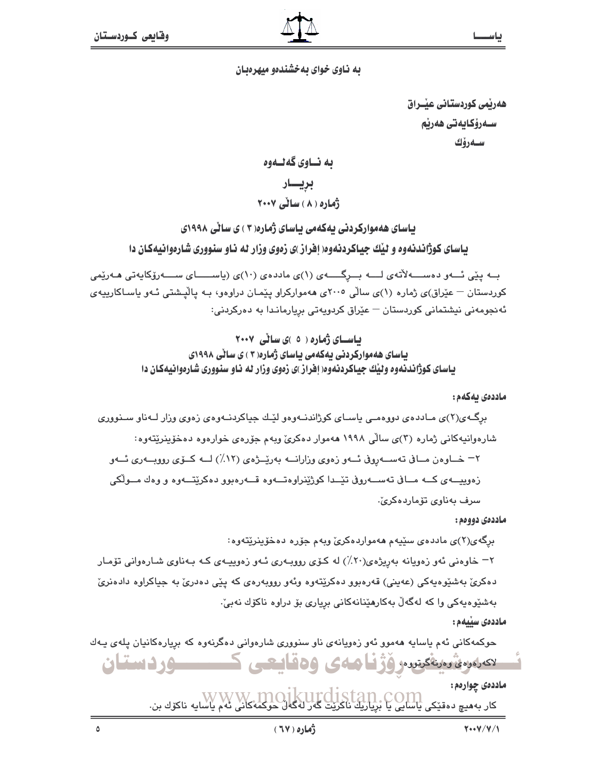به ناوى خواى به‌خشنده‌و میهره‌بان

هه‌رێمی کوردستانی عێراق
سه‌رۆکایه‌تی هه‌رێم
سه‌رۆك

## به ناوی گه‌له‌وه

## بڕیار

## ژماره ( ٨ ) ساڵی ٢٠٠٧

### یاسای هه‌موارکردنی یه‌که‌می یاسای ژماره( ٣ ) ی ساڵی ١٩٩٨ی یاسای کوژاندنه‌وه و لێك جیاکردنه‌وه( إفراز )ی زه‌وی وزار له‌ ناو سنووری شاره‌وانیه‌کان دا

به‌ پێی ئه‌و ده‌سه‌ڵاته‌ی له‌ بڕگه‌ی (١)ی مادده‌ی (١٠)ی (یاسای سه‌رۆکایه‌تی هه‌رێمی کوردستان – عێراق)ی ژماره (١)ی ساڵی ٢٠٠٥ی هه‌موارکراو پێمان دراوه‌و، به‌ پاڵپشتی ئه‌و یاساکارییه‌ی ئه‌نجومه‌نی نیشتمانی کوردستان – عێراق کردویه‌تی بڕیارماندا به‌ ده‌رکردنی:

### یاسای ژماره ( ٥ )ی ساڵی ٢٠٠٧ یاسای هه‌موارکردنی یه‌که‌می یاسای ژماره( ٣ ) ی ساڵی ١٩٩٨ی یاسای کوژاندنه‌وه ولێك جیاکردنه‌وه( إفراز )ی زه‌وی وزار له‌ ناو سنووری شاره‌وانیه‌کان دا

**مادده‌ی یه‌که‌م:**

بڕگه‌ی(٢)ی مادده‌ی دووه‌می یاسای کوژاندنه‌وه‌و لێك جیاکردنه‌وه‌ی زه‌وی وزار له‌ناو سنووری شاره‌وانیه‌کانی ژماره (٣)ی ساڵی ١٩٩٨ هه‌موار ده‌کرێ وبه‌م جۆره‌ی خواره‌وه ده‌خوێنرێته‌وه:

٢– خاوه‌ن مافی ته‌سه‌روفی ئه‌و زه‌وی وزارانه‌ به‌رێژه‌ی (١٢٪) له‌ کۆی رووبه‌ری ئه‌و زه‌وییه‌ی که‌ مافی ته‌سه‌روفی تێدا کوژێنراوه‌ته‌وه قه‌ره‌بوو ده‌کرێته‌وه و وه‌ك موڵکی سرف به‌ناوی تۆمارده‌کرێ.

**مادده‌ی دووه‌م:**

بڕگه‌ی(٢)ی مادده‌ی سێیه‌م هه‌مواره‌کرێ وبه‌م جۆره ده‌خوێنرێته‌وه:

٢– خاوه‌نی ئه‌و زه‌ویانه به‌ڕێژه‌ی(٢٠٪) له‌ کۆی رووبه‌ری ئه‌و زه‌وییه‌ی که‌ به‌ناوی شاره‌وانی تۆمار ده‌کرێ به‌شێوه‌یه‌کی (عه‌ینی) قه‌ره‌بوو ده‌کرێته‌وه وئه‌و رووبه‌ره‌ی که‌ پێی ده‌درێ به‌ جیاکراوه‌ داده‌نرێ به‌شێوه‌یه‌کی وا که‌ له‌گه‌ڵ به‌کارهێنانه‌کانی بڕیاری بۆ دراوه‌ ناکۆك نه‌بێ.

**مادده‌ی سێیه‌م:**

حوکمه‌کانی ئه‌م یاسایه‌ هه‌موو ئه‌و زه‌ویانه‌ی ناو سنووری شاره‌وانی ده‌گرنه‌وه که‌ بڕیاره‌کانیان پله‌ی یه‌ك لاکه‌ره‌وه‌ی وه‌رنه‌گرتووه.

**مادده‌ی چواره‌م:**

کار به‌هیچ ده‌قێکی یاسایی یا بڕیارێك ناکرێت گه‌ر له‌گه‌ڵ حوکمه‌کانی ئه‌م یاسایه ناکۆك بن.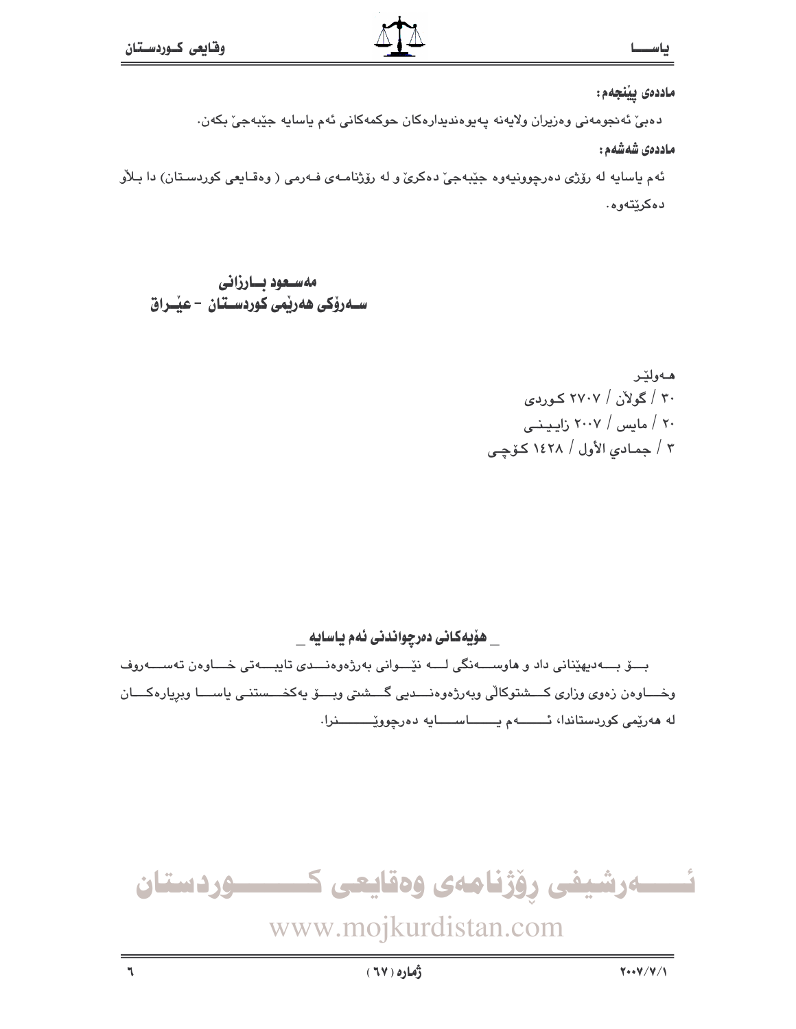**ماددەی پێنجەم:**

دەبێ ئەنجومەنی وەزیران ولایەنە پەیوەندیدارەکان حوکمەکانی ئەم یاسایە جێبەجێ بکەن.

**ماددەی شەشەم:**

ئەم یاسایە لە رۆژی دەرچوونیەوە جێبەجێ دەکرێ و لە رۆژنامەی فەرمی ( وەقایعی کوردستان) دا بڵاو دەکرێتەوە.

**مەسعود بارزانی**
**سەرۆکی هەرێمی کوردستان - عێراق**

هەولێر
٣٠ / گولان / ٢٧٠٧ کوردی
٢٠ / مایس / ٢٠٠٧ زایینی
٣ / جمادي الأول / ١٤٢٨ کۆچی

**_ هۆیەکانی دەرچواندنی ئەم یاسایە _**

بۆ بەدیهێنانی داد و هاوسەنگی لە نێوانی بەرژەوەندی تایبەتی خاوەن تەسەروف وخاوەن زەوی وزاری کشتوکاڵی وبەرژەوەندیی گشتی وبۆ یەکخستنی یاسا وبڕیارەکان لە هەرێمی کوردستاندا، ئەم یاسایە دەرچووێنرا.

**ئەرشیفی رۆژنامەی وەقایعی کوردستان**
www.mojkurdistan.com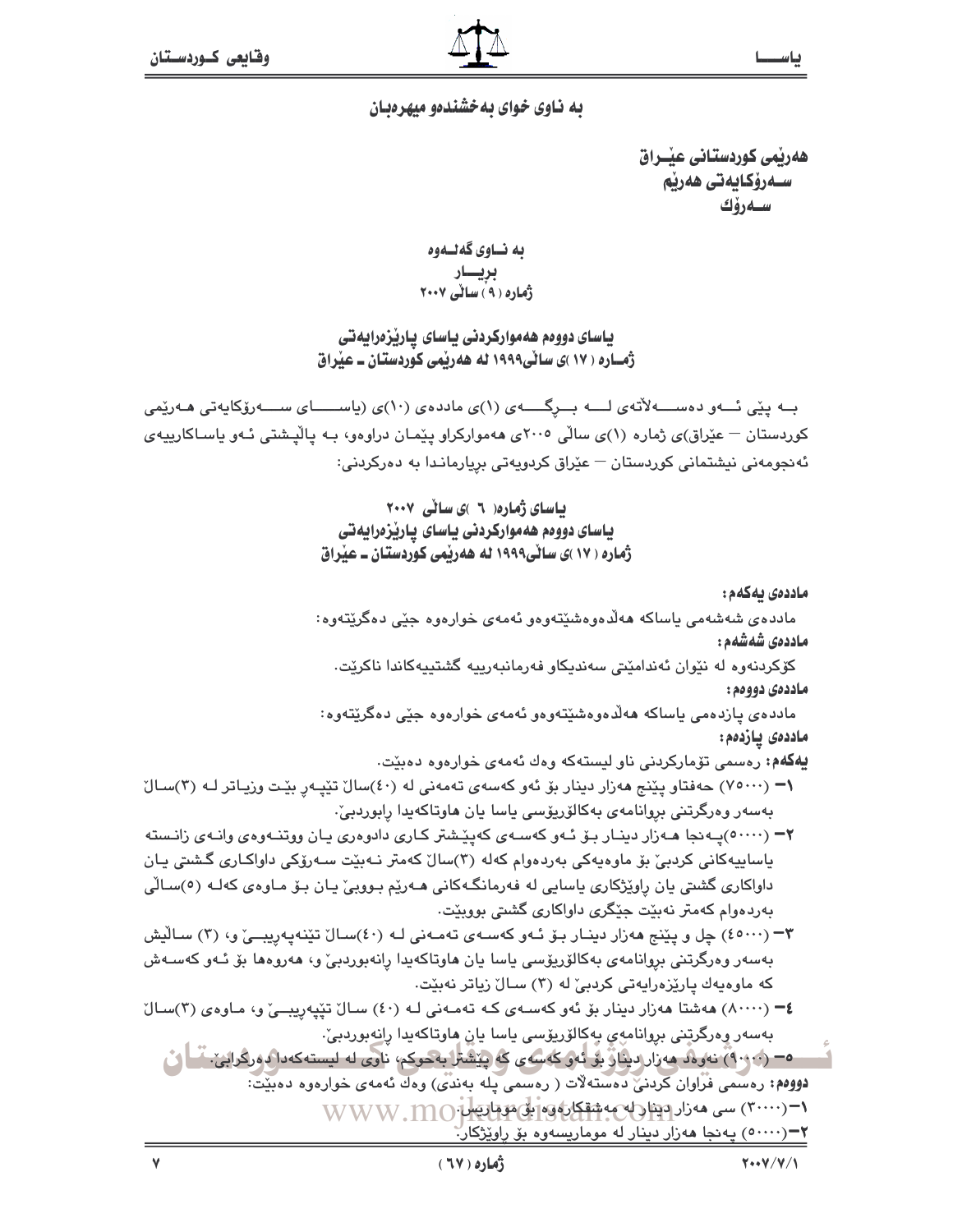به ناوی خوای به‌خشنده‌و میهره‌بان

**هه‌رێمی کوردستانی عێراق**
**سه‌رۆکایه‌تی هه‌رێم**
**سه‌رۆك**

**به ناوی گه‌له‌وه**
**بڕیار**
**ژماره (٩) ساڵی ٢٠٠٧**

**یاسای دووه‌م هه‌موارکردنی یاسای پارێزه‌رایه‌تی**
**ژماره (١٧)ی ساڵی١٩٩٩ له هه‌رێمی کوردستان ـ عێراق**

به پێی ئه‌و ده‌سه‌ڵاته‌ی له بڕگه‌ی (١)ی مادده‌ی (١٠)ی (یاسای سه‌رۆکایه‌تی هه‌رێمی کوردستان – عێراق)ی ژماره (١)ی ساڵی ٢٠٠٥ی هه‌موارکراو پێمان دراوه‌، به پاڵپشتی ئه‌و یاساکارییه‌ی ئه‌نجومه‌نی نیشتمانی کوردستان – عێراق کردویه‌تی بڕیارماندا به ده‌رکردنی:

**یاسای ژماره( ٦ )ی ساڵی ٢٠٠٧**
**یاسای دووه‌م هه‌موارکردنی یاسای پارێزه‌رایه‌تی**
**ژماره (١٧)ی ساڵی١٩٩٩ له هه‌رێمی کوردستان ـ عێراق**

**مادده‌ی یه‌که‌م:**

مادده‌ی شه‌شه‌می یاساکه هه‌ڵده‌وه‌شێته‌وه‌و ئه‌مه‌ی خواره‌وه جێی ده‌گرێته‌وه:

**مادده‌ی شه‌شه‌م:**

کۆکردنه‌وه له نێوان ئه‌ندامێتی سه‌ندیکاو فه‌رمانبه‌رییه گشتییه‌کاندا ناکرێت.

**مادده‌ی دووه‌م:**

مادده‌ی پازده‌مى یاساکه هه‌ڵده‌وه‌شێته‌وه‌و ئه‌مه‌ی خواره‌وه جێی ده‌گرێته‌وه:

**مادده‌ی پازده‌م:**

**یه‌که‌م:** ره‌سمی تۆمارکردنی ناو لیسته‌که وه‌ك ئه‌مه‌ی خواره‌وه ده‌بێت.

١– (٧٥٠٠٠) حه‌فتاو پێنج هه‌زار دینار بۆ ئه‌و که‌سه‌ی ته‌مه‌نی له (٤٠)ساڵ تێپه‌ڕ بێت وزیاتر له (٣)ساڵ به‌سه‌ر وه‌رگرتنی بڕوانامه‌ی به‌کالۆریۆسی یاسا یان هاوتاکه‌یدا ڕابوردبێ.

٢– (٥٠٠٠٠)په‌نجا هه‌زار دینار بۆ ئه‌و که‌سه‌ی که‌پێشتر کاری دادوه‌ری یان ووتنه‌وه‌ی وانه‌ی زانسته یاساییه‌کانی کردبێ بۆ ماوه‌یه‌کی به‌رده‌وام که‌له (٣)ساڵ که‌متر نه‌بێت سه‌رۆکی داواکاری گشتی یان داواکاری گشتی یان ڕاوێژکاری یاسایی له فه‌رمانگه‌کانی هه‌رێم بووبێ یان بۆ ماوه‌ی که‌له (٥)ساڵی به‌رده‌وام که‌متر نه‌بێت جێگری داواکاری گشتی بووبێت.

٣– (٤٥٠٠٠) چل و پێنج هه‌زار دینار بۆ ئه‌و که‌سه‌ی ته‌مه‌نی له (٤٠)ساڵ تێنه‌په‌ڕیبێ و، (٣) ساڵیش به‌سه‌ر وه‌رگرتنی بڕوانامه‌ی به‌کالۆریۆسی یاسا یان هاوتاکه‌یدا ڕانه‌بوردبێ و، هه‌روه‌ها بۆ ئه‌و که‌سه‌ش که ماوه‌یه‌ك پارێزه‌رایه‌تی کردبێ له (٣) ساڵ زیاتر نه‌بێت.

٤– (٨٠٠٠٠) هه‌شتا هه‌زار دینار بۆ ئه‌و که‌سه‌ی که ته‌مه‌نی له (٤٠) ساڵ تێپه‌ڕیبێ و، ماوه‌ی (٣)ساڵ به‌سه‌ر وه‌رگرتنی بڕوانامه‌ی به‌کالۆریۆسی یاسا یان هاوتاکه‌یدا ڕانه‌بوردبێ.

٥– (٩٠٠٠٠) نه‌وه‌د هه‌زار دینار بۆ ئه‌و که‌سه‌ی که پێشتر به‌حوکم، ناوی له لیسته‌که‌دا ده‌رکرابێ.

**دووه‌م:** ره‌سمی فراوان کردنێ ده‌سته‌ڵات ( ره‌سمی پله به‌ندی) وه‌ك ئه‌مه‌ی خواره‌وه ده‌بێت:

١–(٣٠٠٠٠) سی هه‌زار دینار له مه‌شقکاره‌وه بۆ موماریس.

٢–(٥٠٠٠٠) په‌نجا هه‌زار دینار له موماریسه‌وه بۆ ڕاوێژکار.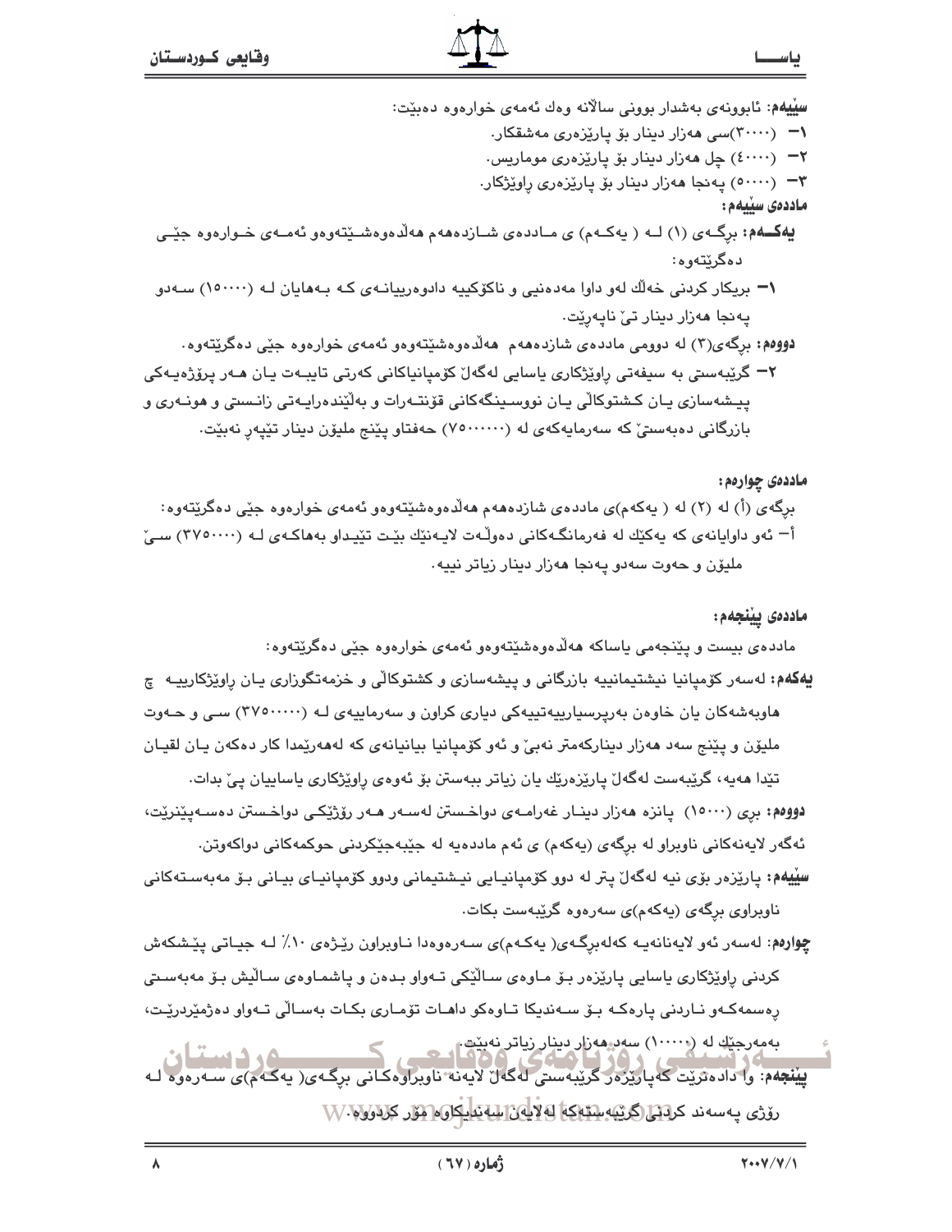**سێیەم:** ئابوونەی بەشدار بوونی ساڵانە وەك ئەمەی خوارەوە دەبێت:

١- (٣٠٠٠٠)سی هەزار دینار بۆ پارێزەری مەشقكار.

٢- (٤٠٠٠٠) چل هەزار دینار بۆ پارێزەری موماریس.

٣- (٥٠٠٠٠) پەنجا هەزار دینار بۆ پارێزەری راوێژكار.

**ماددەی سێیەم:**

**یەكەم:** برگەی (١) لە ( یەكەم) ی ماددەی شازدەهەم هەڵدەوەشێتەوەو ئەمەی خوارەوە جێی دەگرێتەوە:

١- بریكار كردنی خەڵك لەو داوا مەدەنیی و ناكۆكییە دادوەرییانەی كە بەهایان لە (١٥٠٠٠٠) سەدو پەنجا هەزار دینار تێ ناپەڕێت.

**دووەم:** برگەی(٣) لە دوومی ماددەی شازدەهەم هەڵدەوەشێتەوەو ئەمەی خوارەوە جێی دەگرێتەوە.

٢- گرێبەستی بە سیفەتی راوێژكاری یاسایی لەگەڵ كۆمپانیاكانی كەرتی تایبەت یان هەر پرۆژەیەكی پیشەسازی یان كشتوكاڵی یان نووسینگەكانی قۆنتەرات و بەڵێندەرایەتی زانستی و هونەری و بازرگانی دەبەستێ كە سەرمایەكەی لە (٧٥٠٠٠٠٠) حەفتاو پێنج ملیۆن دینار تێپەڕ نەبێت.

**ماددەی چوارەم:**

برگەی (أ) لە (٢) لە ( یەكەم)ی ماددەی شازدەهەم هەڵدەوەشێتەوەو ئەمەی خوارەوە جێی دەگرێتەوە:

أ- ئەو داوایانەی كە یەكێك لە فەرمانگەكانی دەوڵەت لایەنێك بێت تێیداو بەهاكەی لە (٣٧٥٠٠٠٠) سێ ملیۆن و حەوت سەدو پەنجا هەزار دینار زیاتر نییە.

**ماددەی پێنجەم:**

ماددەی بیست و پێنجەمی یاساكە هەڵدەوەشێتەوەو ئەمەی خوارەوە جێی دەگرێتەوە:

**یەكەم:** لەسەر كۆمپانیا نیشتیمانییە بازرگانی و پیشەسازی و كشتوكاڵی و خزمەتگوزاری یان راوێژكارییە چ هاوبەشەكان یان خاوەن بەرپرسیارییەتییەكی دیاری كراون و سەرمایەیی لە (٣٧٥٠٠٠٠٠) سی و حەوت ملیۆن و پێنج سەد هەزار دینارەكەمتر نەبێ و ئەو كۆمپانیا بیانیانەی كە لەهەرێمدا كار دەكەن یان لقیان تێدا هەیە، گرێبەست لەگەڵ پارێزەرێك یان زیاتر ببەستن بۆ ئەوەی راوێژكاری یاساییان پێ بدات.

**دووەم:** بری (١٥٠٠٠) پانزە هەزار دینار غەرامەی دواخستن لەسەر هەر رۆژێكی دواخستن دەسەپێنرێت، ئەگەر لایەنەكانی ناوبراو لە برگەی (یەكەم) ی ئەم ماددەیە لە جێبەجێكردنی حوكمەكانی دواكەوتن.

**سێیەم:** پارێزەر بۆی نیە لەگەڵ پتر لە دوو كۆمپانیایی نیشتیمانی ودوو كۆمپانیای بیانی بۆ مەبەستەكانی ناوبراوی برگەی (یەكەم)ی سەرەوە گرێبەست بكات.

**چوارەم:** لەسەر ئەو لایەنانەیە كەلەبرگەی( یەكەم)ی سەرەوەدا ناوبراون رێژەی ١٠٪ لە جیاتی پێشكەش كردنی راوێژكاری یاسایی پارێزەر بۆ ماوەی ساڵێكی تەواو بدەن و پاشماوەی ساڵیش بۆ مەبەستی رەسمەكەو ناردنی پارەكە بۆ سەندیكا تاوەكو داهات تۆماری بكات بەساڵی تەواو دەژمێردرێت، بەمەرجێك لە (١٠٠٠٠٠) سەد هەزار دینار زیاتر نەبێت.

**پێنجەم:** وا دادەنرێت كەپارێزەر گرێبەستی لەگەڵ لایەنە ناوبراوەكانی برگەی( یەكەم)ی سەرەوە لە رۆژی پەسەند كردنی گرێبەستەكە لەلایەن سەندیكاوە مۆر كردووە.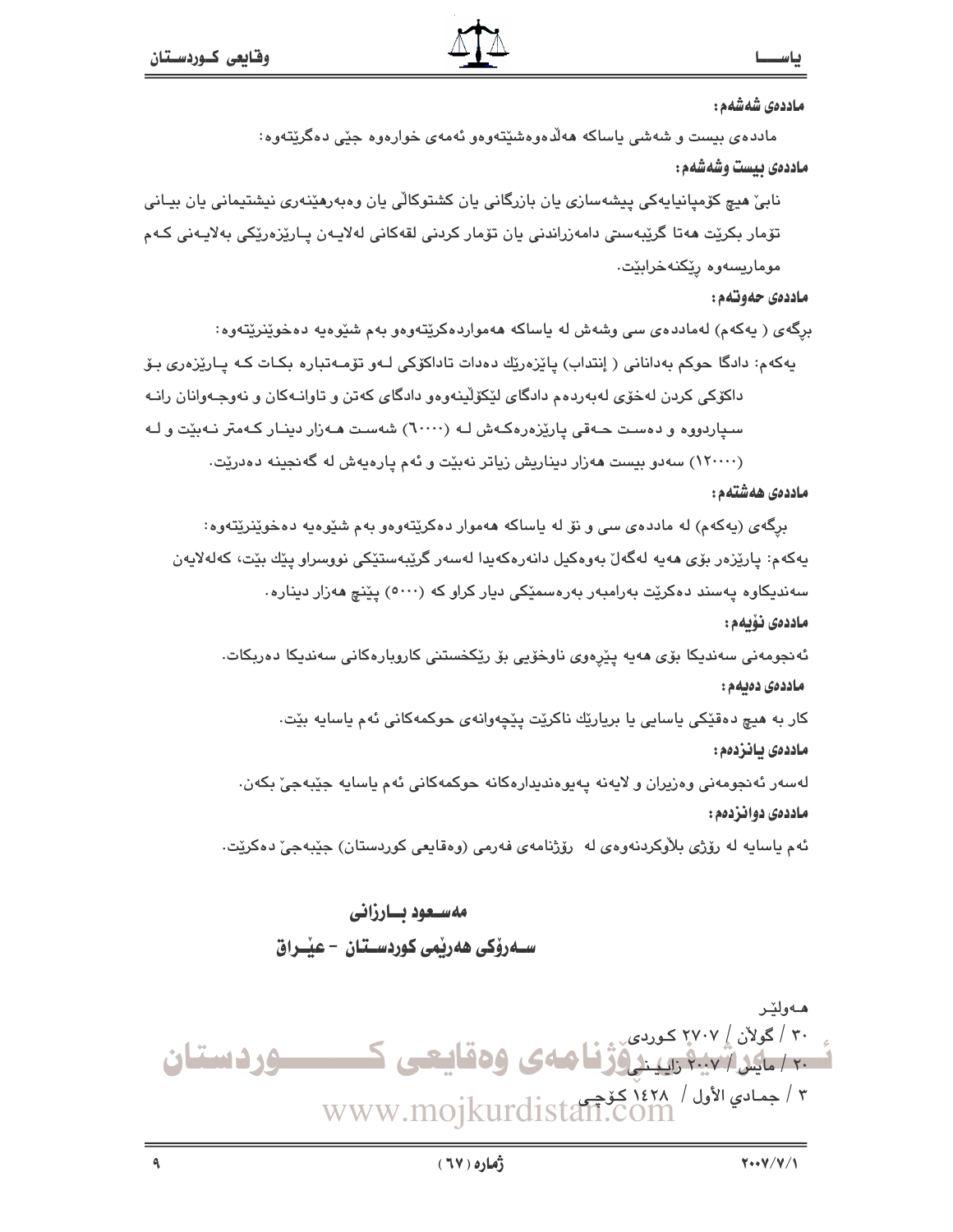**ماددەی شەشەم:**

ماددەی بیست و شەشی یاساکە هەڵدەوەشێتەوەو ئەمەی خوارەوە جێی دەگرێتەوە:

**ماددەی بیست وشەشەم:**

نابێ هیچ کۆمپانیایەکی پیشەسازی یان بازرگانی یان کشتوکاڵی یان وەبەرهێنەری نیشتیمانی یان بیانی تۆمار بکرێت هەتا گرێبەستی دامەزراندنی یان تۆمار کردنی لقەکانی لەلایەن پارێزەرێکی بەلایەنی کەم موماریسەوە رێکنەخرابێت.

**ماددەی حەوتەم:**

برگەی ( یەکەم) لەماددەی سی وشەش لە یاساکە هەمواردەکرێتەوەو بەم شێوەیە دەخوێنرێتەوە:

یەکەم: دادگا حوکم بەدانانی ( إنتداب) پاێزەرێك دەدات تاداکۆکی لەو تۆمەتبارە بکات کە پارێزەری بۆ داکۆکی کردن لەخۆی لەبەردەم دادگای لێکۆڵینەوەو دادگای کەتن و تاوانەکان و نەوجەوانان رانە سپاردووە و دەست حەقی پارێزەرەکەش لە (٦٠٠٠٠) شەست هەزار دینار کەمتر نەبێت و لە (١٢٠٠٠٠) سەدو بیست هەزار دیناریش زیاتر نەبێت و ئەم پارەیەش لە گەنجینە دەدرێت.

**ماددەی هەشتەم:**

برگەی (یەکەم) لە ماددەی سی و نۆ لە یاساکە هەموار دەکرێتەوەو بەم شێوەیە دەخوێنرێتەوە:

یەکەم: پارێزەر بۆی هەیە لەگەڵ بەوەکیل دانەرەکەیدا لەسەر گرێبەستێکی نووسراو پێك بێت، کەلەلایەن سەندیکاوە پەسند دەکرێت بەرامبەر بەرەسمێکی دیار کراو کە (٥٠٠٠) پێنج هەزار دینارە.

**ماددەی نۆیەم:**

ئەنجومەنی سەندیکا بۆی هەیە پێرەوی ناوخۆیی بۆ رێکخستنی کاروبارەکانی سەندیکا دەربکات.

**ماددەی دەیەم:**

کار بە هیچ دەقێکی یاسایی یا بریارێك ناکرێت پێچەوانەی حوکمەکانی ئەم یاسایە بێت.

**ماددەی یانزدەم:**

لەسەر ئەنجومەنی وەزیران و لایەنە پەیوەندیدارەکانە حوکمەکانی ئەم یاسایە جێبەجێ بکەن.

**ماددەی دوانزدەم:**

ئەم یاسایە لە رۆژی بلاوکردنەوەی لە رۆژنامەی فەرمی (وەقایعی کوردستان) جێبەجێ دەکرێت.

**مەسعود بارزانی**

**سەرۆکی هەرێمی کوردستان - عێراق**

هەولێر

٣٠ / گولان / ٢٧٠٧ کوردی

٢٠ / مایس / ٢٠٠٧ زایینی

٣ / جمادي الأول / ١٤٢٨ کۆچی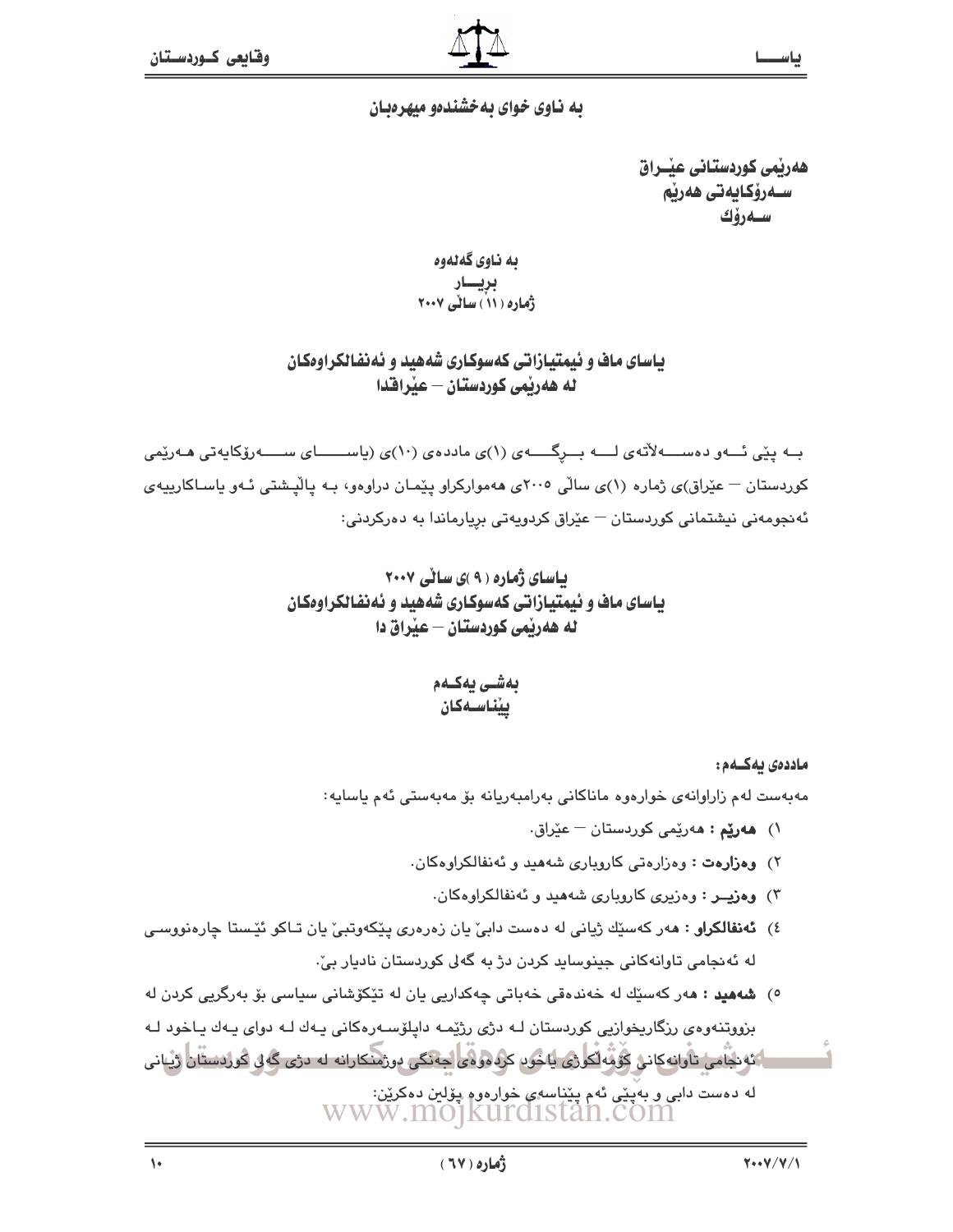به ناوى خواى بەخشندەو میهرەبان

هەرێمی کوردستانی عێراق
سەرۆکایەتی هەرێم
سەرۆك

به ناوی گەلەوە
بڕیار
ژمارە (١١) ساڵی ٢٠٠٧

## یاسای ماف و ئیمتیازاتی کەسوکاری شەهید و ئەنفالکراوەکان له هەرێمی کوردستان – عێراقدا

بە پێی ئەو دەسەڵاتەی لە بڕگەی (١)ی ماددەی (١٠)ی (یاسای سەرۆکایەتی هەرێمی کوردستان – عێراق)ی ژمارە (١)ی ساڵی ٢٠٠٥ی هەموارکراو پێمان دراوەو، بە پاڵپشتی ئەو یاساکارییەی ئەنجومەنی نیشتمانی کوردستان – عێراق کردویەتی بڕیارماندا بە دەرکردنی:

## یاسای ژمارە (٩)ی ساڵی ٢٠٠٧
## یاسای ماف و ئیمتیازاتی کەسوکاری شەهید و ئەنفالکراوەکان له هەرێمی کوردستان – عێراق دا

### بەشی یەکەم
### پێناسەکان

**ماددەی یەکەم:**

مەبەست لەم زاراوانەی خوارەوە ماناکانی بەرامبەریانە بۆ مەبەستی ئەم یاسایە:

١) **هەرێم :** هەرێمی کوردستان – عێراق.

٢) **وەزارەت :** وەزارەتی کاروباری شەهید و ئەنفالکراوەکان.

٣) **وەزیر :** وەزیری کاروباری شەهید و ئەنفالکراوەکان.

٤) **ئەنفالکراو :** هەر کەسێك ژیانی لە دەست دابێ یان زەرەری پێکەوتبێ یان تاکو ئێستا چارەنووسی لە ئەنجامی تاوانەکانی جینوساید کردن دژ بە گەلی کوردستان نادیار بێ.

٥) **شەهید :** هەر کەسێك لە خەندەقی خەباتی چەکداریی یان لە تێکۆشانی سیاسی بۆ بەرگریی کردن لە بزووتنەوەی رزگاریخوازیی کوردستان لە دژی رژێمە داپلۆسەرەکانی یەك لە دوای یەك یاخود لە ئەنجامی تاوانەکانی کۆمەڵکوژی یاخود کردەوەی جەنگی دوژمنکارانە لە دژی گەلی کوردستان ژیانی لە دەست دابی و بەپێی ئەم پێناسەی خوارەوە پۆلین دەکرێن: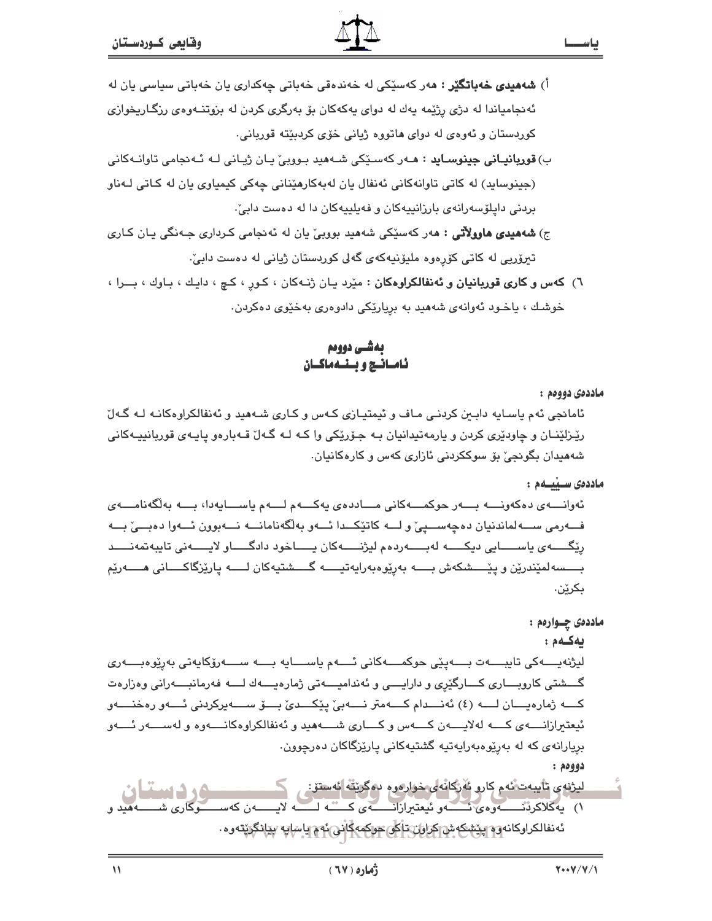أ) **شەهیدی خەباتگێڕ :** هەر کەسێکی لە خەندەقی خەباتی چەکداری یان خەباتی سیاسی یان لە ئەنجامیاندا لە دژی ڕژێمە یەك لە دوای یەکەکان بۆ بەرگری کردن لە بزوتنـەوەی ڕزگـاریخوازی کوردستان و ئەوەی لە دوای هاتووە ژیانی خۆی کردبێتە قوربانی.

ب) **قوربانیـانی جینوسـاید :** هـەر کەسـێکی شـەهید بـووبێ یـان ژیـانی لـە ئـەنجامی تاوانـەکانی (جینوساید) لە کاتی تاوانەکانی ئەنفال یان لەبەکارهێنانی چەکی کیمیاوی یان لە کـاتی لـەناو بردنی داپلۆسەرانەی بارزانییەکان و فەیلییەکان دا لە دەست دابێ.

ج) **شەهیدی هاوولاتی :** هەر کەسێکی شەهید بووبێ یان لە ئەنجامی کـرداری جـەنگی یـان کـاری تیرۆریی لە کاتی کۆڕەوە ملیۆنیەکەی گەلی کوردستان ژیانی لە دەست دابێ.

٦) **کەس و کاری قوربانیان و ئەنفالکراوەکان :** مێرد یـان ژنـەکان ، کـوڕ ، کـچ ، دایـك ، بـاوك ، بـرا ، خوشـك ، یاخـود ئەوانەی شەهید بە بڕیارێکی دادوەری بەخێوی دەکردن.

## بەشـی دووەم
## ئامـانـج و بـنـەماکـان

**ماددەی دووەم :**

ئامانجی ئەم یاسایە دابـین کردنـی مـاف و ئیمتیـازی کـەس و کـاری شـەهید و ئەنفالکراوەکانـە لـە گـەڵ ڕێـزلێنـان و چاودێری کردن و یارمەتیدانیان بـە جـۆرێکی وا کـە لـە گـەڵ قـەبارەو پایـەی قوربانییـەکانی شەهیدان بگونجێ بۆ سوککردنی ئازاری کەس و کارەکانیان.

**ماددەی سـێیـەم :**

ئەوانـەی دەکەونـە بـەر حوکمـەکانی مـاددەی یەکـەم لـەم یاسـایەدا، بـە بەڵگەنامـەی فـەرمی سـەلماندنیان دەچەسـپێ و لـە کاتێکـدا ئـەو بەڵگەنامانـە نـەبوون ئـەوا دەبـێ بـە ڕێگـەی یاسـایی دیکـە لەبـەردەم لیژنـەکان یـاخود دادگـاو لایـەنی تایبەتمەنـد بـسەلمێندرێن و پێـشکەش بـە بەڕێوەبەرایەتیـە گـشتیەکان لـە پارێزگاکـانی هـەرێم بکرێن.

**ماددەی چـوارەم :**

**یەکـەم :**

لیژنەیـەکی تایبـەت بـەپێی حوکمـەکانی ئـەم یاسـایە بـە سـەرۆکایەتی بەڕێوەبـەری گـشتی کاروبـاری کـارگێڕی و دارایـی و ئەندامیـەتی ژمارەیـەك لـە فەرمانبـەرانی وەزارەت کـە ژمارەیـان لـە (٤) ئەنـدام کـەمتر نـەبێ پێکـدێ بـۆ سـەیرکردنی ئـەو ڕەخنـەو ئیعتیرازانـەی کـە لەلایـەن کـەس و کـاری شـەهید و ئەنفالکراوەکانـەوە و لەسـەر ئـەو بڕیارانەی کە لە بەڕێوەبەرایەتیە گشتیەکانی پارێزگاکان دەرچوون.

**دووەم :**

لیژنەی تایبەت ئەم کارو ئەرکانەی خوارەوە دەگرێتە ئەستۆ:

١) یەکلاکردنـەوەی ئـەو ئیعتیرازانـەی کـە لـە لایـەن کەسـوکاری شـەهید و ئەنفالکراوکانەوە پێشکەش کراون تاکو حوکمەکانی ئەم یاسایە بیانگرێتەوە.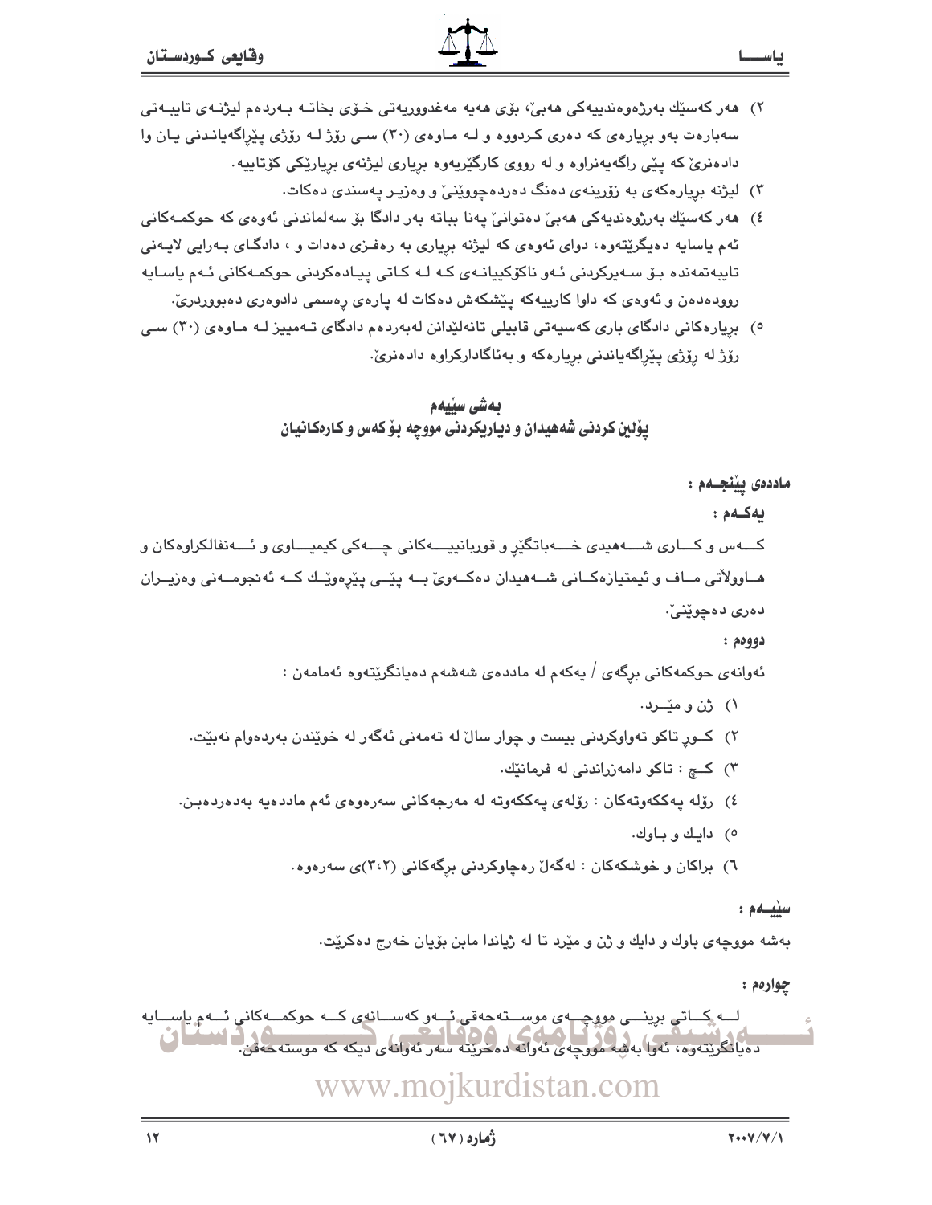٢) هەر كەسێك بەرژەوەندییەكی هەبێ، بۆی هەیە مەغدووریەتی خۆی بخاتە بەردەم لیژنەی تایبەتی سەبارەت بەو بڕیارەی كە دەری كردووە و لە ماوەی (٣٠) سی ڕۆژ لە ڕۆژی پێڕاگەیاندنی یان وا دادەنرێ كە پێی ڕاگەیەنراوە و لە ڕووی كارگێڕیەوە بڕیاری لیژنەی بڕیارێكی كۆتاییە.

٣) لیژنە بڕیارەكەی بە زۆرینەی دەنگ دەردەچووێنێ و وەزیر پەسندی دەكات.

٤) هەر كەسێك بەرژوەندیەكی هەبێ دەتوانێ پەنا بباتە بەر دادگا بۆ سەلماندنی ئەوەی كە حوكمەكانی ئەم یاسایە دەیگرێتەوە، دوای ئەوەی كە لیژنە بڕیاری بە ڕەفزی دەدات و ، دادگای بەرایی لایەنی تایبەتمەندە بۆ سەیركردنی ئەو ناكۆكییانەی كە لە كاتی پیادەكردنی حوكمەكانی ئەم یاسایە ڕوودەدەن و ئەوەی كە داوا كارییەكە پێشكەش دەكات لە پارەی ڕەسمی دادوەری دەبووردرێ.

٥) بڕیارەكانی دادگای باری كەسیەتی قابیلی تانەلێدانن لەبەردەم دادگای تەمییز لە ماوەی (٣٠) سی ڕۆژ لە ڕۆژی پێڕاگەیاندنی بڕیارەكە و بەئاگاداركراوە دادەنرێ.

## بەشی سێیەم
## پۆلین كردنی شەهیدان و دیاریكردنی مووچە بۆ كەس و كارەكانیان

**ماددەی پێنجەم :**

**یەكەم :**

كەس و كاری شەهیدی خەباتگێڕ و قوربانییەكانی چەكی كیمیاوی و ئەنفالكراوەكان و هاوولاتی ماف و ئیمتیازەكانی شەهیدان دەكەوێ بە پێی پێڕەوێك كە ئەنجومەنی وەزیران دەری دەچوێنێ.

**دووەم :**

ئەوانەی حوكمەكانی برگەی / یەكەم لە ماددەی شەشەم دەیانگرێتەوە ئەمامەن :

١) ژن و مێرد.

٢) كوڕ تاكو تەواوكردنی بیست و چوار ساڵ لە تەمەنی ئەگەر لە خوێندن بەردەوام نەبێت.

٣) كچ : تاكو دامەزراندنی لە فرمانێك.

٤) ڕۆلە پەككەوتەكان : ڕۆلەی پەككەوتە لە مەرجەكانی سەرەوەی ئەم ماددەیە بەدەردەبن.

٥) دایك و باوك.

٦) براكان و خوشكەكان : لەگەڵ ڕەچاوكردنی برگەكانی (٣،٢)ی سەرەوە.

**سێیەم :**

بەشە مووچەی باوك و دایك و ژن و مێرد تا لە ژیاندا مابن بۆیان خەرج دەكرێت.

**چوارەم :**

لە كاتی بڕینی مووچەی موستەحەقی ئەو كەسانەی كە حوكمەكانی ئەم یاسایە دەیانگرێتەوە، ئەوا بەشە مووچەی ئەوانە دەخرێتە سەر ئەوانەی دیكە كە موستەحەقن.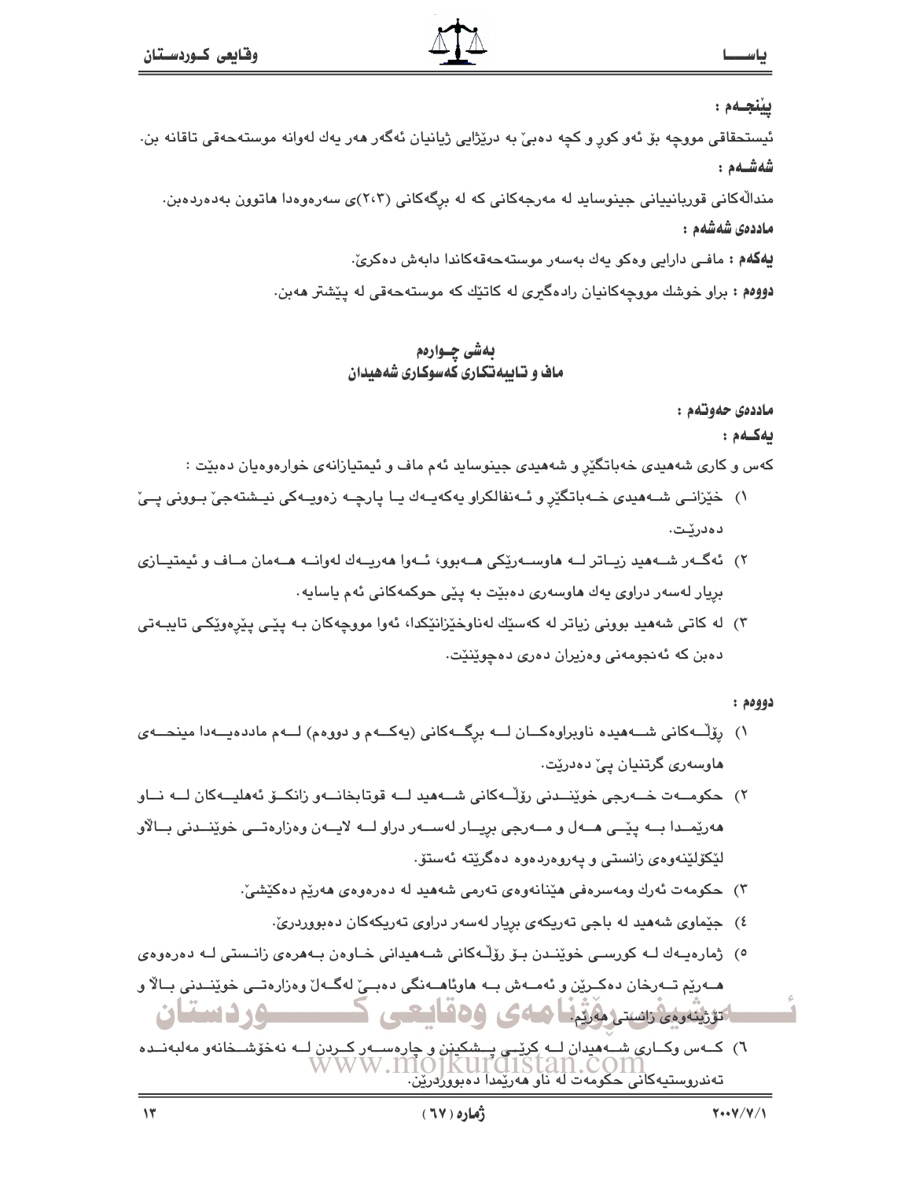**پێنجـەم :**

ئیستحقاقی مووچە بۆ ئەو کوڕ و کچە دەبێ بە درێژایی ژیانیان ئەگەر هەر یەك لەوانە موستەحەقی تاقانە بن.

**شەشـەم :**

مندالّەکانی قوربانییانی جینوساید لە مەرجەکانی کە لە برگەکانی (٢،٣)ی سەرەوەدا هاتوون بەدەردەبن.

**ماددەی شەشەم :**

**یەکەم :** مافـی دارایی وەکو یەك بەسەر موستەحەقەکاندا دابەش دەکرێ.

**دووەم :** براو خوشك مووچەکانیان رادەگیری لە کاتێك کە موستەحەقی لە پێشتر هەبن.

## بەشی چـوارەم
## ماف و تایبەتکاری کەسوکاری شەهیدان

**ماددەی حەوتەم :**

**یەکـەم :**

کەس و کاری شەهیدی خەباتگێڕ و شەهیدی جینوساید ئەم ماف و ئیمتیازانەی خوارەوەیان دەبێت :

١) خێزانـی شـەهیدی خـەباتگێڕ و ئـەنفالکراو یەکەیـەك یـا پارچـە زەویـەکی نیـشتەجێ بـوونی پـێ دەدرێـت.

٢) ئەگـەر شـەهید زیـاتر لـە هاوسـەرێکی هـەبوو، ئـەوا هەریـەك لەوانـە هـەمان مـاف و ئیمتیـازی بڕیار لەسەر دراوی یەك هاوسەری دەبێت بە پێی حوکمەکانی ئەم یاسایە.

٣) لە کاتی شەهید بوونی زیاتر لە کەسێك لەناوخێزانێکدا، ئەوا مووچەکان بـە پێـی پێڕەوێکـی تایبـەتی دەبن کە ئەنجومەنی وەزیران دەری دەچوێنێت.

**دووەم :**

١) ڕۆڵـەکانی شـەهیدە ناوبراوەکـان لـە برگـەکانی (یەکـەم و دووەم) لـەم ماددەیـەدا مینحـەی هاوسەری گرتنیان پێ دەدرێت.

٢) حکومـەت خـەرجی خوێنـدنی ڕۆڵـەکانی شـەهید لـە قوتابخانـەو زانکـۆ ئەهلیـەکان لـە نـاو هەرێمـدا بـە پێـی هـەل و مـەرجی بڕیـار لەسـەر دراو لـە لایـەن وەزارەتـی خوێنـدنی بـالاّو لێکۆلێنەوەی زانستی و پەروەردەوە دەگرێتە ئەستۆ.

٣) حکومەت ئەرك ومەسرەفی هێنانەوەی تەرمی شەهید لە دەرەوەی هەرێم دەکێشێ.

٤) جێماوی شەهید لە باجی تەریکەی بڕیار لەسەر دراوی تەریکەکان دەبووردرێ.

٥) ژمارەیـەك لـە کورسـی خوێنـدن بـۆ ڕۆڵـەکانی شـەهیدانی خـاوەن بـەهرەی زانـستی لـە دەرەوەی هـەرێم تـەرخان دەکـرێن و ئەمـەش بـە هاوئاهـەنگی دەبـێ لەگـەلّ وەزارەتـی خوێنـدنی بـالاّ و تۆژینەوەی زانستی هەرێم.

٦) کـەس وکـاری شـەهیدان لـە کرێـی پـشکنین و چارەسـەر کـردن لـە نەخۆشـخانەو مەلبەنـدە تەندروستیەکانی حکومەت لە ناو هەرێمدا دەبووردرێن.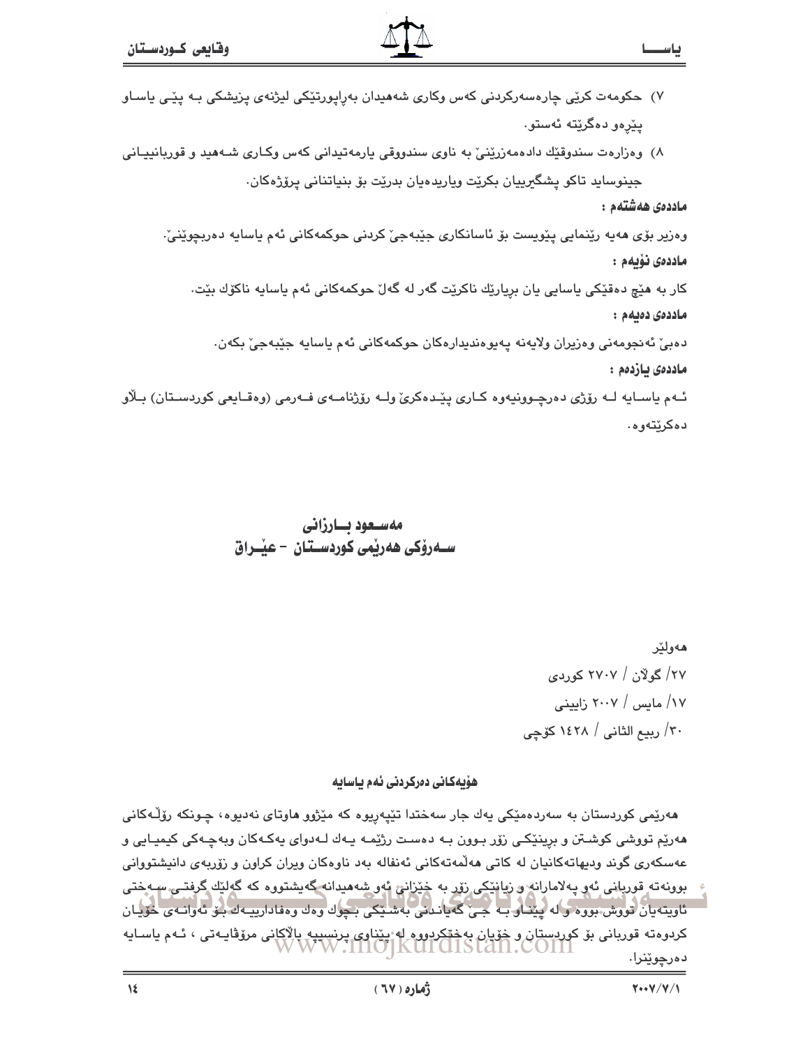٧) حكومەت كرێی چارەسەركردنی كەس وكاری شەهیدان بەڕاپورتێكی لیژنەی پزیشكی بە پێی یاساو پێڕەو دەگرێتە ئەستو.

٨) وەزارەت سندوقێك دادەمەزرێنێ بە ناوی سندووقی یارمەتیدانی كەس وكاری شەهید و قوربانییانی جینوساید تاكو پشگیرییان بكرێت ویاریدەیان بدرێت بۆ بنیاتنانی پرۆژەكان.

**ماددەی هەشتەم :**

وەزیر بۆی هەیە رێنمایی پێویست بۆ ئاسانكاری جێبەجێ كردنی حوكمەكانی ئەم یاسایە دەربچوێنێ.

**ماددەی نۆیەم :**

كار بە هێچ دەقێكی یاسایی یان بڕیارێك ناكرێت گەر لە گەڵ حوكمەكانی ئەم یاسایە ناكۆك بێت.

**ماددەی دەیەم :**

دەبێ ئەنجومەنی وەزیران ولایەنە پەیوەندیدارەكان حوكمەكانی ئەم یاسایە جێبەجێ بكەن.

**ماددەی یازدەم :**

ئەم یاسایە لە رۆژی دەرچوونیەوە كاری پێدەكرێ ولە رۆژنامەی فەرمی (وەقایعی كوردستان) بڵاو دەكرێتەوە.

**مەسعود بارزانی**
**سەرۆكی هەرێمی كوردستان - عێراق**

هەولێر
٢٧/ گوڵان / ٢٧٠٧ كوردی
١٧/ مایس / ٢٠٠٧ زایینی
٣٠/ ربیع الثانی / ١٤٢٨ كۆچی

**هۆیەكانی دەركردنی ئەم یاسایە**

هەرێمی كوردستان بە سەردەمێكی یەك جار سەختدا تێپەڕیوە كە مێژوو هاوتای نەدیوە، چونكە رۆڵەكانی هەرێم تووشی كوشتن و بڕینێكی زۆر بوون بە دەست رژێمە یەك لەدوای یەكەكان وبەچەكی كیمیایی و عەسكەری گوند ودیهاتەكانیان لە كاتی هەڵمەتەكانی ئەنفالە بەد ناوەكان ویران كراون و زۆربەی دانیشتووانی بوونەتە قوربانی ئەو پەلامارانە و زیانێكی زۆر بە خێزانی ئەو شەهیدانە گەیشتووە كە گەلێك گرفتی سەختی ئاویتەیان تووش بووە و لە پێناو بە جێ گەیاندنی بەشێكی بچوك وەك وەفادارییەك بۆ ئەوانەی خۆیان كردوەتە قوربانی بۆ كوردستان و خۆیان بەختكردووە لە پێناوی پرنسیپە باڵاكانی مرۆڤایەتی ، ئەم یاسایە دەرچوێنرا.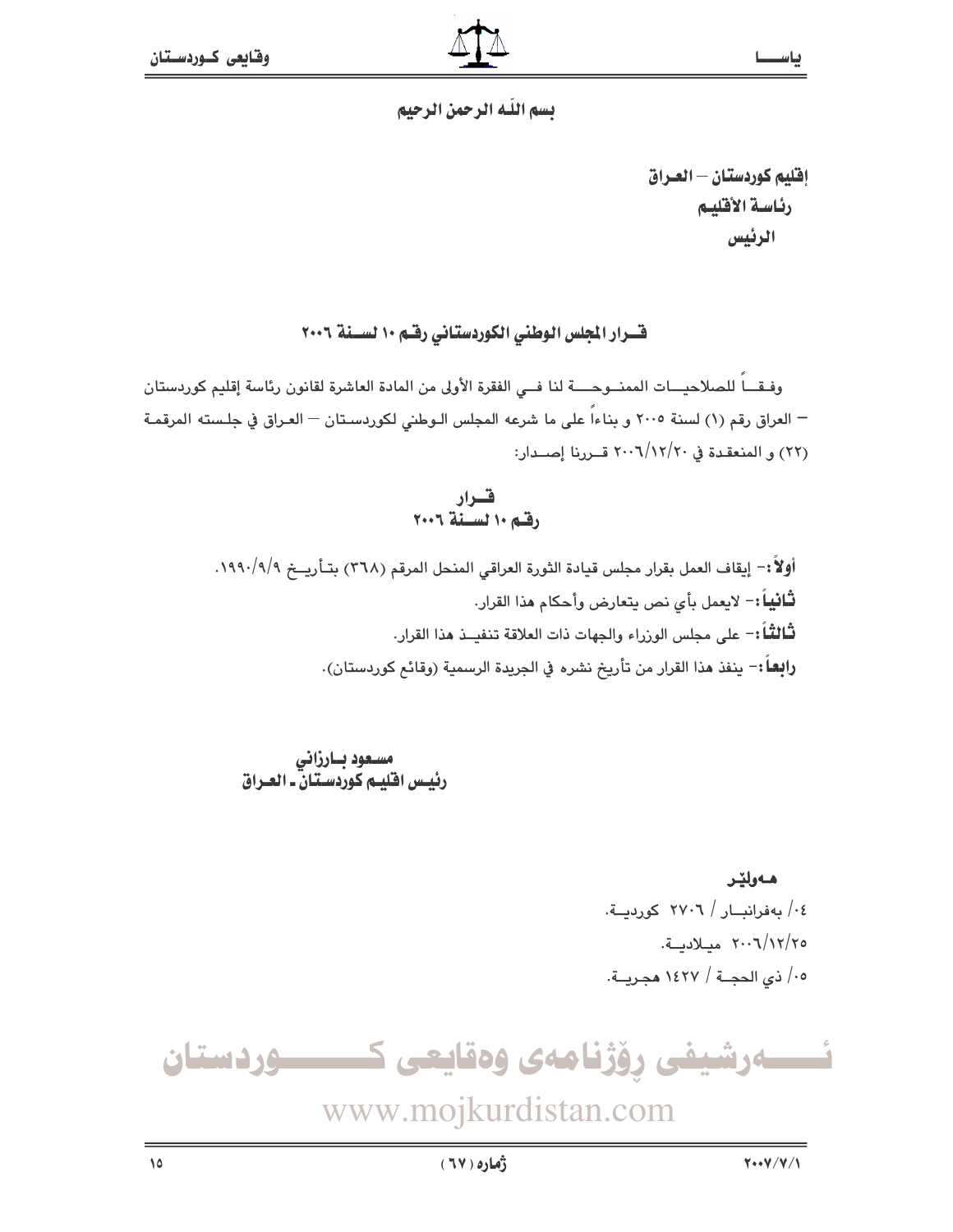بسم اللّه الرحمن الرحيم

**إقليم كوردستان – العراق**
**رئاسة الأقليم**
**الرئيس**

## قرار المجلس الوطني الكوردستاني رقم ١٠ لسنة ٢٠٠٦

وفقاً للصلاحيات الممنوحة لنا في الفقرة الأولى من المادة العاشرة لقانون رئاسة إقليم كوردستان – العراق رقم (١) لسنة ٢٠٠٥ و بناءاً على ما شرعه المجلس الوطني لكوردستان – العراق في جلسته المرقمة (٢٢) و المنعقدة في ٢٠٠٦/١٢/٢٠ قررنا إصدار:

## قرار
## رقم ١٠ لسنة ٢٠٠٦

**أولاً:**- إيقاف العمل بقرار مجلس قيادة الثورة العراقي المنحل المرقم (٣٦٨) بتأريخ ١٩٩٠/٩/٩.

**ثانياً:**- لايعمل بأي نص يتعارض وأحكام هذا القرار.

**ثالثاً:**- على مجلس الوزراء والجهات ذات العلاقة تنفيذ هذا القرار.

**رابعاً:**- ينفذ هذا القرار من تأريخ نشره في الجريدة الرسمية (وقائع كوردستان).

**مسعود بارزاني**
**رئيس اقليم كوردستان ـ العراق**

**هەولێر**
٠٤/ بەفرانبار / ٢٧٠٦ كوردية.
٢٠٠٦/١٢/٢٥ ميلادية.
٠٥/ ذي الحجة / ١٤٢٧ هجرية.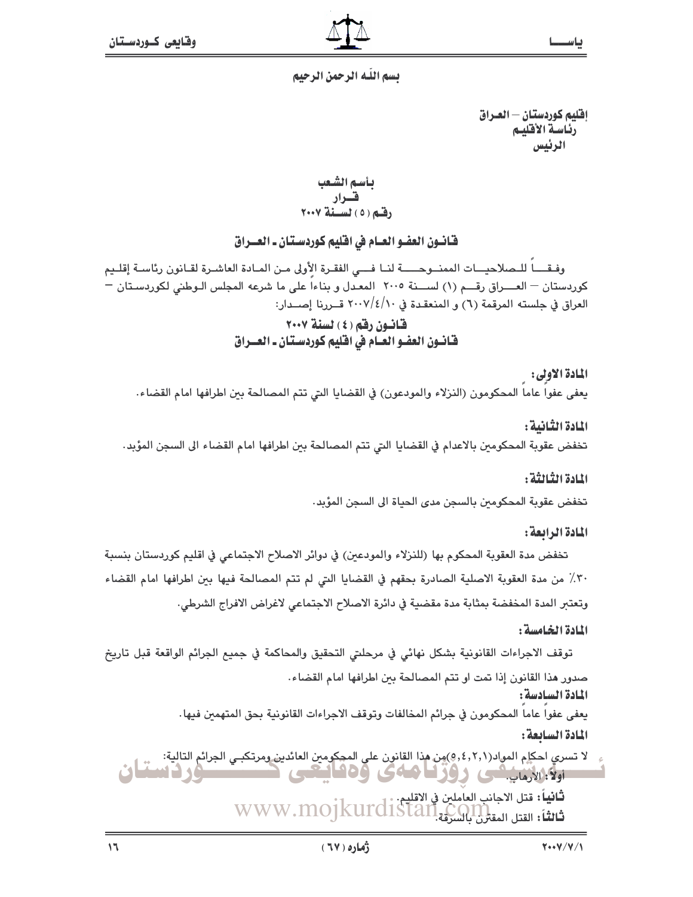بسم اللّه الرحمن الرحيم

**إقليم كوردستان – العراق**
**رئاسة الأقليم**
**الرئيس**

**بأسم الشعب**
**قــرار**
**رقـم (٥) لســنة ٢٠٠٧**

## قانـون العفـو العـام في اقليم كوردسـتان ـ العـراق

وفـقـــاً للـصلاحيـــات الممنـــوحـــة لنـا فـــي الفقـرة الأولى مـن المـادة العاشـرة لقـانون رئاسـة إقلـيم كوردستان – العـــراق رقـــم (١) لســـنة ٢٠٠٥ المعـدل و بناءاً على ما شرعه المجلس الـوطني لكوردسـتان – العراق في جلسته المرقمة (٦) و المنعقـدة في ٢٠٠٧/٤/١٠ قــررنا إصــدار:

**قانـون رقم (٤) لسنة ٢٠٠٧**
**قانـون العفـو العـام في اقليم كوردسـتان ـ العـراق**

**المادة الاولى:**
يعفى عفواً عاماً المحكومون (النزلاء والمودعون) في القضايا التي تتم المصالحة بين اطرافها امام القضاء.

**المادة الثانية:**
تخفض عقوبة المحكومين بالاعدام في القضايا التي تتم المصالحة بين اطرافها امام القضاء الى السجن المؤبد.

**المادة الثالثة:**
تخفض عقوبة المحكومين بالسجن مدى الحياة الى السجن المؤبد.

**المادة الرابعة:**
تخفض مدة العقوبة المحكوم بها (للنزلاء والمودعين) في دوائر الاصلاح الاجتماعي في اقليم كوردستان بنسبة ٣٠٪ من مدة العقوبة الاصلية الصادرة بحقهم في القضايا التي لم تتم المصالحة فيها بين اطرافها امام القضاء وتعتبر المدة المخفضة بمثابة مدة مقضية في دائرة الاصلاح الاجتماعي لاغراض الافراج الشرطي.

**المادة الخامسة:**
توقف الاجراءات القانونية بشكل نهائي في مرحلتي التحقيق والمحاكمة في جميع الجرائم الواقعة قبل تاريخ صدور هذا القانون إذا تمت او تتم المصالحة بين اطرافها امام القضاء.

**المادة السادسة:**
يعفى عفواً عاماً المحكومون في جرائم المخالفات وتوقف الاجراءات القانونية بحق المتهمين فيها.

**المادة السابعة:**
لا تسري احكام المواد(٥,٤,٢,١)من هذا القانون على المحكومين العائدين ومرتكبـي الجرائم التالية:

**أولاً:** الأرهاب.

**ثانياً:** قتل الاجانب العاملين في الاقليم.

**ثالثاً:** القتل المقترن بالسرقة.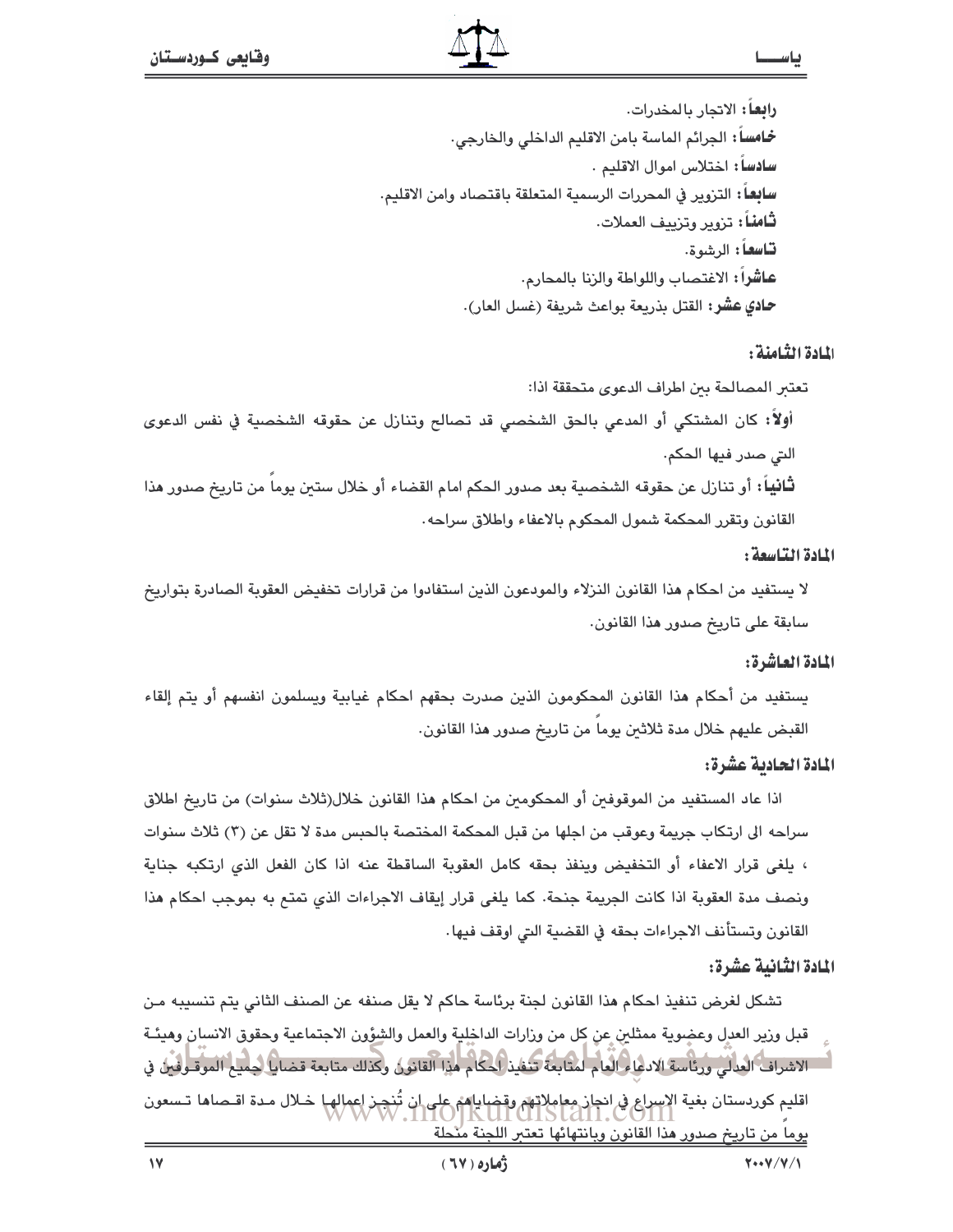**رابعاً:** الاتجار بالمخدرات.

**خامساً:** الجرائم الماسة بامن الاقليم الداخلي والخارجي.

**سادساً:** اختلاس اموال الاقليم .

**سابعاً:** التزوير في المحررات الرسمية المتعلقة باقتصاد وامن الاقليم.

**ثامناً:** تزوير وتزييف العملات.

**تاسعاً:** الرشوة.

**عاشراً:** الاغتصاب واللواطة والزنا بالمحارم.

**حادي عشر:** القتل بذريعة بواعث شريفة (غسل العار).

### المادة الثامنة:

تعتبر المصالحة بين اطراف الدعوى متحققة اذا:

**أولاً:** كان المشتكي أو المدعي بالحق الشخصي قد تصالح وتنازل عن حقوقه الشخصية في نفس الدعوى التي صدر فيها الحكم.

**ثانياً:** أو تنازل عن حقوقه الشخصية بعد صدور الحكم امام القضاء أو خلال ستين يوماً من تاريخ صدور هذا القانون وتقرر المحكمة شمول المحكوم بالاعفاء واطلاق سراحه.

### المادة التاسعة:

لا يستفيد من احكام هذا القانون النزلاء والمودعون الذين استفادوا من قرارات تخفيض العقوبة الصادرة بتواريخ سابقة على تاريخ صدور هذا القانون.

### المادة العاشرة:

يستفيد من أحكام هذا القانون المحكومون الذين صدرت بحقهم احكام غيابية ويسلمون انفسهم أو يتم إلقاء القبض عليهم خلال مدة ثلاثين يوماً من تاريخ صدور هذا القانون.

### المادة الحادية عشرة:

اذا عاد المستفيد من الموقوفين أو المحكومين من احكام هذا القانون خلال(ثلاث سنوات) من تاريخ اطلاق سراحه الى ارتكاب جريمة وعوقب من اجلها من قبل المحكمة المختصة بالحبس مدة لا تقل عن (٣) ثلاث سنوات ، يلغى قرار الاعفاء أو التخفيض وينفذ بحقه كامل العقوبة الساقطة عنه اذا كان الفعل الذي ارتكبه جناية ونصف مدة العقوبة اذا كانت الجريمة جنحة. كما يلغى قرار إيقاف الاجراءات الذي تمتع به بموجب احكام هذا القانون وتستأنف الاجراءات بحقه في القضية التي اوقف فيها.

### المادة الثانية عشرة:

تشكل لغرض تنفيذ احكام هذا القانون لجنة برئاسة حاكم لا يقل صنفه عن الصنف الثاني يتم تنسيبه من قبل وزير العدل وعضوية ممثلين عن كل من وزارات الداخلية والعمل والشؤون الاجتماعية وحقوق الانسان وهيئة الاشراف العدلي ورئاسة الادعاء العام لمتابعة تنفيذ احكام هذا القانون وكذلك متابعة قضايا جميع الموقوفين في اقليم كوردستان بغية الاسراع في انجاز معاملاتهم وقضاياهم على ان تُنجز اعمالها خلال مدة اقصاها تسعون يوماً من تاريخ صدور هذا القانون وبانتهائها تعتبر اللجنة منحلة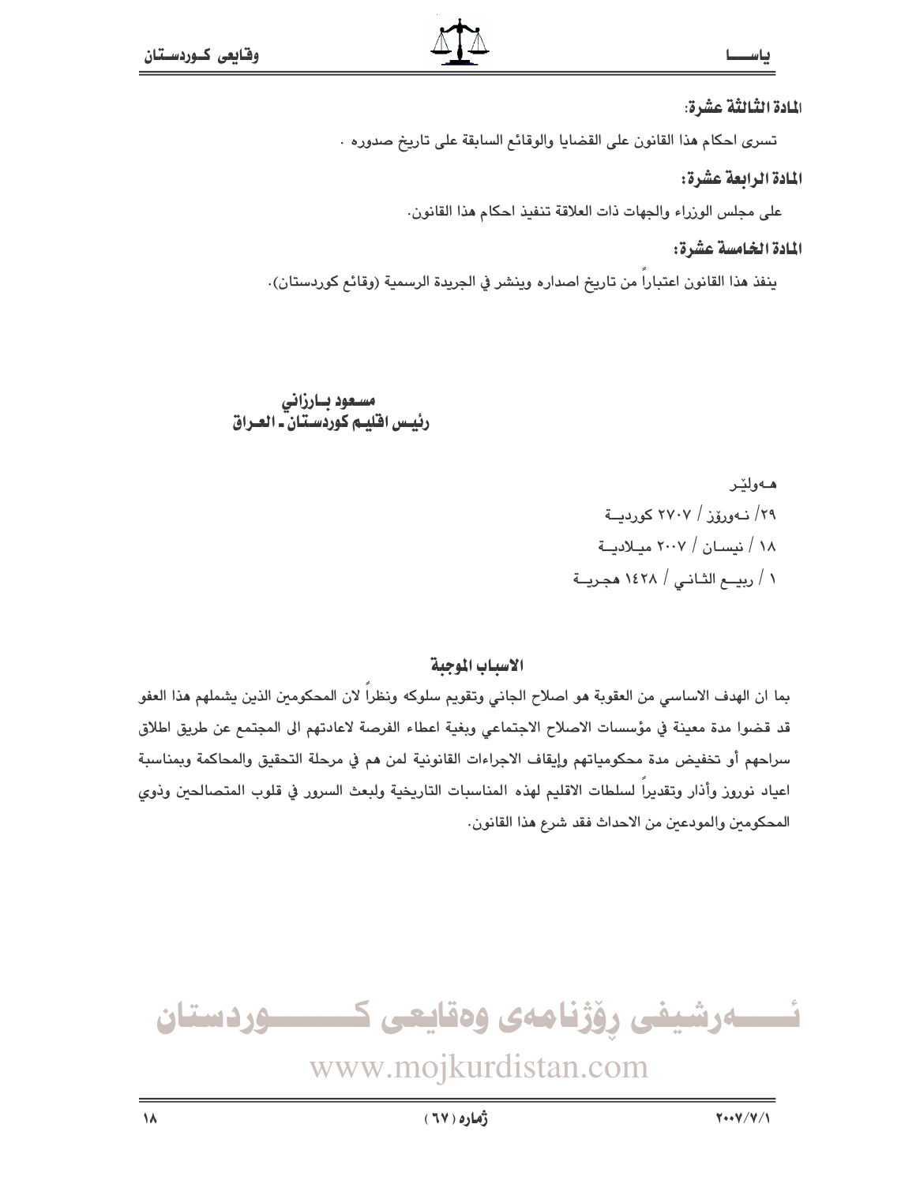**المادة الثالثة عشرة:**

تسرى احكام هذا القانون على القضايا والوقائع السابقة على تاريخ صدوره .

**المادة الرابعة عشرة:**

على مجلس الوزراء والجهات ذات العلاقة تنفيذ احكام هذا القانون.

**المادة الخامسة عشرة:**

ينفذ هذا القانون اعتباراً من تاريخ اصداره وينشر في الجريدة الرسمية (وقائع كوردستان).

**مسعود بارزاني**
**رئيس اقليم كوردستان ـ العراق**

هەولێر
٢٩/ نەورۆز / ٢٧٠٧ كوردية
١٨ / نيسان / ٢٠٠٧ ميلادية
١ / ربيع الثاني / ١٤٢٨ هجرية

## الاسباب الموجبة

بما ان الهدف الاساسي من العقوبة هو اصلاح الجاني وتقويم سلوكه ونظراً لان المحكومين الذين يشملهم هذا العفو قد قضوا مدة معينة في مؤسسات الاصلاح الاجتماعي وبغية اعطاء الفرصة لاعادتهم الى المجتمع عن طريق اطلاق سراحهم أو تخفيض مدة محكومياتهم وإيقاف الاجراءات القانونية لمن هم في مرحلة التحقيق والمحاكمة وبمناسبة اعياد نوروز وأذار وتقديراً لسلطات الاقليم لهذه المناسبات التاريخية ولبعث السرور في قلوب المتصالحين وذوي المحكومين والمودعين من الاحداث فقد شرع هذا القانون.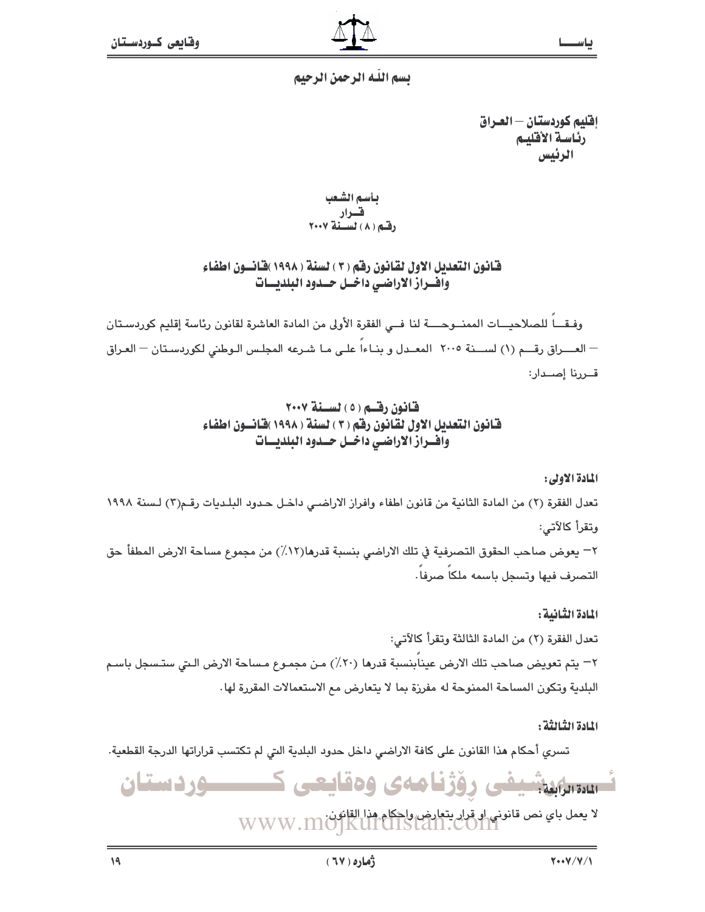بسم اللّه الرحمن الرحيم

إقليم كوردستان – العراق
رئاسة الأقليم
الرئيس

باسم الشعب
قرار
رقم ( ٨ ) لسنة ٢٠٠٧

## قانون التعديل الاول لقانون رقم ( ٣ ) لسنة ( ١٩٩٨ )قانون اطفاء وافراز الاراضي داخل حدود البلديات

وفقاً للصلاحيات الممنوحة لنا في الفقرة الأولى من المادة العاشرة لقانون رئاسة إقليم كوردستان – العراق رقم (١) لسنة ٢٠٠٥ المعدل و بناءاً على ما شرعه المجلس الوطني لكوردستان – العراق قررنا إصدار:

## قانون رقم ( ٥ ) لسنة ٢٠٠٧
## قانون التعديل الاول لقانون رقم ( ٣ ) لسنة ( ١٩٩٨ )قانون اطفاء وافراز الاراضي داخل حدود البلديات

**المادة الاولى:**

تعدل الفقرة (٢) من المادة الثانية من قانون اطفاء وافراز الاراضي داخل حدود البلديات رقم(٣) لسنة ١٩٩٨ وتقرأ كالآتي:

٢– يعوض صاحب الحقوق التصرفية في تلك الاراضي بنسبة قدرها(١٢٪) من مجموع مساحة الارض المطفأ حق التصرف فيها وتسجل باسمه ملكاً صرفاً.

**المادة الثانية:**

تعدل الفقرة (٢) من المادة الثالثة وتقرأ كالآتي:

٢– يتم تعويض صاحب تلك الارض عيناًبنسبة قدرها (٢٠٪) من مجموع مساحة الارض التي ستسجل باسم البلدية وتكون المساحة الممنوحة له مفرزة بما لا يتعارض مع الاستعمالات المقررة لها.

**المادة الثالثة:**

تسري أحكام هذا القانون على كافة الاراضي داخل حدود البلدية التي لم تكتسب قراراتها الدرجة القطعية.

**المادة الرابعة:**

لا يعمل باي نص قانوني او قرار يتعارض واحكام هذا القانون.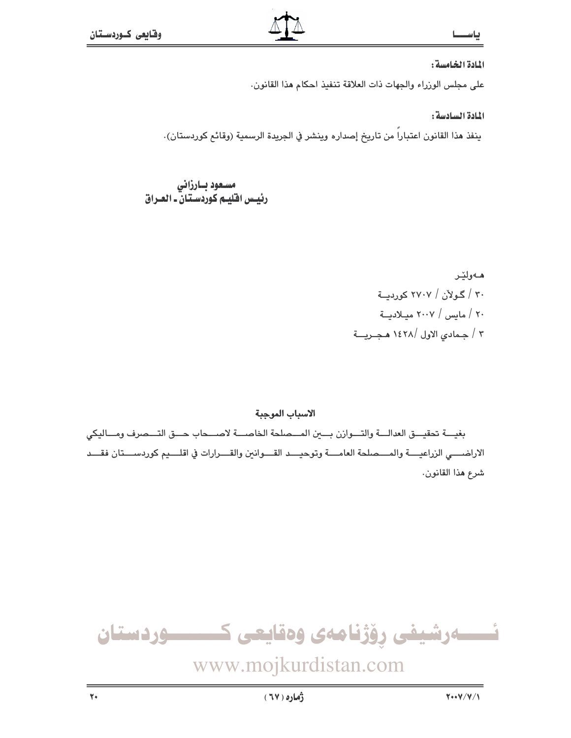**المادة الخامسة:**

على مجلس الوزراء والجهات ذات العلاقة تنفيذ احكام هذا القانون.

**المادة السادسة:**

ينفذ هذا القانون اعتباراً من تاريخ إصداره وينشر في الجريدة الرسمية (وقائع كوردستان).

**مسعود بارزاني**
**رئيس اقليم كوردستان ـ العراق**

هەولێر
٣٠ / گولان / ٢٧٠٧ كوردية
٢٠ / مايس / ٢٠٠٧ ميلادية
٣ / جمادي الاول /١٤٢٨ هجرية

**الاسباب الموجبة**

بغية تحقيق العدالة والتوازن بين المصلحة الخاصة لاصحاب حق التصرف ومالكي الاراضي الزراعية والمصلحة العامة وتوحيد القوانين والقرارات في اقليم كوردستان فقد شرع هذا القانون.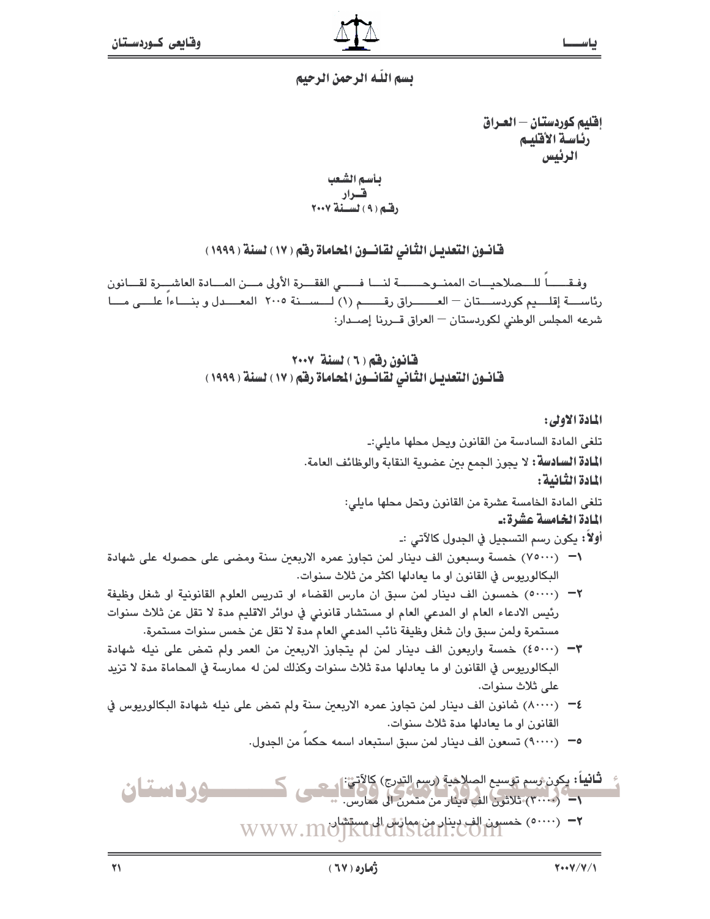بسم اللّه الرحمن الرحيم

**إقليم كوردستان – العراق**
**رئاسة الأقليم**
**الرئيس**

**بأسم الشعب**
**قـرار**
**رقم ( ٩ ) لسنة ٢٠٠٧**

## قانون التعديل الثاني لقانون المحاماة رقم ( ١٧ ) لسنة ( ١٩٩٩ )

وفقاً للصلاحيات الممنوحة لنا في الفقرة الأولى من المادة العاشرة لقانون رئاسة إقليم كوردستان – العراق رقم (١) لسنة ٢٠٠٥ المعدل و بناءاً على ما شرعه المجلس الوطني لكوردستان – العراق قررنا إصدار:

## قانون رقم ( ٦ ) لسنة ٢٠٠٧
## قانون التعديل الثاني لقانون المحاماة رقم ( ١٧ ) لسنة ( ١٩٩٩ )

**المادة الاولى:**

تلغى المادة السادسة من القانون ويحل محلها مايلي:-

**المادة السادسة:** لا يجوز الجمع بين عضوية النقابة والوظائف العامة.

**المادة الثانية:**

تلغى المادة الخامسة عشرة من القانون وتحل محلها مايلي:

**المادة الخامسة عشرة:-**

**أولاً:** يكون رسم التسجيل في الجدول كالآتي :-

١- (٧٥٠٠٠) خمسة وسبعون الف دينار لمن تجاوز عمره الاربعين سنة ومضى على حصوله على شهادة البكالوريوس في القانون او ما يعادلها اكثر من ثلاث سنوات.

٢- (٥٠٠٠٠) خمسون الف دينار لمن سبق ان مارس القضاء او تدريس العلوم القانونية او شغل وظيفة رئيس الادعاء العام او المدعي العام او مستشار قانوني في دوائر الاقليم مدة لا تقل عن ثلاث سنوات مستمرة ولمن سبق وان شغل وظيفة نائب المدعي العام مدة لا تقل عن خمس سنوات مستمرة.

٣- (٤٥٠٠٠) خمسة واربعون الف دينار لمن لم يتجاوز الاربعين من العمر ولم تمض على نيله شهادة البكالوريوس في القانون او ما يعادلها مدة ثلاث سنوات وكذلك لمن له ممارسة في المحاماة مدة لا تزيد على ثلاث سنوات.

٤- (٨٠٠٠٠) ثمانون الف دينار لمن تجاوز عمره الاربعين سنة ولم تمض على نيله شهادة البكالوريوس في القانون او ما يعادلها مدة ثلاث سنوات.

٥- (٩٠٠٠٠) تسعون الف دينار لمن سبق استبعاد اسمه حكماً من الجدول.

**ثانياً:** يكون رسم توسيع الصلاحية (رسم التدرج) كالآتي:

١- (٣٠٠٠٠) ثلاثون الف دينار من متمرن الى ممارس.

٢- (٥٠٠٠٠) خمسون الف دينار من ممارس الى مستشار.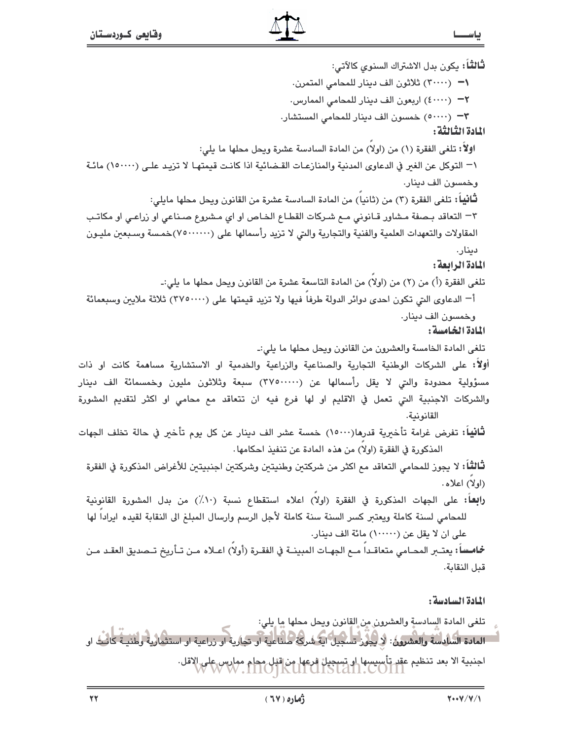**ثالثاً:** يكون بدل الاشتراك السنوي كالآتي:

١- (٣٠٠٠٠) ثلاثون الف دينار للمحامي المتمرن.

٢- (٤٠٠٠٠) اربعون الف دينار للمحامي الممارس.

٣- (٥٠٠٠٠) خمسون الف دينار للمحامي المستشار.

### المادة الثالثة:

**اولاً:** تلغى الفقرة (١) من (اولاً) من المادة السادسة عشرة ويحل محلها ما يلي:

١- التوكل عن الغير في الدعاوى المدنية والمنازعات القضائية اذا كانت قيمتها لا تزيد على (١٥٠٠٠٠) مائة وخمسون الف دينار.

**ثانياً:** تلغى الفقرة (٣) من (ثانياً) من المادة السادسة عشرة من القانون ويحل محلها مايلي:

٣- التعاقد بصفة مشاور قانوني مع شركات القطاع الخاص او اي مشروع صناعي او زراعي او مكاتب المقاولات والتعهدات العلمية والفنية والتجارية والتي لا تزيد رأسمالها على (٧٥٠٠٠٠٠)خمسة وسبعين مليون دينار.

### المادة الرابعة:

تلغى الفقرة (أ) من (٢) من (اولاً) من المادة التاسعة عشرة من القانون ويحل محلها ما يلي:-

أ- الدعاوى التي تكون احدى دوائر الدولة طرفاً فيها ولا تزيد قيمتها على (٣٧٥٠٠٠٠) ثلاثة ملايين وسبعمائة وخمسون الف دينار.

### المادة الخامسة:

تلغى المادة الخامسة والعشرون من القانون ويحل محلها ما يلي:-

**أولاً:** على الشركات الوطنية التجارية والصناعية والزراعية والخدمية او الاستشارية مساهمة كانت او ذات مسؤولية محدودة والتي لا يقل رأسمالها عن (٣٧٥٠٠٠٠٠) سبعة وثلاثون مليون وخمسمائة الف دينار والشركات الاجنبية التي تعمل في الاقليم او لها فرع فيه ان تتعاقد مع محامي او اكثر لتقديم المشورة القانونية.

**ثانياً:** تفرض غرامة تأخيرية قدرها(١٥٠٠٠) خمسة عشر الف دينار عن كل يوم تأخير في حالة تخلف الجهات المذكورة في الفقرة (اولاً) من هذه المادة عن تنفيذ احكامها.

**ثالثاً:** لا يجوز للمحامي التعاقد مع اكثر من شركتين وطنيتين وشركتين اجنبيتين للأغراض المذكورة في الفقرة (اولاً) اعلاه.

**رابعاً:** على الجهات المذكورة في الفقرة (اولاً) اعلاه استقطاع نسبة (١٠٪) من بدل المشورة القانونية للمحامي لسنة كاملة ويعتبر كسر السنة سنة كاملة لأجل الرسم وارسال المبلغ الى النقابة لقيده ايراداً لها على ان لا يقل عن (١٠٠٠٠٠) مائة الف دينار.

**خامساً:** يعتبر المحامي متعاقداً مع الجهات المبينة في الفقرة (أولاً) اعلاه من تأريخ تصديق العقد من قبل النقابة.

### المادة السادسة:

تلغى المادة السادسة والعشرون من القانون ويحل محلها ما يلي:

**المادة السادسة والعشرون:** لا يجوز تسجيل اية شركة صناعية او تجارية او زراعية او استشارية وطنية كانت او اجنبية الا بعد تنظيم عقد تأسيسها او تسجيل فرعها من قبل محام ممارس على الاقل.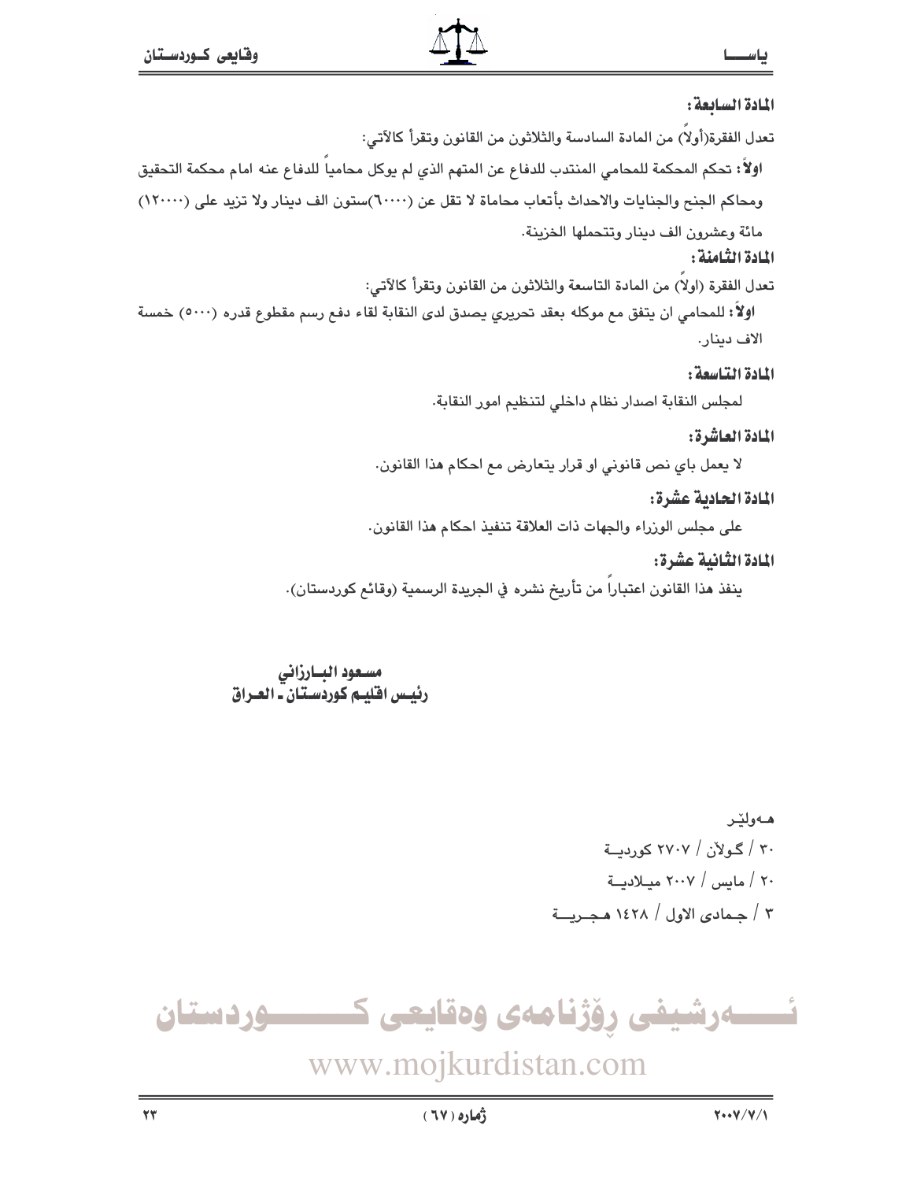### المادة السابعة:

تعدل الفقرة(أولاً) من المادة السادسة والثلاثون من القانون وتقرأ كالآتي:

**اولاً**: تحكم المحكمة للمحامي المنتدب للدفاع عن المتهم الذي لم يوكل محامياً للدفاع عنه امام محكمة التحقيق ومحاكم الجنح والجنايات والاحداث بأتعاب محاماة لا تقل عن (٦٠٠٠٠)ستون الف دينار ولا تزيد على (١٢٠٠٠٠) مائة وعشرون الف دينار وتتحملها الخزينة.

### المادة الثامنة:

تعدل الفقرة (اولاً) من المادة التاسعة والثلاثون من القانون وتقرأ كالآتي:

**اولاً**: للمحامي ان يتفق مع موكله بعقد تحريري يصدق لدى النقابة لقاء دفع رسم مقطوع قدره (٥٠٠٠) خمسة الاف دينار.

### المادة التاسعة:

لمجلس النقابة اصدار نظام داخلي لتنظيم امور النقابة.

### المادة العاشرة:

لا يعمل باي نص قانوني او قرار يتعارض مع احكام هذا القانون.

### المادة الحادية عشرة:

على مجلس الوزراء والجهات ذات العلاقة تنفيذ احكام هذا القانون.

### المادة الثانية عشرة:

ينفذ هذا القانون اعتباراً من تأريخ نشره في الجريدة الرسمية (وقائع كوردستان).

**مسعود البارزاني**
**رئيس اقليم كوردستان ـ العراق**

هەولێر
٣٠ / گولان / ٢٧٠٧ كوردية
٢٠ / مايس / ٢٠٠٧ ميلادية
٣ / جمادى الاول / ١٤٢٨ هجرية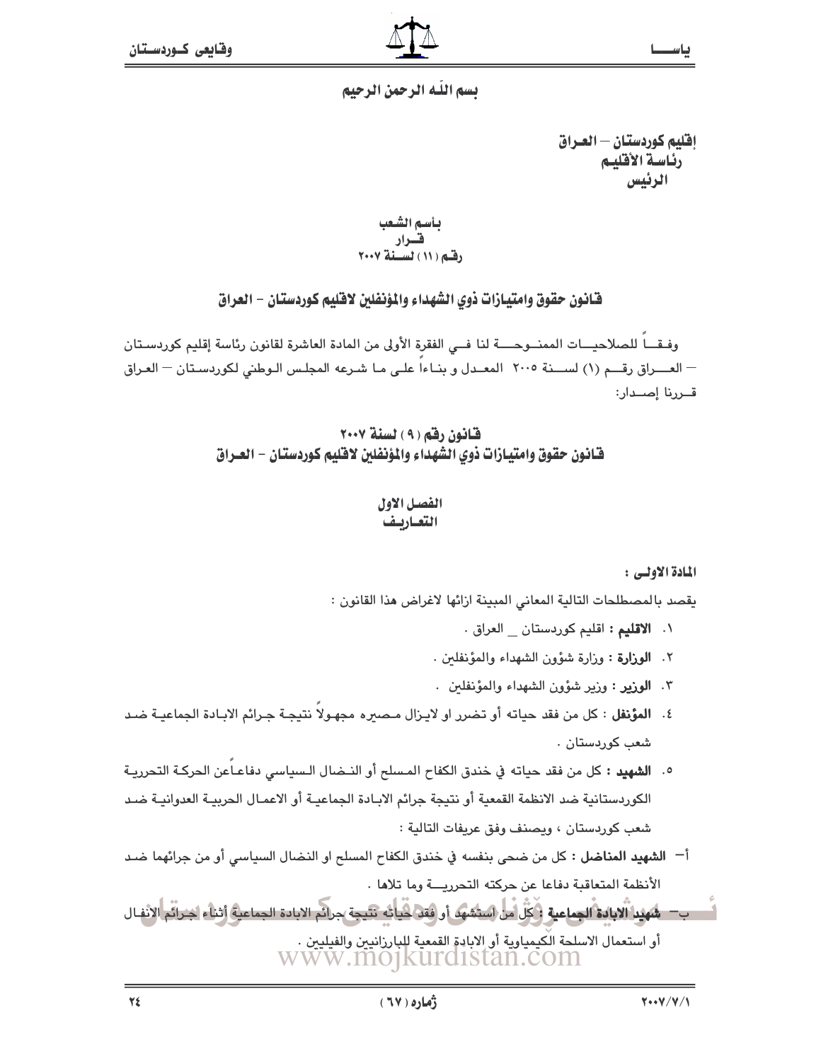بسم اللّه الرحمن الرحيم

إقليم كوردستان – العراق
رئاسة الأقليم
الرئيس

بأسم الشعب
قرار
رقم (١١) لسنة ٢٠٠٧

## قانون حقوق وامتيازات ذوي الشهداء والمؤنفلين لاقليم كوردستان - العراق

وفقاً للصلاحيات الممنوحة لنا في الفقرة الأولى من المادة العاشرة لقانون رئاسة إقليم كوردستان – العراق رقم (١) لسنة ٢٠٠٥ المعدل و بناءاً على ما شرعه المجلس الوطني لكوردستان – العراق قررنا إصدار:

## قانون رقم (٩) لسنة ٢٠٠٧
## قانون حقوق وامتيازات ذوي الشهداء والمؤنفلين لاقليم كوردستان - العراق

### الفصل الاول
### التعاريف

**المادة الاولى :**

يقصد بالمصطلحات التالية المعاني المبينة ازائها لاغراض هذا القانون :

١. **الاقليم :** اقليم كوردستان _ العراق .
٢. **الوزارة :** وزارة شؤون الشهداء والمؤنفلين .
٣. **الوزير :** وزير شؤون الشهداء والمؤنفلين .
٤. **المؤنفل :** كل من فقد حياته أو تضرر او لايزال مصيره مجهولاً نتيجة جرائم الابادة الجماعية ضد شعب كوردستان .
٥. **الشهيد :** كل من فقد حياته في خندق الكفاح المسلح أو النضال السياسي دفاعاً عن الحركة التحررية الكوردستانية ضد الانظمة القمعية أو نتيجة جرائم الابادة الجماعية أو الاعمال الحربية العدوانية ضد شعب كوردستان ، ويصنف وفق عريفات التالية :

أ– **الشهيد المناضل :** كل من ضحى بنفسه في خندق الكفاح المسلح او النضال السياسي أو من جرائمهما ضد الأنظمة المتعاقبة دفاعا عن حركته التحررية وما تلاها .

ب– **شهيد الابادة الجماعية :** كل من استشهد أو فقد حياته نتيجة جرائم الابادة الجماعية أثناء جرائم الانفال أو استعمال الاسلحة الكيمياوية أو الابادة القمعية للبارزانيين والفيليين .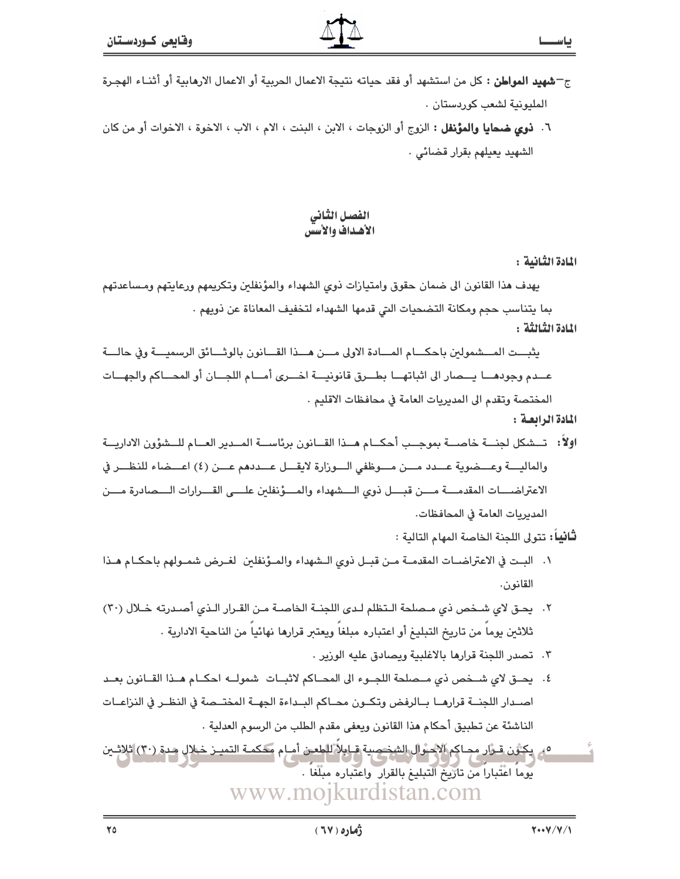ج- **شهيد المواطن :** كل من استشهد أو فقد حياته نتيجة الاعمال الحربية أو الاعمال الارهابية أو أثناء الهجرة المليونية لشعب كوردستان .

٦. **ذوي ضحايا والمؤنفل :** الزوج أو الزوجات ، الابن ، البنت ، الام ، الاب ، الاخوة ، الاخوات أو من كان الشهيد يعيلهم بقرار قضائي .

## الفصل الثاني
## الأهداف والأسس

**المادة الثانية :**

يهدف هذا القانون الى ضمان حقوق وامتيازات ذوي الشهداء والمؤنفلين وتكريمهم ورعايتهم ومساعدتهم بما يتناسب حجم ومكانة التضحيات التي قدمها الشهداء لتخفيف المعاناة عن ذويهم .

**المادة الثالثة :**

يثبت المشمولين باحكام المادة الاولى من هذا القانون بالوثائق الرسمية وفي حالة عدم وجودها يصار الى اثباتها بطرق قانونية اخرى أمام اللجان أو المحاكم والجهات المختصة وتقدم الى المديريات العامة في محافظات الاقليم .

**المادة الرابعة :**

**اولاً:** تشكل لجنة خاصة بموجب أحكام هذا القانون برئاسة المدير العام للشؤون الادارية والمالية وعضوية عدد من موظفي الوزارة لايقل عددهم عن (٤) اعضاء للنظر في الاعتراضات المقدمة من قبل ذوي الشهداء والمؤنفلين على القرارات الصادرة من المديريات العامة في المحافظات.

**ثانياً:** تتولى اللجنة الخاصة المهام التالية :

١. البت في الاعتراضات المقدمة من قبل ذوي الشهداء والمؤنفلين لغرض شمولهم باحكام هذا القانون.
٢. يحق لاي شخص ذي مصلحة التظلم لدى اللجنة الخاصة من القرار الذي أصدرته خلال (٣٠) ثلاثين يوماً من تاريخ التبليغ أو اعتباره مبلغاً ويعتبر قرارها نهائياً من الناحية الادارية .
٣. تصدر اللجنة قرارها بالاغلبية ويصادق عليه الوزير .
٤. يحق لاي شخص ذي مصلحة اللجوء الى المحاكم لاثبات شموله احكام هذا القانون بعد اصدار اللجنة قرارها بالرفض وتكون محاكم البداءة الجهة المختصة في النظر في النزاعات الناشئة عن تطبيق أحكام هذا القانون ويعفى مقدم الطلب من الرسوم العدلية .
٥. يكون قرار محاكم الاحوال الشخصية قابلاً للطعن أمام محكمة التميز خلال مدة (٣٠) ثلاثين يوماً اعتباراً من تاريخ التبليغ بالقرار واعتباره مبلغاً .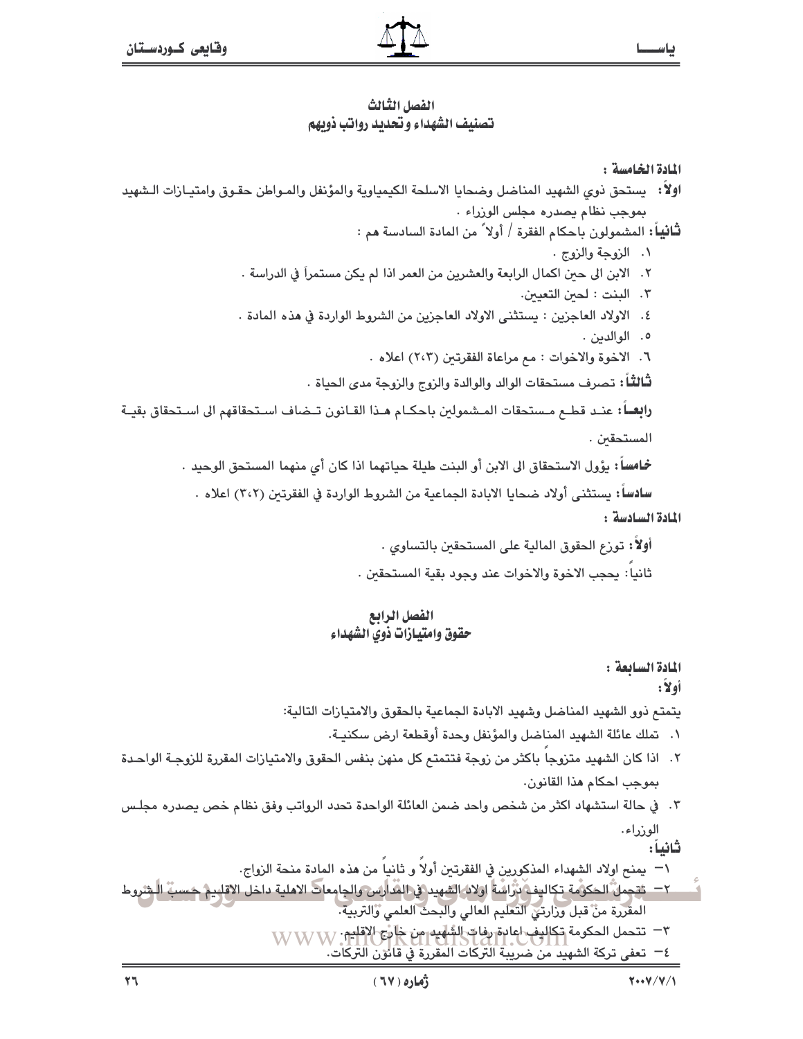## الفصل الثالث
## تصنيف الشهداء وتحديد رواتب ذويهم

**المادة الخامسة :**

**اولاً:** يستحق ذوي الشهيد المناضل وضحايا الاسلحة الكيمياوية والمؤنفل والمواطن حقوق وامتيازات الشهيد بموجب نظام يصدره مجلس الوزراء .

**ثانياً:** المشمولون باحكام الفقرة / أولاً من المادة السادسة هم :

١. الزوجة والزوج .
٢. الابن الى حين اكمال الرابعة والعشرين من العمر اذا لم يكن مستمراً في الدراسة .
٣. البنت : لحين التعيين.
٤. الاولاد العاجزين : يستثنى الاولاد العاجزين من الشروط الواردة في هذه المادة .
٥. الوالدين .
٦. الاخوة والاخوات : مع مراعاة الفقرتين (٣،٢) اعلاه .

**ثالثاً:** تصرف مستحقات الوالد والوالدة والزوج والزوجة مدى الحياة .

**رابعاً:** عند قطع مستحقات المشمولين باحكام هذا القانون تضاف استحقاقهم الى استحقاق بقية المستحقين .

**خامساً:** يؤول الاستحقاق الى الابن أو البنت طيلة حياتهما اذا كان أي منهما المستحق الوحيد .

**سادساً:** يستثنى أولاد ضحايا الابادة الجماعية من الشروط الواردة في الفقرتين (٣،٢) اعلاه .

**المادة السادسة :**

**أولاً:** توزع الحقوق المالية على المستحقين بالتساوي .

ثانياً: يحجب الاخوة والاخوات عند وجود بقية المستحقين .

## الفصل الرابع
## حقوق وامتيازات ذوي الشهداء

**المادة السابعة :**

**أولاً:**

يتمتع ذوو الشهيد المناضل وشهيد الابادة الجماعية بالحقوق والامتيازات التالية:

١. تملك عائلة الشهيد المناضل والمؤنفل وحدة أوقطعة ارض سكنية.
٢. اذا كان الشهيد متزوجاً باكثر من زوجة فتتمتع كل منهن بنفس الحقوق والامتيازات المقررة للزوجة الواحدة بموجب احكام هذا القانون.
٣. في حالة استشهاد اكثر من شخص واحد ضمن العائلة الواحدة تحدد الرواتب وفق نظام خص يصدره مجلس الوزراء.

**ثانياً:**

١- يمنح اولاد الشهداء المذكورين في الفقرتين أولاً و ثانياً من هذه المادة منحة الزواج.
٢- تتحمل الحكومة تكاليف دراسة اولاد الشهيد في المدارس والجامعات الاهلية داخل الاقليم حسب الشروط المقررة من قبل وزارتي التعليم العالي والبحث العلمي والتربية.
٣- تتحمل الحكومة تكاليف اعادة رفات الشهيد من خارج الاقليم.
٤- تعفى تركة الشهيد من ضريبة التركات المقررة في قانون التركات.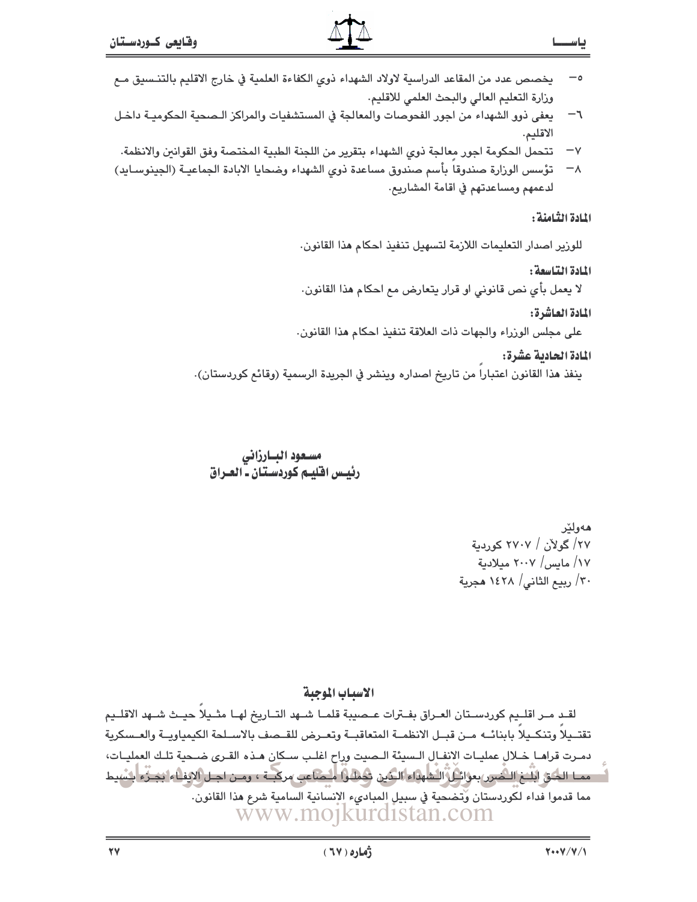٥- يخصص عدد من المقاعد الدراسية لاولاد الشهداء ذوي الكفاءة العلمية في خارج الاقليم بالتنسيق مع وزارة التعليم العالي والبحث العلمي للاقليم.

٦- يعفى ذوو الشهداء من اجور الفحوصات والمعالجة في المستشفيات والمراكز الصحية الحكومية داخل الاقليم.

٧- تتحمل الحكومة اجور معالجة ذوي الشهداء بتقرير من اللجنة الطبية المختصة وفق القوانين والانظمة.

٨- تؤسس الوزارة صندوقاً بأسم صندوق مساعدة ذوي الشهداء وضحايا الابادة الجماعية (الجينوسايد) لدعمهم ومساعدتهم في اقامة المشاريع.

**المادة الثامنة:**

للوزير اصدار التعليمات اللازمة لتسهيل تنفيذ احكام هذا القانون.

**المادة التاسعة:**

لا يعمل بأي نص قانوني او قرار يتعارض مع احكام هذا القانون.

**المادة العاشرة:**

على مجلس الوزراء والجهات ذات العلاقة تنفيذ احكام هذا القانون.

**المادة الحادية عشرة:**

ينفذ هذا القانون اعتباراً من تاريخ اصداره وينشر في الجريدة الرسمية (وقائع كوردستان).

**مسعود البارزاني**
**رئيس اقليم كوردستان ـ العراق**

هەولێر
٢٧/ گولان / ٢٧٠٧ كوردية
١٧/ مايس/ ٢٠٠٧ ميلادية
٣٠/ ربيع الثاني/ ١٤٢٨ هجرية

## الاسباب الموجبة

لقد مر اقليم كوردستان العراق بفترات عصيبة قلما شهد التاريخ لها مثيلاً حيث شهد الاقليم تقتيلاً وتنكيلاً بابنائه من قبل الانظمة المتعاقبة وتعرض للقصف بالاسلحة الكيمياوية والعسكرية دمرت قراها خلال عمليات الانفال السيئة الصيت وراح اغلب سكان هذه القرى ضحية تلك العمليات، مما الحق ابلغ الضرر بعوائل الشهداء الذين تحملوا مصاعب مركبة ، ومن اجل الايفاء بجزء بسيط مما قدموا فداء لكوردستان وتضحية في سبيل المبادىء الانسانية السامية شرع هذا القانون.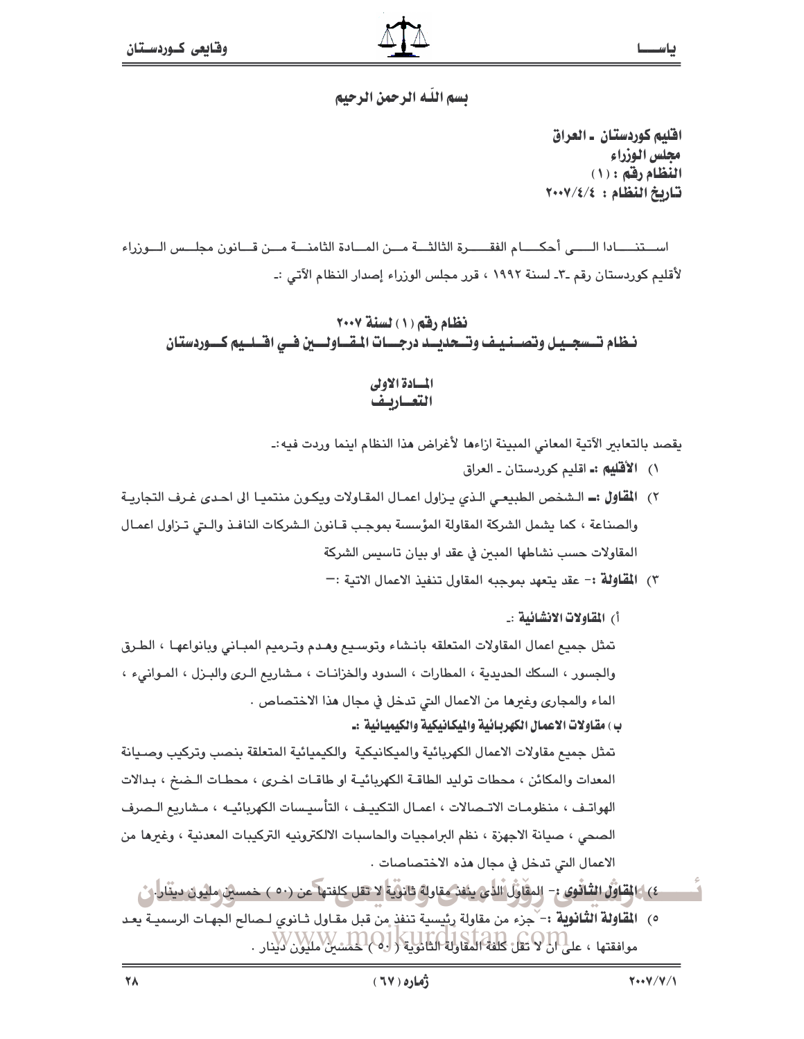بسم الله الرحمن الرحيم

**اقليم كوردستان ـ العراق**
**مجلس الوزراء**
**النظام رقم : (١)**
**تاريخ النظام : ٢٠٠٧/٤/٤**

استنادا الى أحكام الفقرة الثالثة من المادة الثامنة من قانون مجلس الوزراء لأقليم كوردستان رقم ـ٣ـ لسنة ١٩٩٢ ، قرر مجلس الوزراء إصدار النظام الآتي :ـ

## نظام رقم (١) لسنة ٢٠٠٧
## نظام تسجيل وتصنيف وتحديد درجات المقاولين في اقليم كوردستان

### المادة الاولى
### التعاريف

يقصد بالتعابير الآتية المعاني المبينة ازاءها لأغراض هذا النظام اينما وردت فيه:ـ

١) **الأقليم :ـ** اقليم كوردستان ـ العراق

٢) **المقاول :ـ** الشخص الطبيعي الذي يزاول اعمال المقاولات ويكون منتميا الى احدى غرف التجارية والصناعة ، كما يشمل الشركة المقاولة المؤسسة بموجب قانون الشركات النافذ والتي تزاول اعمال المقاولات حسب نشاطها المبين في عقد او بيان تاسيس الشركة

٣) **المقاولة :-** عقد يتعهد بموجبه المقاول تنفيذ الاعمال الاتية :-

أ) **المقاولات الانشائية :ـ**

تمثل جميع اعمال المقاولات المتعلقه بانشاء وتوسيع وهدم وترميم المباني وبانواعها ، الطرق والجسور ، السكك الحديدية ، المطارات ، السدود والخزانات ، مشاريع الرى والبزل ، الموانيء ، الماء والمجارى وغيرها من الاعمال التي تدخل في مجال هذا الاختصاص .

ب) **مقاولات الاعمال الكهربائية والميكانيكية والكيميائية :ـ**

تمثل جميع مقاولات الاعمال الكهربائية والميكانيكية والكيميائية المتعلقة بنصب وتركيب وصيانة المعدات والمكائن ، محطات توليد الطاقة الكهربائية او طاقات اخرى ، محطات الضخ ، بدالات الهواتف ، منظومات الاتصالات ، اعمال التكييف ، التأسيسات الكهربائيه ، مشاريع الصرف الصحي ، صيانة الاجهزة ، نظم البرامجيات والحاسبات الالكترونيه التركيبات المعدنية ، وغيرها من الاعمال التي تدخل في مجال هذه الاختصاصات .

٤) **المقاول الثانوي :-** المقاول الذي ينفذ مقاولة ثانوية لا تقل كلفتها عن (٥٠) خمسين مليون دينار.

٥) **المقاولة الثانوية :-** جزء من مقاولة رئيسية تنفذ من قبل مقاول ثانوي لصالح الجهات الرسمية بعد موافقتها ، على ان لا تقل كلفة المقاولة الثانوية (٥٠) خمسين مليون دينار .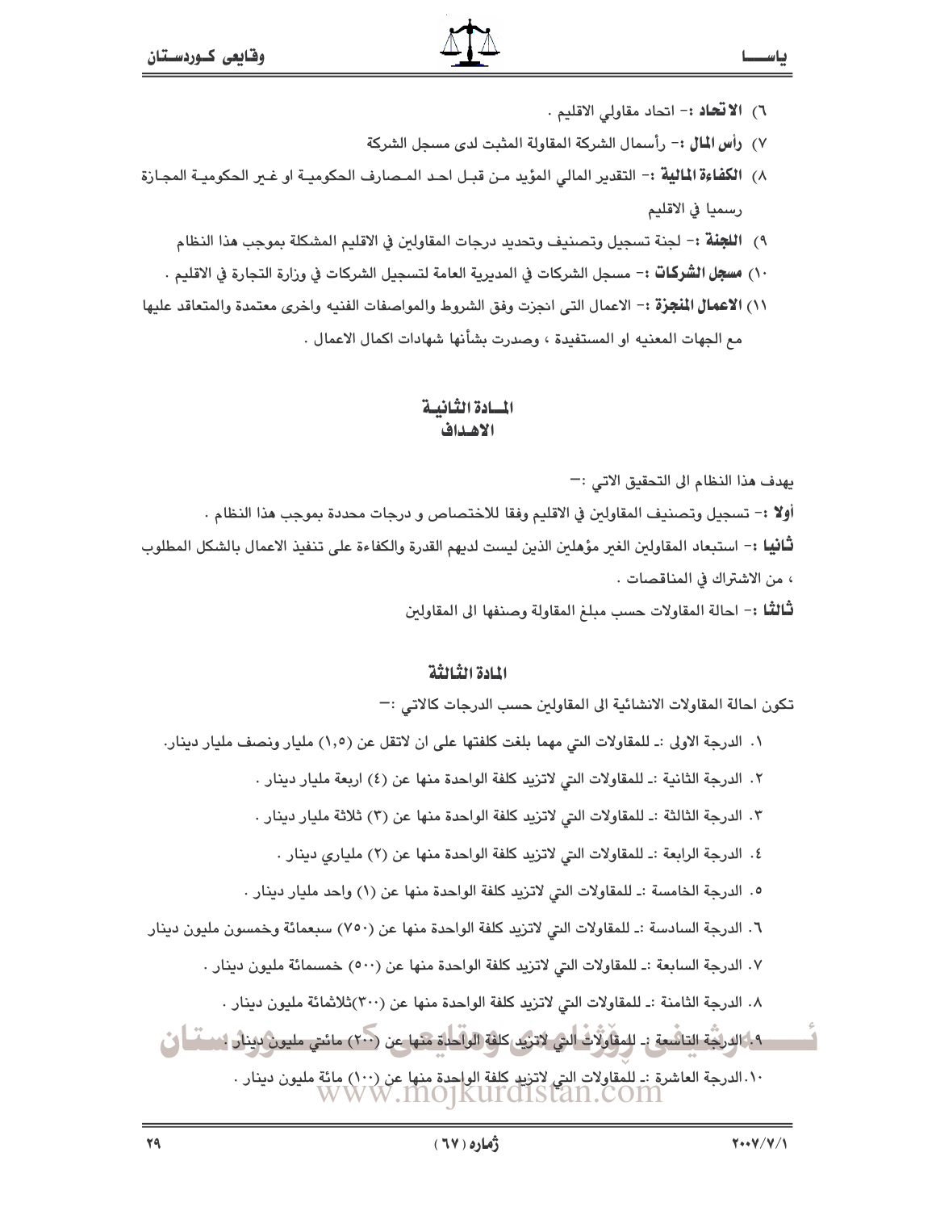٦) **الاتحاد** :- اتحاد مقاولي الاقليم .

٧) **رأس المال** :- رأسمال الشركة المقاولة المثبت لدى مسجل الشركة

٨) **الكفاءة المالية** :- التقدير المالي المؤيد من قبل احد المصارف الحكومية او غير الحكومية المجازة رسميا في الاقليم

٩) **اللجنة** :- لجنة تسجيل وتصنيف وتحديد درجات المقاولين في الاقليم المشكلة بموجب هذا النظام

١٠) **مسجل الشركات** :- مسجل الشركات في المديرية العامة لتسجيل الشركات في وزارة التجارة في الاقليم .

١١) **الاعمال المنجزة** :- الاعمال التى انجزت وفق الشروط والمواصفات الفنيه واخرى معتمدة والمتعاقد عليها مع الجهات المعنيه او المستفيدة ، وصدرت بشأنها شهادات اكمال الاعمال .

## المادة الثانية
## الاهداف

يهدف هذا النظام الى التحقيق الاتي :-

**أولا** :- تسجيل وتصنيف المقاولين في الاقليم وفقا للاختصاص و درجات محددة بموجب هذا النظام .

**ثانيا** :- استبعاد المقاولين الغير مؤهلين الذين ليست لديهم القدرة والكفاءة على تنفيذ الاعمال بالشكل المطلوب ، من الاشتراك في المناقصات .

**ثالثا** :- احالة المقاولات حسب مبلغ المقاولة وصنفها الى المقاولين

## المادة الثالثة

تكون احالة المقاولات الانشائية الى المقاولين حسب الدرجات كالاتي :-

١. الدرجة الاولى :ـ للمقاولات التي مهما بلغت كلفتها على ان لاتقل عن (١,٥) مليار ونصف مليار دينار.

٢. الدرجة الثانية :ـ للمقاولات التي لاتزيد كلفة الواحدة منها عن (٤) اربعة مليار دينار .

٣. الدرجة الثالثة :ـ للمقاولات التي لاتزيد كلفة الواحدة منها عن (٣) ثلاثة مليار دينار .

٤. الدرجة الرابعة :ـ للمقاولات التي لاتزيد كلفة الواحدة منها عن (٢) مليارى دينار .

٥. الدرجة الخامسة :ـ للمقاولات التي لاتزيد كلفة الواحدة منها عن (١) واحد مليار دينار .

٦. الدرجة السادسة :ـ للمقاولات التي لاتزيد كلفة الواحدة منها عن (٧٥٠) سبعمائة وخمسون مليون دينار

٧. الدرجة السابعة :ـ للمقاولات التي لاتزيد كلفة الواحدة منها عن (٥٠٠) خمسمائة مليون دينار .

٨. الدرجة الثامنة :ـ للمقاولات التي لاتزيد كلفة الواحدة منها عن (٣٠٠)ثلاثمائة مليون دينار .

٩. الدرجة التاسعة :ـ للمقاولات التي لاتزيد كلفة الواحدة منها عن (٢٠٠) مائتي مليون دينار .

١٠. الدرجة العاشرة :ـ للمقاولات التي لاتزيد كلفة الواحدة منها عن (١٠٠) مائة مليون دينار .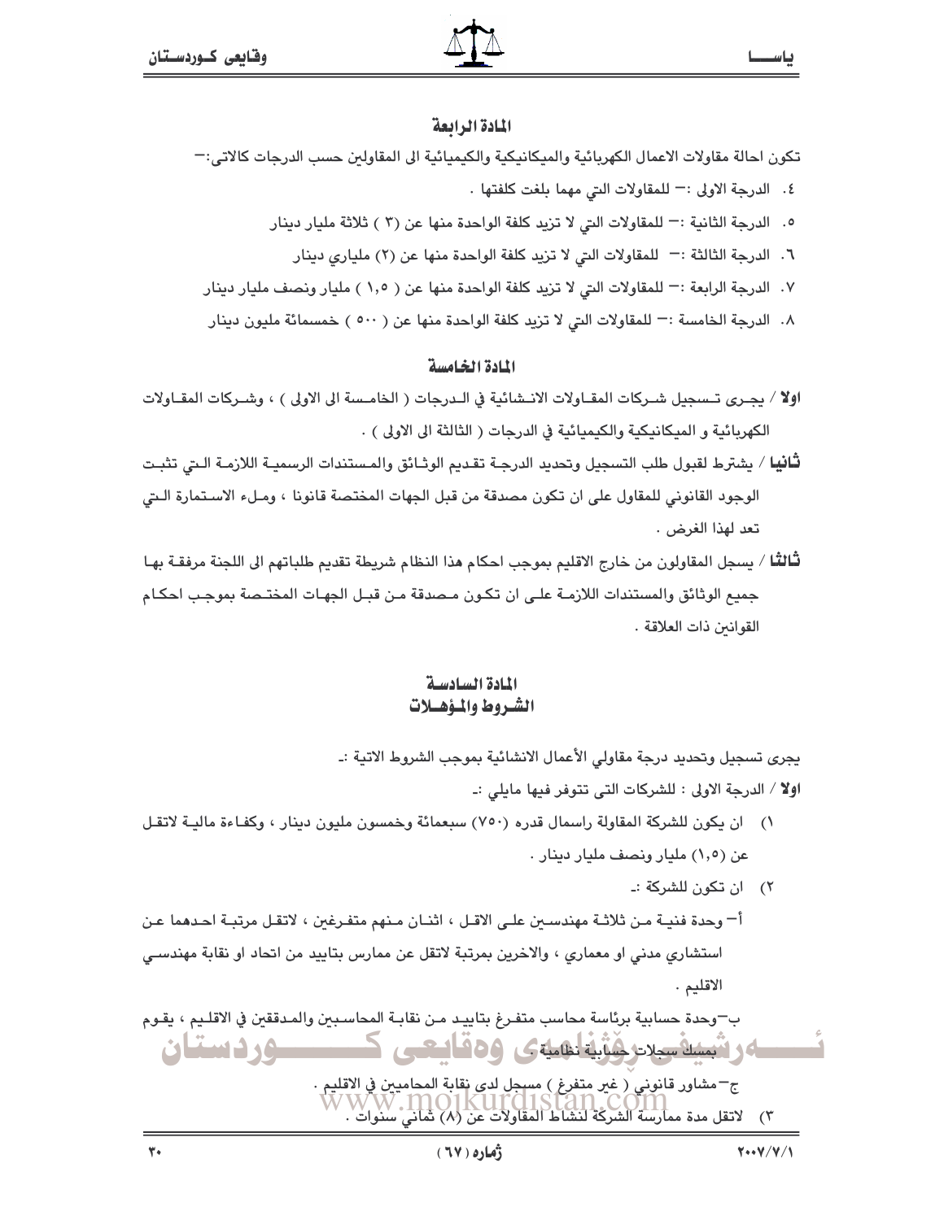## المادة الرابعة

تكون احالة مقاولات الاعمال الكهربائية والميكانيكية والكيميائية الى المقاولين حسب الدرجات كالاتي:-

٤. الدرجة الاولى :- للمقاولات التي مهما بلغت كلفتها .
٥. الدرجة الثانية :- للمقاولات التي لا تزيد كلفة الواحدة منها عن (٣ ) ثلاثة مليار دينار
٦. الدرجة الثالثة :- للمقاولات التي لا تزيد كلفة الواحدة منها عن (٢) ملياري دينار
٧. الدرجة الرابعة :- للمقاولات التي لا تزيد كلفة الواحدة منها عن ( ١,٥ ) مليار ونصف مليار دينار
٨. الدرجة الخامسة :- للمقاولات التي لا تزيد كلفة الواحدة منها عن ( ٥٠٠ ) خمسمائة مليون دينار

## المادة الخامسة

**اولا** / يجري تسجيل شركات المقاولات الانشائية في الدرجات ( الخامسة الى الاولى ) ، وشركات المقاولات الكهربائية و الميكانيكية والكيميائية في الدرجات ( الثالثة الى الاولى ) .

**ثانيا** / يشترط لقبول طلب التسجيل وتحديد الدرجة تقديم الوثائق والمستندات الرسمية اللازمة التي تثبت الوجود القانوني للمقاول على ان تكون مصدقة من قبل الجهات المختصة قانونا ، وملء الاستمارة التي تعد لهذا الغرض .

**ثالثا** / يسجل المقاولون من خارج الاقليم بموجب احكام هذا النظام شريطة تقديم طلباتهم الى اللجنة مرفقة بها جميع الوثائق والمستندات اللازمة على ان تكون مصدقة من قبل الجهات المختصة بموجب احكام القوانين ذات العلاقة .

## المادة السادسة
## الشروط والمؤهلات

يجرى تسجيل وتحديد درجة مقاولي الأعمال الانشائية بموجب الشروط الاتية :-

**اولا** / الدرجة الاولى : للشركات التى تتوفر فيها مايلي :-

١) ان يكون للشركة المقاولة راسمال قدره (٧٥٠) سبعمائة وخمسون مليون دينار ، وكفاءة مالية لاتقل عن (١,٥) مليار ونصف مليار دينار .

٢) ان تكون للشركة :-

أ- وحدة فنية من ثلاثة مهندسين على الاقل ، اثنان منهم متفرغين ، لاتقل مرتبة احدهما عن استشاري مدني او معماري ، والاخرين بمرتبة لاتقل عن ممارس بتاييد من اتحاد او نقابة مهندسي الاقليم .

ب-وحدة حسابية برئاسة محاسب متفرغ بتاييد من نقابة المحاسبين والمدققين في الاقليم ، يقوم بمسك سجلات حسابية نظامية .

ج-مشاور قانوني ( غير متفرغ ) مسجل لدى نقابة المحامين في الاقليم .

٣) لاتقل مدة ممارسة الشركة لنشاط المقاولات عن (٨) ثماني سنوات .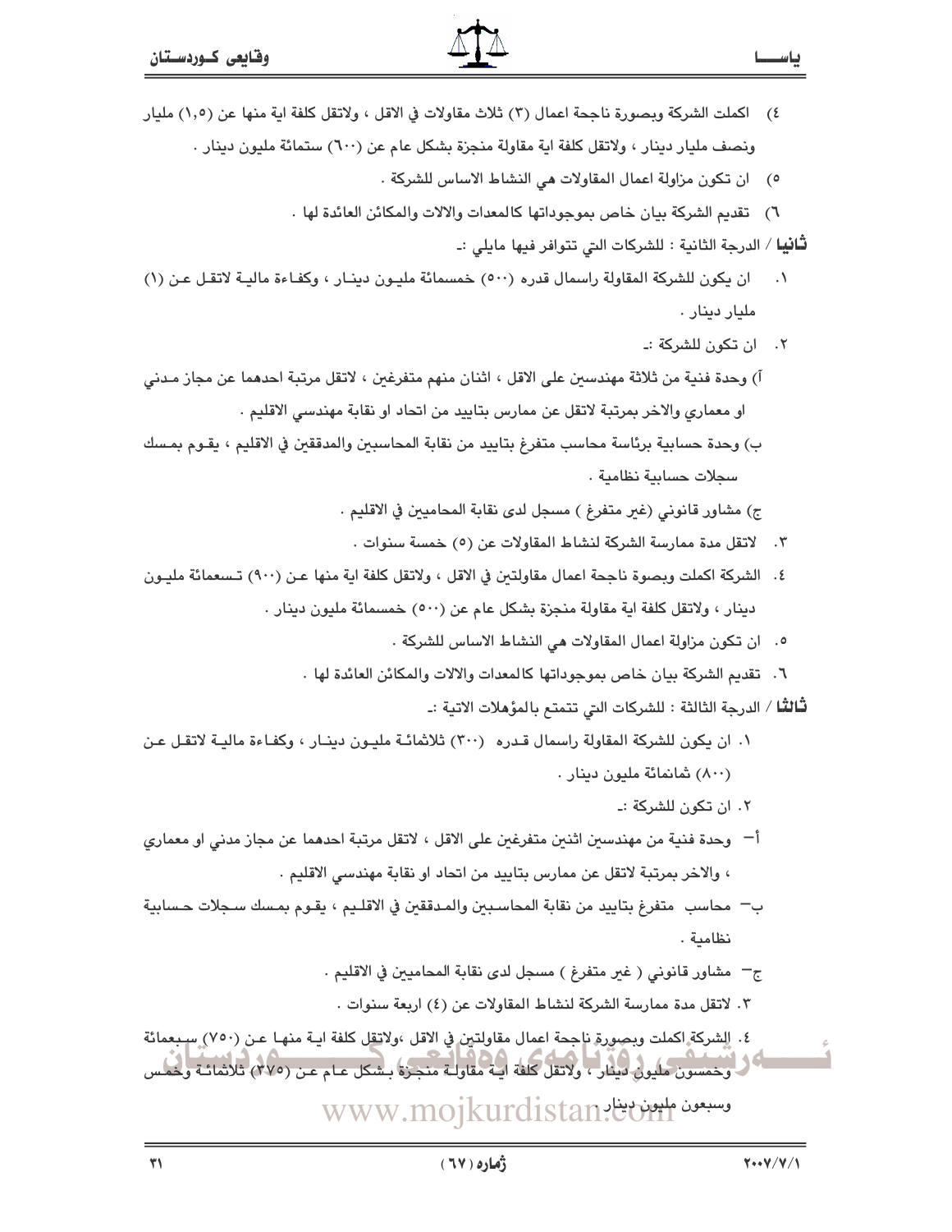٤) اكملت الشركة وبصورة ناجحة اعمال (٣) ثلاث مقاولات في الاقل ، ولاتقل كلفة اية منها عن (١,٥) مليار ونصف مليار دينار ، ولاتقل كلفة اية مقاولة منجزة بشكل عام عن (٦٠٠) ستمائة مليون دينار .

٥) ان تكون مزاولة اعمال المقاولات هي النشاط الاساس للشركة .

٦) تقديم الشركة بيان خاص بموجوداتها كالمعدات والالات والمكائن العائدة لها .

**ثانيا** / الدرجة الثانية : للشركات التي تتوافر فيها مايلي :ـ

١. ان يكون للشركة المقاولة راسمال قدره (٥٠٠) خمسمائة مليون دينار ، وكفاءة مالية لاتقل عن (١) مليار دينار .

٢. ان تكون للشركة :ـ

آ) وحدة فنية من ثلاثة مهندسين على الاقل ، اثنان منهم متفرغين ، لاتقل مرتبة احدهما عن مجاز مدني او معماري والاخر بمرتبة لاتقل عن ممارس بتاييد من اتحاد او نقابة مهندسي الاقليم .

ب) وحدة حسابية برئاسة محاسب متفرغ بتاييد من نقابة المحاسبين والمدققين في الاقليم ، يقوم بمسك سجلات حسابية نظامية .

ج) مشاور قانوني (غير متفرغ ) مسجل لدى نقابة المحامين في الاقليم .

٣. لاتقل مدة ممارسة الشركة لنشاط المقاولات عن (٥) خمسة سنوات .

٤. الشركة اكملت وبصوة ناجحة اعمال مقاولتين في الاقل ، ولاتقل كلفة اية منها عن (٩٠٠) تسعمائة مليون دينار ، ولاتقل كلفة اية مقاولة منجزة بشكل عام عن (٥٠٠) خمسمائة مليون دينار .

٥. ان تكون مزاولة اعمال المقاولات هي النشاط الاساس للشركة .

٦. تقديم الشركة بيان خاص بموجوداتها كالمعدات والالات والمكائن العائدة لها .

**ثالثا** / الدرجة الثالثة : للشركات التي تتمتع بالمؤهلات الاتية :ـ

١. ان يكون للشركة المقاولة راسمال قدره (٣٠٠) ثلاثمائة مليون دينار ، وكفاءة مالية لاتقل عن (٨٠٠) ثمانمائة مليون دينار .

٢. ان تكون للشركة :ـ

أ– وحدة فنية من مهندسين اثنين متفرغين على الاقل ، لاتقل مرتبة احدهما عن مجاز مدني او معماري ، والاخر بمرتبة لاتقل عن ممارس بتاييد من اتحاد او نقابة مهندسي الاقليم .

ب– محاسب متفرغ بتاييد من نقابة المحاسبين والمدققين في الاقليم ، يقوم بمسك سجلات حسابية نظامية .

ج– مشاور قانوني ( غير متفرغ ) مسجل لدى نقابة المحامين في الاقليم .

٣. لاتقل مدة ممارسة الشركة لنشاط المقاولات عن (٤) اربعة سنوات .

٤. الشركة اكملت وبصورة ناجحة اعمال مقاولتين في الاقل ،ولاتقل كلفة اية منها عن (٧٥٠) سبعمائة وخمسون مليون دينار ، ولاتقل كلفة اية مقاولة منجزة بشكل عام عن (٣٧٥) ثلاثمائة وخمس وسبعون مليون دينار .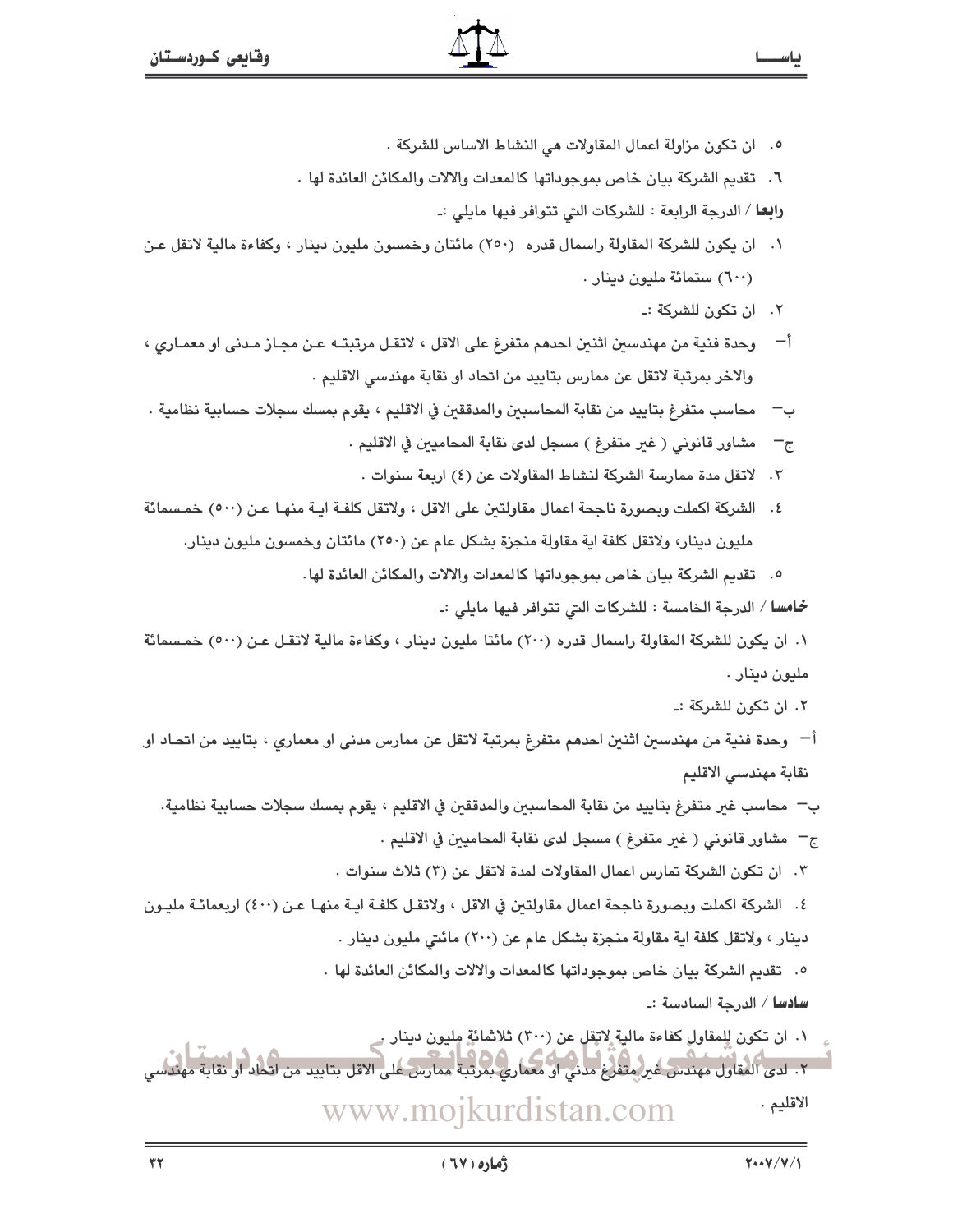٥. ان تكون مزاولة اعمال المقاولات هي النشاط الاساس للشركة .

٦. تقديم الشركة بيان خاص بموجوداتها كالمعدات والالات والمكائن العائدة لها .

**رابعا** / الدرجة الرابعة : للشركات التي تتوافر فيها مايلي :ـ

١. ان يكون للشركة المقاولة راسمال قدره (٢٥٠) مائتان وخمسون مليون دينار ، وكفاءة مالية لاتقل عن (٦٠٠) ستمائة مليون دينار .

٢. ان تكون للشركة :ـ

أ‌- وحدة فنية من مهندسين اثنين احدهم متفرغ على الاقل ، لاتقل مرتبته عن مجاز مدني او معماري ، والاخر بمرتبة لاتقل عن ممارس بتاييد من اتحاد او نقابة مهندسي الاقليم .

ب‌- محاسب متفرغ بتاييد من نقابة المحاسبين والمدققين في الاقليم ، يقوم بمسك سجلات حسابية نظامية .

ج‌- مشاور قانوني ( غير متفرغ ) مسجل لدى نقابة المحامين في الاقليم .

٣. لاتقل مدة ممارسة الشركة لنشاط المقاولات عن (٤) اربعة سنوات .

٤. الشركة اكملت وبصورة ناجحة اعمال مقاولتين على الاقل ، ولاتقل كلفة اية منها عن (٥٠٠) خمسمائة مليون دينار، ولاتقل كلفة اية مقاولة منجزة بشكل عام عن (٢٥٠) مائتان وخمسون مليون دينار.

٥. تقديم الشركة بيان خاص بموجوداتها كالمعدات والالات والمكائن العائدة لها.

**خامسا** / الدرجة الخامسة : للشركات التي تتوافر فيها مايلي :ـ

١. ان يكون للشركة المقاولة راسمال قدره (٢٠٠) مائتا مليون دينار ، وكفاءة مالية لاتقل عن (٥٠٠) خمسمائة مليون دينار .

٢. ان تكون للشركة :ـ

أ‌- وحدة فنية من مهندسين اثنين احدهم متفرغ بمرتبة لاتقل عن ممارس مدني او معماري ، بتاييد من اتحاد او نقابة مهندسي الاقليم

ب‌- محاسب غير متفرغ بتاييد من نقابة المحاسبين والمدققين في الاقليم ، يقوم بمسك سجلات حسابية نظامية.

ج‌- مشاور قانوني ( غير متفرغ ) مسجل لدى نقابة المحامين في الاقليم .

٣. ان تكون الشركة تمارس اعمال المقاولات لمدة لاتقل عن (٣) ثلاث سنوات .

٤. الشركة اكملت وبصورة ناجحة اعمال مقاولتين في الاقل ، ولاتقل كلفة اية منها عن (٤٠٠) اربعمائة مليون دينار ، ولاتقل كلفة اية مقاولة منجزة بشكل عام عن (٢٠٠) مائتي مليون دينار .

٥. تقديم الشركة بيان خاص بموجوداتها كالمعدات والالات والمكائن العائدة لها .

**سادسا** / الدرجة السادسة :ـ

١. ان تكون للمقاول كفاءة مالية لاتقل عن (٣٠٠) ثلاثمائة مليون دينار .

٢. لدى المقاول مهندس غير متفرغ مدني او معماري بمرتبة ممارس على الاقل بتاييد من اتحاد او نقابة مهندسي الاقليم .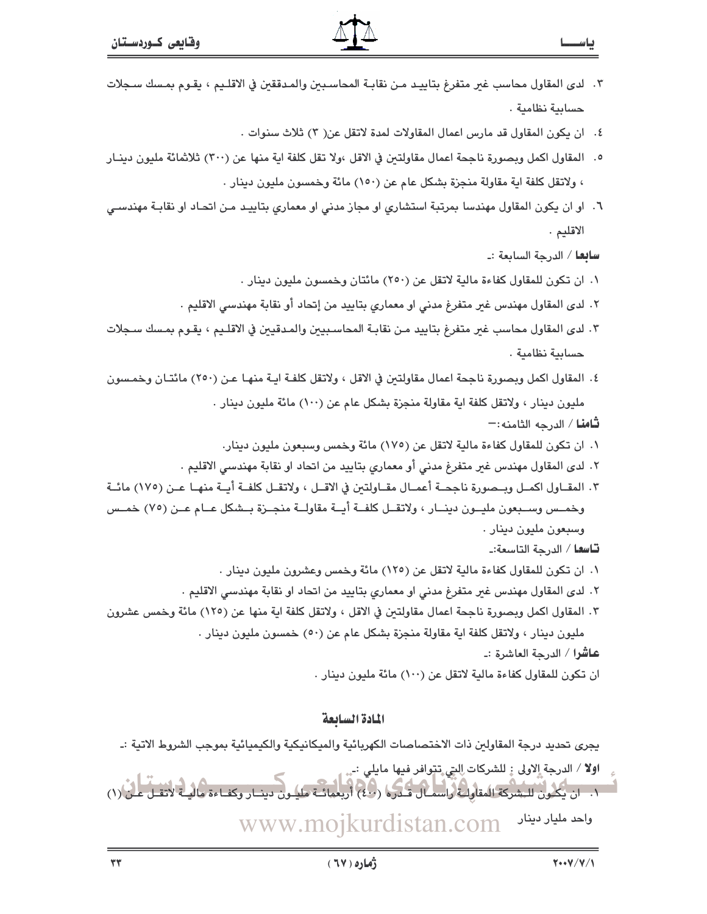٣. لدى المقاول محاسب غير متفرغ بتاييد من نقابة المحاسبين والمدققين في الاقليم ، يقوم بمسك سجلات حسابية نظامية .

٤. ان يكون المقاول قد مارس اعمال المقاولات لمدة لاتقل عن( ٣) ثلاث سنوات .

٥. المقاول اكمل وبصورة ناجحة اعمال مقاولتين في الاقل ،ولا تقل كلفة اية منها عن (٣٠٠) ثلاثمائة مليون دينار ، ولاتقل كلفة اية مقاولة منجزة بشكل عام عن (١٥٠) مائة وخمسون مليون دينار .

٦. او ان يكون المقاول مهندسا بمرتبة استشاري او مجاز مدني او معماري بتاييد من اتحاد او نقابة مهندسي الاقليم .

**سابعا** / الدرجة السابعة :ـ

١. ان تكون للمقاول كفاءة مالية لاتقل عن (٢٥٠) مائتان وخمسون مليون دينار .

٢. لدى المقاول مهندس غير متفرغ مدني او معماري بتاييد من إتحاد أو نقابة مهندسي الاقليم .

٣. لدى المقاول محاسب غير متفرغ بتاييد من نقابة المحاسبيين والمدقيين في الاقليم ، يقوم بمسك سجلات حسابية نظامية .

٤. المقاول اكمل وبصورة ناجحة اعمال مقاولتين في الاقل ، ولاتقل كلفة اية منها عن (٢٥٠) مائتان وخمسون مليون دينار ، ولاتقل كلفة اية مقاولة منجزة بشكل عام عن (١٠٠) مائة مليون دينار .

**ثامنا** / الدرجه الثامنه:ـ

١. ان تكون للمقاول كفاءة مالية لاتقل عن (١٧٥) مائة وخمس وسبعون مليون دينار.

٢. لدى المقاول مهندس غير متفرغ مدني أو معماري بتاييد من اتحاد او نقابة مهندسي الاقليم .

٣. المقاول اكمل وبصورة ناجحة أعمال مقاولتين في الاقل ، ولاتقل كلفة أية منها عن (١٧٥) مائة وخمس وسبعون مليون دينار ، ولاتقل كلفة أية مقاولة منجزة بشكل عام عن (٧٥) خمس وسبعون مليون دينار .

**تاسعا** / الدرجة التاسعة:ـ

١. ان تكون للمقاول كفاءة مالية لاتقل عن (١٢٥) مائة وخمس وعشرون مليون دينار .

٢. لدى المقاول مهندس غير متفرغ مدني او معماري بتاييد من اتحاد او نقابة مهندسي الاقليم .

٣. المقاول اكمل وبصورة ناجحة اعمال مقاولتين في الاقل ، ولاتقل كلفة اية منها عن (١٢٥) مائة وخمس عشرون مليون دينار ، ولاتقل كلفة اية مقاولة منجزة بشكل عام عن (٥٠) خمسون مليون دينار .

**عاشرا** / الدرجة العاشرة :ـ

ان تكون للمقاول كفاءة مالية لاتقل عن (١٠٠) مائة مليون دينار .

## المادة السابعة

يجرى تحديد درجة المقاولين ذات الاختصاصات الكهربائية والميكانيكية والكيميائية بموجب الشروط الاتية :ـ

**اولا** / الدرجة الاولى : للشركات التي تتوافر فيها مايلي :ـ

١. ان يكون للشركة المقاولة راسمال قدره (٤٠٠) أربعمائة مليون دينار وكفاءة مالية لاتقل عن (١) واحد مليار دينار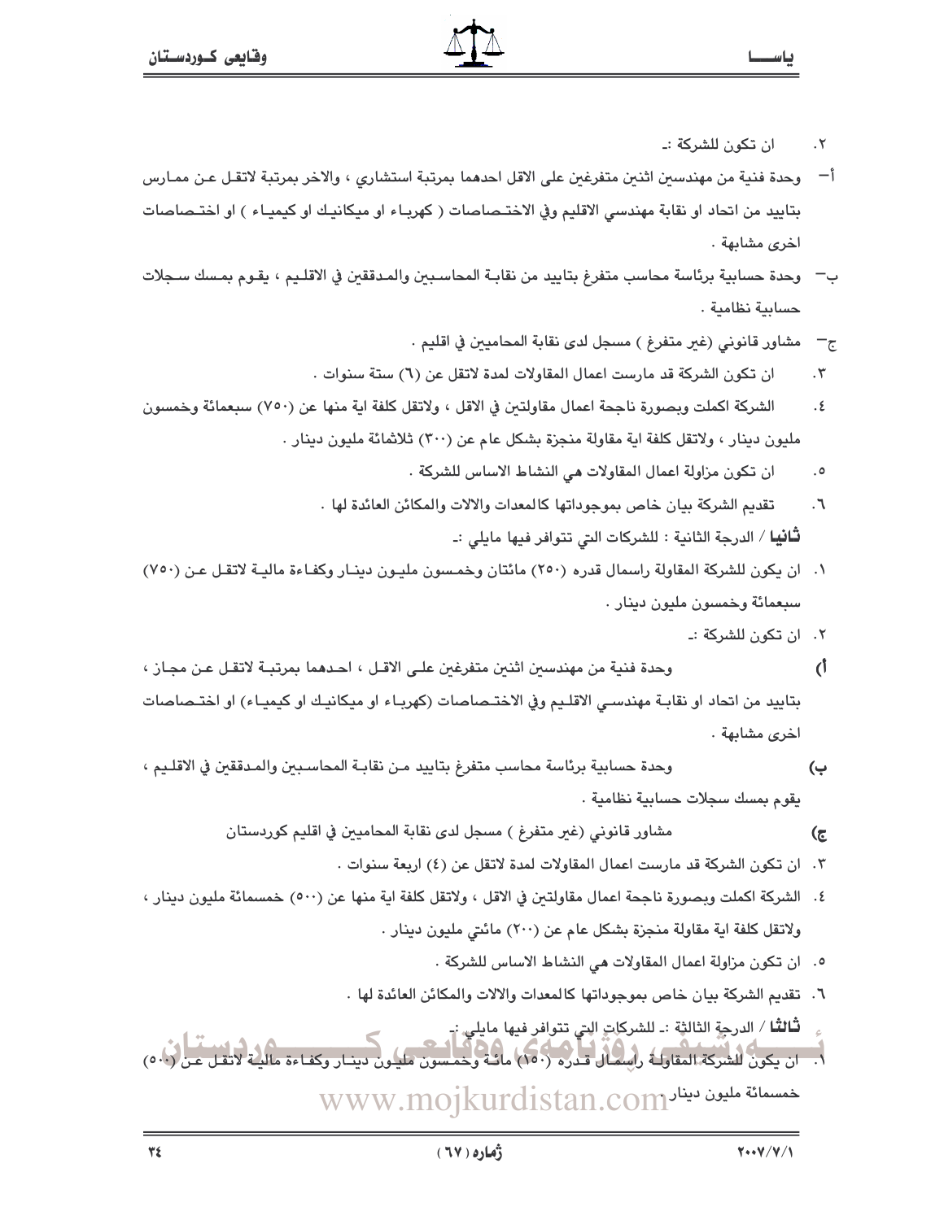٢. ان تكون للشركة :ـ

أ‌- وحدة فنية من مهندسين اثنين متفرغين على الاقل احدهما بمرتبة استشاري ، والاخر بمرتبة لاتقل عن ممارس بتاييد من اتحاد او نقابة مهندسي الاقليم وفي الاختصاصات ( كهرباء او ميكانيك او كيمياء ) او اختصاصات اخرى مشابهة .

ب‌- وحدة حسابية برئاسة محاسب متفرغ بتاييد من نقابة المحاسبين والمدققين في الاقليم ، يقوم بمسك سجلات حسابية نظامية .

ج‌- مشاور قانوني (غير متفرغ ) مسجل لدى نقابة المحامين في اقليم .

٣. ان تكون الشركة قد مارست اعمال المقاولات لمدة لاتقل عن (٦) ستة سنوات .

٤. الشركة اكملت وبصورة ناجحة اعمال مقاولتين في الاقل ، ولاتقل كلفة اية منها عن (٧٥٠) سبعمائة وخمسون مليون دينار ، ولاتقل كلفة اية مقاولة منجزة بشكل عام عن (٣٠٠) ثلاثمائة مليون دينار .

٥. ان تكون مزاولة اعمال المقاولات هي النشاط الاساس للشركة .

٦. تقديم الشركة بيان خاص بموجوداتها كالمعدات والالات والمكائن العائدة لها .

**ثانيا** / الدرجة الثانية : للشركات التي تتوافر فيها مايلي :ـ

١. ان يكون للشركة المقاولة راسمال قدره (٢٥٠) مائتان وخمسون مليون دينار وكفاءة مالية لاتقل عن (٧٥٠) سبعمائة وخمسون مليون دينار .

٢. ان تكون للشركة :ـ

أ) وحدة فنية من مهندسين اثنين متفرغين على الاقل ، احدهما بمرتبة لاتقل عن مجاز ، بتاييد من اتحاد او نقابة مهندسي الاقليم وفي الاختصاصات (كهرباء او ميكانيك او كيمياء) او اختصاصات اخرى مشابهة .

ب) وحدة حسابية برئاسة محاسب متفرغ بتاييد من نقابة المحاسبين والمدققين في الاقليم ، يقوم بمسك سجلات حسابية نظامية .

ج) مشاور قانوني (غير متفرغ ) مسجل لدى نقابة المحامين في اقليم كوردستان

٣. ان تكون الشركة قد مارست اعمال المقاولات لمدة لاتقل عن (٤) اربعة سنوات .

٤. الشركة اكملت وبصورة ناجحة اعمال مقاولتين في الاقل ، ولاتقل كلفة اية منها عن (٥٠٠) خمسمائة مليون دينار ، ولاتقل كلفة اية مقاولة منجزة بشكل عام عن (٢٠٠) مائتي مليون دينار .

٥. ان تكون مزاولة اعمال المقاولات هي النشاط الاساس للشركة .

٦. تقديم الشركة بيان خاص بموجوداتها كالمعدات والالات والمكائن العائدة لها .

**ثالثا** / الدرجة الثالثة :ـ للشركات التي تتوافر فيها مايلي :ـ

١. ان يكون للشركة المقاولة راسمال قدره (١٥٠) مائة وخمسون مليون دينار وكفاءة مالية لاتقل عن (٥٠٠) خمسمائة مليون دينار.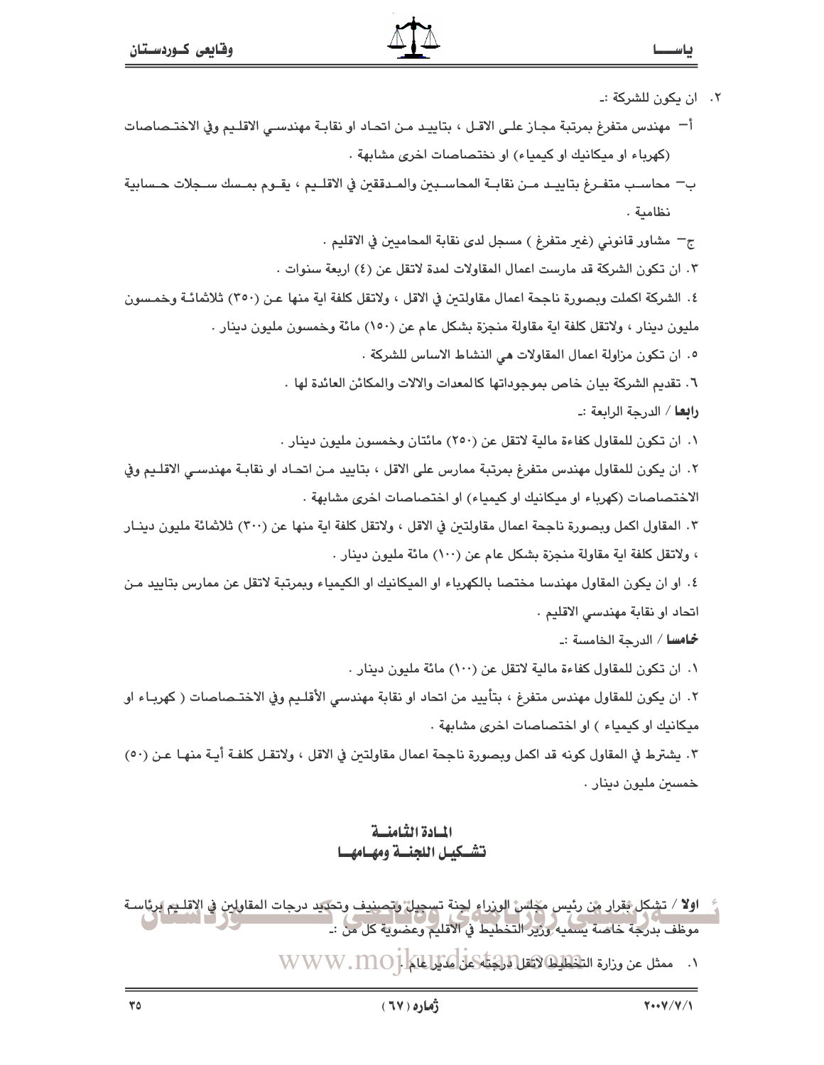٢. ان يكون للشركة :ـ

أ- مهندس متفرغ بمرتبة مجاز على الاقل ، بتاييد من اتحاد او نقابة مهندسي الاقليم وفي الاختصاصات (كهرباء او ميكانيك او كيمياء) او نختصاصات اخرى مشابهة .

ب- محاسب متفرغ بتاييد من نقابة المحاسبين والمدققين في الاقليم ، يقوم بمسك سجلات حسابية نظامية .

ج- مشاور قانوني (غير متفرغ ) مسجل لدى نقابة المحاميين في الاقليم .

٣. ان تكون الشركة قد مارست اعمال المقاولات لمدة لاتقل عن (٤) اربعة سنوات .

٤. الشركة اكملت وبصورة ناجحة اعمال مقاولتين في الاقل ، ولاتقل كلفة اية منها عن (٣٥٠) ثلاثمائة وخمسون مليون دينار ، ولاتقل كلفة اية مقاولة منجزة بشكل عام عن (١٥٠) مائة وخمسون مليون دينار .

٥. ان تكون مزاولة اعمال المقاولات هي النشاط الاساس للشركة .

٦. تقديم الشركة بيان خاص بموجوداتها كالمعدات والالات والمكائن العائدة لها .

**رابعا** / الدرجة الرابعة :ـ

١. ان تكون للمقاول كفاءة مالية لاتقل عن (٢٥٠) مائتان وخمسون مليون دينار .

٢. ان يكون للمقاول مهندس متفرغ بمرتبة ممارس على الاقل ، بتاييد من اتحاد او نقابة مهندسي الاقليم وفي الاختصاصات (كهرباء او ميكانيك او كيمياء) او اختصاصات اخرى مشابهة .

٣. المقاول اكمل وبصورة ناجحة اعمال مقاولتين في الاقل ، ولاتقل كلفة اية منها عن (٣٠٠) ثلاثمائة مليون دينار ، ولاتقل كلفة اية مقاولة منجزة بشكل عام عن (١٠٠) مائة مليون دينار .

٤. او ان يكون المقاول مهندسا مختصا بالكهرباء او الميكانيك او الكيمياء وبمرتبة لاتقل عن ممارس بتاييد من اتحاد او نقابة مهندسي الاقليم .

**خامسا** / الدرجة الخامسة :ـ

١. ان تكون للمقاول كفاءة مالية لاتقل عن (١٠٠) مائة مليون دينار .

٢. ان يكون للمقاول مهندس متفرغ ، بتأييد من اتحاد او نقابة مهندسي الأقليم وفي الاختصاصات ( كهرباء او ميكانيك او كيمياء ) او اختصاصات اخرى مشابهة .

٣. يشترط في المقاول كونه قد اكمل وبصورة ناجحة اعمال مقاولتين في الاقل ، ولاتقل كلفة أية منها عن (٥٠) خمسين مليون دينار .

## المادة الثامنة
## تشكيل اللجنة ومهامها

**اولا** / تشكل بقرار من رئيس مجلس الوزراء لجنة تسجيل وتصنيف وتحديد درجات المقاولين في الاقليم برئاسة موظف بدرجة خاصة يسميه وزير التخطيط في الاقليم وعضوية كل من :ـ

١. ممثل عن وزارة التخطيط لاتقل درجته عن مدير عام .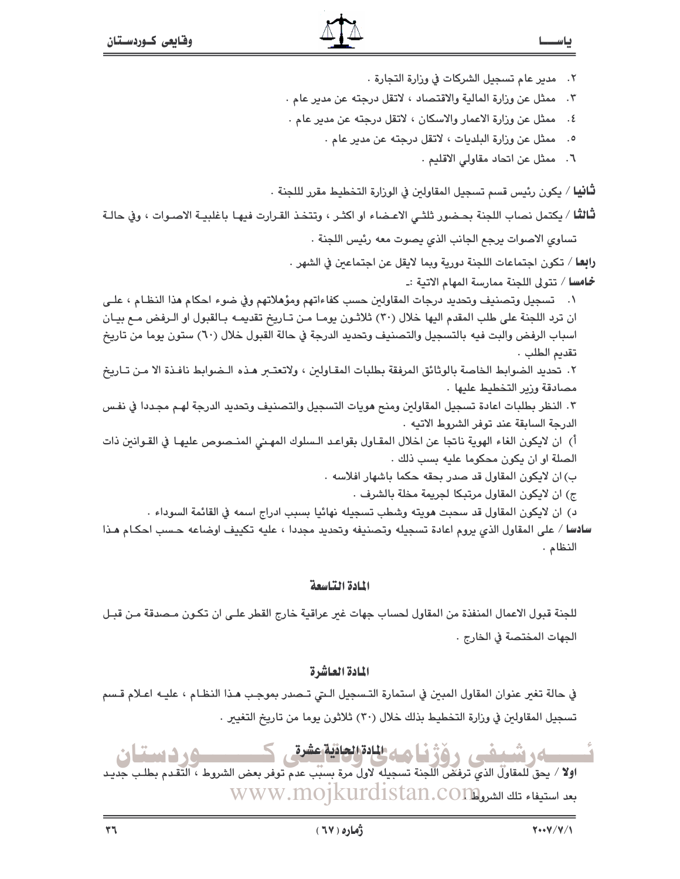٢. مدير عام تسجيل الشركات في وزارة التجارة .
٣. ممثل عن وزارة المالية والاقتصاد ، لاتقل درجته عن مدير عام .
٤. ممثل عن وزارة الاعمار والاسكان ، لاتقل درجته عن مدير عام .
٥. ممثل عن وزارة البلديات ، لاتقل درجته عن مدير عام .
٦. ممثل عن اتحاد مقاولي الاقليم .

**ثانيا** / يكون رئيس قسم تسجيل المقاولين في الوزارة التخطيط مقرر للجنة .

**ثالثا** / يكتمل نصاب اللجنة بحضور ثلثي الاعضاء او اكثر ، وتتخذ القرارت فيها باغلبية الاصوات ، وفي حالة تساوي الاصوات يرجع الجانب الذي يصوت معه رئيس اللجنة .

**رابعا** / تكون اجتماعات اللجنة دورية وبما لايقل عن اجتماعين في الشهر .

**خامسا** / تتولى اللجنة ممارسة المهام الاتية :ـ

١. تسجيل وتصنيف وتحديد درجات المقاولين حسب كفاءاتهم ومؤهلاتهم وفي ضوء احكام هذا النظام ، على ان ترد اللجنة على طلب المقدم اليها خلال (٣٠) ثلاثون يوما من تاريخ تقديمه بالقبول او الرفض مع بيان اسباب الرفض والبت فيه بالتسجيل والتصنيف وتحديد الدرجة في حالة القبول خلال (٦٠) ستون يوما من تاريخ تقديم الطلب .

٢. تحديد الضوابط الخاصة بالوثائق المرفقة بطلبات المقاولين ، ولاتعتبر هذه الضوابط نافذة الا من تاريخ مصادقة وزير التخطيط عليها .

٣. النظر بطلبات اعادة تسجيل المقاولين ومنح هويات التسجيل والتصنيف وتحديد الدرجة لهم مجددا في نفس الدرجة السابقة عند توفر الشروط الاتيه .

أ) ان لايكون الغاء الهوية ناتجا عن اخلال المقاول بقواعد السلوك المهني المنصوص عليها في القوانين ذات الصلة او ان يكون محكوما عليه بسبب ذلك .

ب) ان لايكون المقاول قد صدر بحقه حكما باشهار افلاسه .

ج) ان لايكون المقاول مرتبكا لجريمة مخلة بالشرف .

د) ان لايكون المقاول قد سحبت هويته وشطب تسجيله نهائيا بسبب ادراج اسمه في القائمة السوداء .

**سادسا** / على المقاول الذي يروم اعادة تسجيله وتصنيفه وتحديد مجددا ، عليه تكييف اوضاعه حسب احكام هذا النظام .

## المادة التاسعة

للجنة قبول الاعمال المنفذة من المقاول لحساب جهات غير عراقية خارج القطر على ان تكون مصدقة من قبل الجهات المختصة في الخارج .

## المادة العاشرة

في حالة تغير عنوان المقاول المبين في استمارة التسجيل التي تصدر بموجب هذا النظام ، عليه اعلام قسم تسجيل المقاولين في وزارة التخطيط بذلك خلال (٣٠) ثلاثون يوما من تاريخ التغيير .

## المادة الحادية عشرة

**اولا** / يحق للمقاول الذي ترفض اللجنة تسجيله لاول مرة بسبب عدم توفر بعض الشروط ، التقدم بطلب جديد بعد استيفاء تلك الشروط .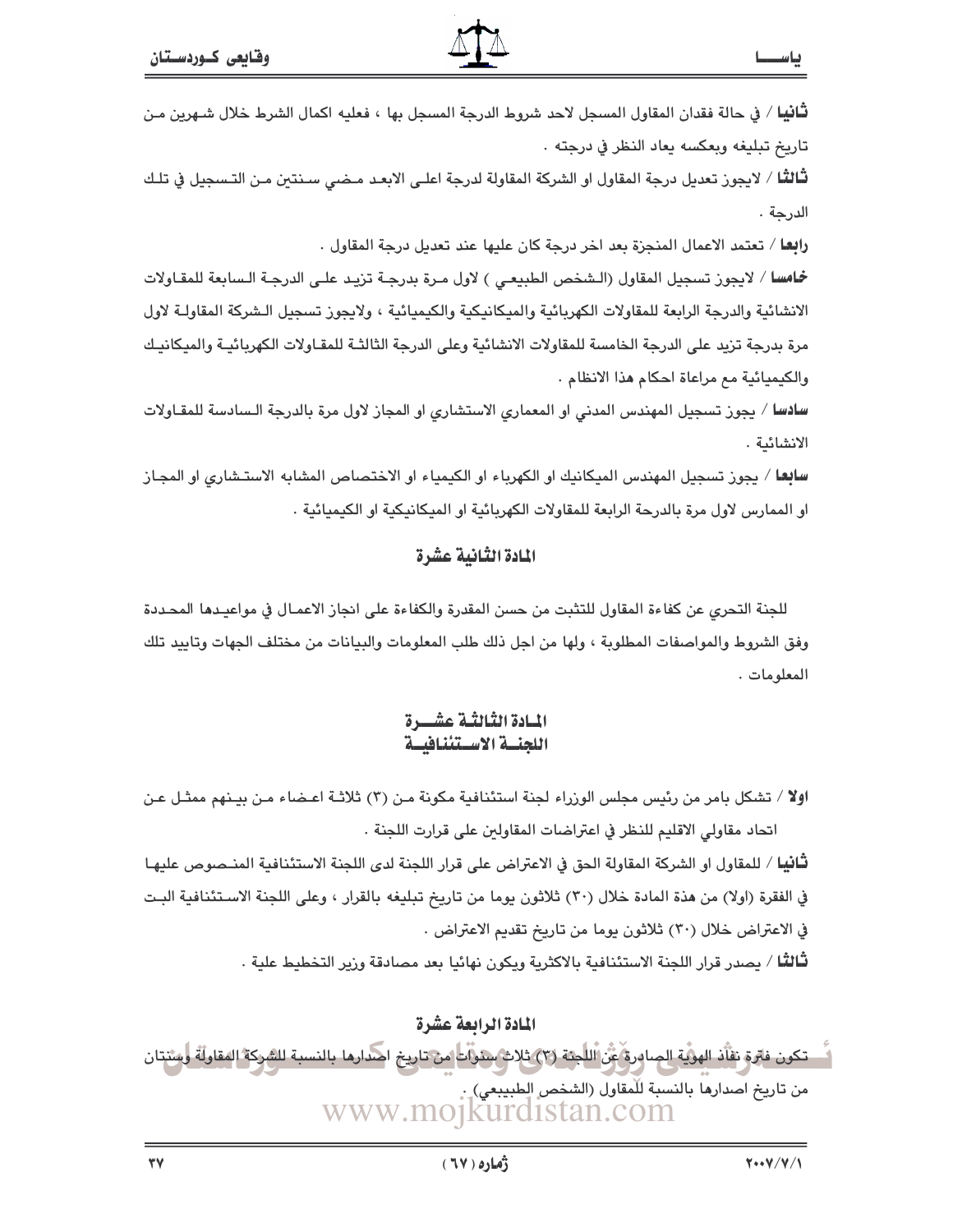**ثانيا** / في حالة فقدان المقاول المسجل لاحد شروط الدرجة المسجل بها ، فعليه اكمال الشرط خلال شهرين من تاريخ تبليغه وبعكسه يعاد النظر في درجته .

**ثالثا** / لايجوز تعديل درجة المقاول او الشركة المقاولة لدرجة اعلى الابعد مضي سنتين من التسجيل في تلك الدرجة .

**رابعا** / تعتمد الاعمال المنجزة بعد اخر درجة كان عليها عند تعديل درجة المقاول .

**خامسا** / لايجوز تسجيل المقاول (الشخص الطبيعي ) لاول مرة بدرجة تزيد على الدرجة السابعة للمقاولات الانشائية والدرجة الرابعة للمقاولات الكهربائية والميكانيكية والكيميائية ، ولايجوز تسجيل الشركة المقاولة لاول مرة بدرجة تزيد على الدرجة الخامسة للمقاولات الانشائية وعلى الدرجة الثالثة للمقاولات الكهربائية والميكانيك والكيميائية مع مراعاة احكام هذا الانظام .

**سادسا** / يجوز تسجيل المهندس المدني او المعماري الاستشاري او المجاز لاول مرة بالدرجة السادسة للمقاولات الانشائية .

**سابعا** / يجوز تسجيل المهندس الميكانيك او الكهرباء او الكيمياء او الاختصاص المشابه الاستشاري او المجاز او الممارس لاول مرة بالدرحة الرابعة للمقاولات الكهربائية او الميكانيكية او الكيميائية .

## المادة الثانية عشرة

للجنة التحري عن كفاءة المقاول للتثبت من حسن المقدرة والكفاءة على انجاز الاعمال في مواعيدها المحددة وفق الشروط والمواصفات المطلوبة ، ولها من اجل ذلك طلب المعلومات والبيانات من مختلف الجهات وتاييد تلك المعلومات .

## المادة الثالثة عشرة
## اللجنة الاستئنافية

**اولا** / تشكل بامر من رئيس مجلس الوزراء لجنة استئنافية مكونة من (٣) ثلاثة اعضاء من بينهم ممثل عن اتحاد مقاولي الاقليم للنظر في اعتراضات المقاولين على قرارت اللجنة .

**ثانيا** / للمقاول او الشركة المقاولة الحق في الاعتراض على قرار اللجنة لدى اللجنة الاستئنافية المنصوص عليها في الفقرة (اولا) من هذة المادة خلال (٣٠) ثلاثون يوما من تاريخ تبليغه بالقرار ، وعلى اللجنة الاستئنافية البت في الاعتراض خلال (٣٠) ثلاثون يوما من تاريخ تقديم الاعتراض .

**ثالثا** / يصدر قرار اللجنة الاستئنافية بالاكثرية ويكون نهائيا بعد مصادقة وزير التخطيط علية .

## المادة الرابعة عشرة

تكون فترة نفاذ الهوية الصادرة عن اللجنة (٣) ثلاث سنوات من تاريخ اصدارها بالنسبة للشركة المقاولة وسنتان من تاريخ اصدارها بالنسبة للمقاول (الشخص الطبيعي) .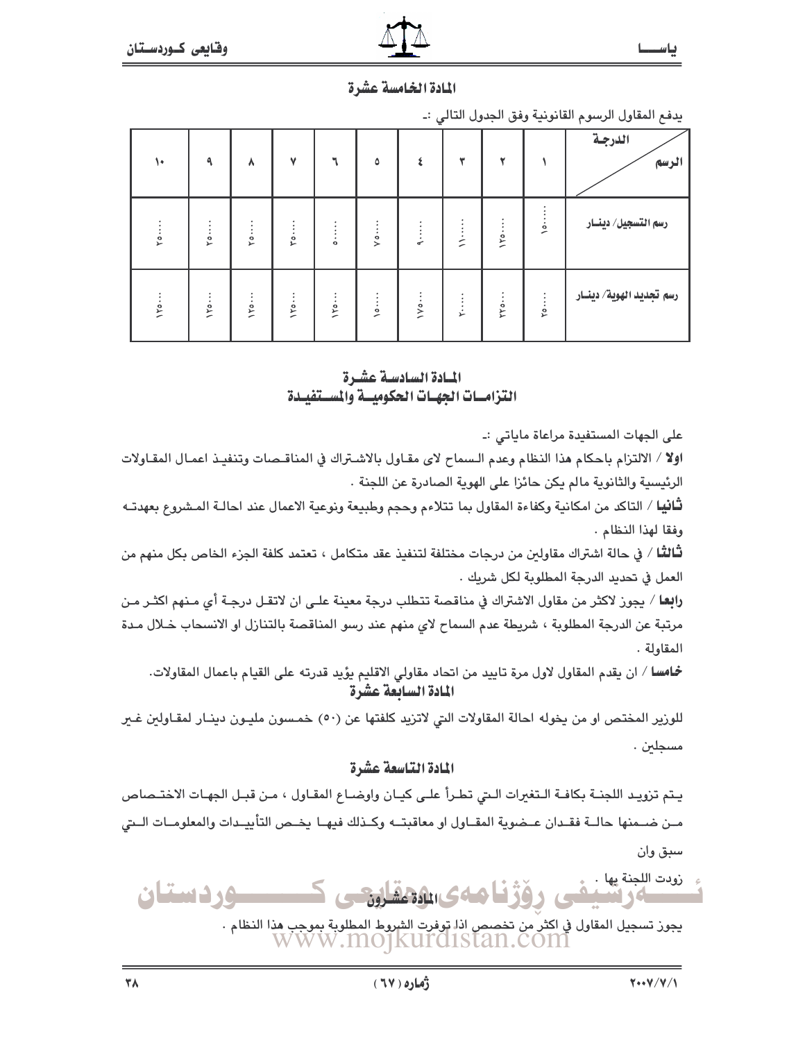### المادة الخامسة عشرة

يدفع المقاول الرسوم القانونية وفق الجدول التالي :-

| الدرجة / الرسم | ١ | ٢ | ٣ | ٤ | ٥ | ٦ | ٧ | ٨ | ٩ | ١٠ |
|---|---|---|---|---|---|---|---|---|---|---|
| رسم التسجيل/ دينـار | ١٥٠٠٠٠٠ | ١٢٥٠٠٠٠ | ١١٠٠٠٠٠ | ٩٠٠٠٠٠ | ٧٥٠٠٠٠ | ٥٠٠٠٠٠ | ٣٥٠٠٠٠ | ٢٥٠٠٠٠ | ٢٥٠٠٠٠ | ٢٥٠٠٠٠ |
| رسم تجديد الهوية/ دينـار | ٢٥٠٠٠٠ | ٢٢٥٠٠٠ | ٢٠٠٠٠٠ | ١٧٥٠٠٠ | ١٥٠٠٠٠ | ١٢٥٠٠٠ | ١٢٥٠٠٠ | ١٢٥٠٠٠ | ١٢٥٠٠٠ | ١٢٥٠٠٠ |

### المادة السادسة عشرة
### التزامات الجهات الحكومية والمستفيدة

على الجهات المستفيدة مراعاة مايأتي :-

**اولا** / الالتزام باحكام هذا النظام وعدم السماح لاى مقاول بالاشتراك في المناقصات وتنفيذ اعمال المقاولات الرئيسية والثانوية مالم يكن حائزا على الهوية الصادرة عن اللجنة .

**ثانيا** / التاكد من امكانية وكفاءة المقاول بما تتلاءم وحجم وطبيعة ونوعية الاعمال عند احالة المشروع بعهدته وفقا لهذا النظام .

**ثالثا** / في حالة اشتراك مقاولين من درجات مختلفة لتنفيذ عقد متكامل ، تعتمد كلفة الجزء الخاص بكل منهم من العمل في تحديد الدرجة المطلوبة لكل شريك .

**رابعا** / يجوز لاكثر من مقاول الاشتراك في مناقصة تتطلب درجة معينة على ان لاتقل درجة أي منهم اكثر من مرتبة عن الدرجة المطلوبة ، شريطة عدم السماح لاي منهم عند رسو المناقصة بالتنازل او الانسحاب خلال مدة المقاولة .

**خامسا** / ان يقدم المقاول لاول مرة تاييد من اتحاد مقاولي الاقليم يؤيد قدرته على القيام باعمال المقاولات.

### المادة السابعة عشرة

للوزير المختص او من يخوله احالة المقاولات التي لاتزيد كلفتها عن (٥٠) خمسون مليون دينار لمقاولين غير مسجلين .

### المادة التاسعة عشرة

يتم تزويد اللجنة بكافة التغيرات التي تطرأ على كيان واوضاع المقاول ، من قبل الجهات الاختصاص من ضمنها حالة فقدان عضوية المقاول او معاقبته وكذلك فيها يخص التأييدات والمعلومات التي سبق وان زودت اللجنة بها .

### المادة عشرون

يجوز تسجيل المقاول في اكثر من تخصص اذا توفرت الشروط المطلوبة بموجب هذا النظام .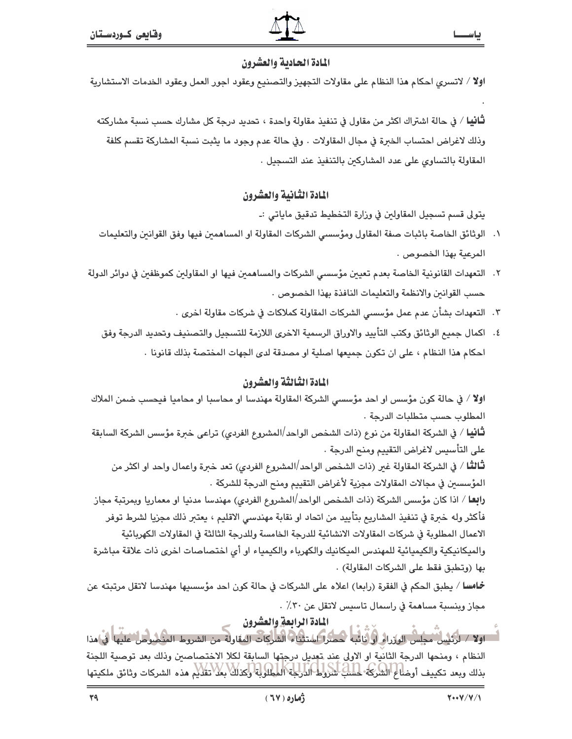## المادة الحادية والعشرون

**اولا** / لاتسري احكام هذا النظام على مقاولات التجهيز والتصنيع وعقود اجور العمل وعقود الخدمات الاستشارية .

**ثانيا** / في حالة اشتراك اكثر من مقاول في تنفيذ مقاولة واحدة ، تحديد درجة كل مشارك حسب نسبة مشاركته وذلك لاغراض احتساب الخبرة في مجال المقاولات . وفي حالة عدم وجود ما يثبت نسبة المشاركة تقسم كلفة المقاولة بالتساوي على عدد المشاركين بالتنفيذ عند التسجيل .

## المادة الثانية والعشرون

يتولى قسم تسجيل المقاولين في وزارة التخطيط تدقيق ماياتي :-

١. الوثائق الخاصة باثبات صفة المقاول ومؤسسي الشركات المقاولة او المساهمين فيها وفق القوانين والتعليمات المرعية بهذا الخصوص .
٢. التعهدات القانونية الخاصة بعدم تعيين مؤسسي الشركات والمساهمين فيها او المقاولين كموظفين في دوائر الدولة حسب القوانين والانظمة والتعليمات النافذة بهذا الخصوص .
٣. التعهدات بشأن عدم عمل مؤسسي الشركات المقاولة كملاكات في شركات مقاولة اخرى .
٤. اكمال جميع الوثائق وكتب التأييد والاوراق الرسمية الاخرى اللازمة للتسجيل والتصنيف وتحديد الدرجة وفق احكام هذا النظام ، على ان تكون جميعها اصلية او مصدقة لدى الجهات المختصة بذلك قانونا .

## المادة الثالثة والعشرون

**اولا** / في حالة كون مؤسس او احد مؤسسي الشركة المقاولة مهندسا او محاسبا او محاميا فيحسب ضمن الملاك المطلوب حسب متطلبات الدرجة .

**ثانيا** / في الشركة المقاولة من نوع (ذات الشخص الواحد/المشروع الفردي) تراعى خبرة مؤسس الشركة السابقة على التأسيس لاغراض التقييم ومنح الدرجة .

**ثالثا** / في الشركة المقاولة غير (ذات الشخص الواحد/المشروع الفردي) تعد خبرة واعمال واحد او اكثر من المؤسسين في مجالات المقاولات مجزية لأغراض التقييم ومنح الدرجة للشركة .

**رابعا** / اذا كان مؤسس الشركة (ذات الشخص الواحد/المشروع الفردي) مهندسا مدنيا او معماريا وبمرتبة مجاز فأكثر وله خبرة في تنفيذ المشاريع بتأييد من اتحاد او نقابة مهندسي الاقليم ، يعتبر ذلك مجزيا لشرط توفر الاعمال المطلوبة في شركات المقاولات الانشائية للدرجة الخامسة وللدرجة الثالثة في المقاولات الكهربائية والميكانيكية والكيميائية للمهندس الميكانيك والكهرباء والكيمياء او أي اختصاصات اخرى ذات علاقة مباشرة بها (وتطبق فقط على الشركات المقاولة) .

**خامسا** / يطبق الحكم في الفقرة (رابعا) اعلاه على الشركات في حالة كون احد مؤسسيها مهندسا لاتقل مرتبته عن مجاز وبنسبة مساهمة في راسمال تاسيس لاتقل عن ٣٠٪ .

## المادة الرابعة والعشرون

**اولا** / لرئيس مجلس الوزراء او نائبه حصرا استثناء الشركات المقاولة من الشروط المنصوص عليها في هذا النظام ، ومنحها الدرجة الثانية او الاولى عند تعديل درجتها السابقة لكلا الاختصاصين وذلك بعد توصية اللجنة بذلك وبعد تكييف أوضاع الشركة حسب شروط الدرجة المطلوبة وكذلك بعد تقديم هذه الشركات وثائق ملكيتها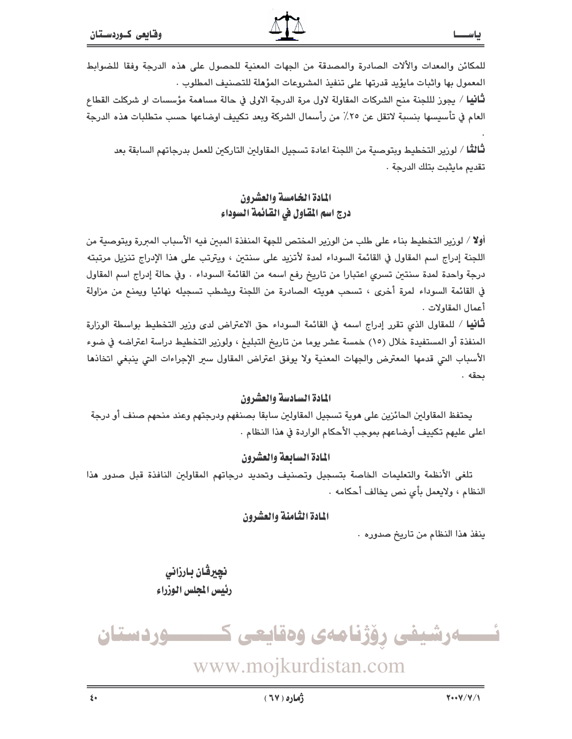للمكائن والمعدات والآلات الصادرة والمصدقة من الجهات المعنية للحصول على هذه الدرجة وفقا للضوابط المعمول بها واثبات مايؤيد قدرتها على تنفيذ المشروعات المؤهلة للتصنيف المطلوب .

**ثانيا** / يجوز للجنة منح الشركات المقاولة لاول مرة الدرجة الاولى في حالة مساهمة مؤسسات او شركات القطاع العام في تأسيسها بنسبة لاتقل عن ٢٥٪ من رأسمال الشركة وبعد تكييف اوضاعها حسب متطلبات هذه الدرجة .

**ثالثا** / لوزير التخطيط وبتوصية من اللجنة اعادة تسجيل المقاولين التاركين للعمل بدرجاتهم السابقة بعد تقديم مايثبت بتلك الدرجة .

## المادة الخامسة والعشرون
## درج اسم المقاول في القائمة السوداء

**أولا** / لوزير التخطيط بناء على طلب من الوزير المختص للجهة المنفذة المبين فيه الأسباب المبررة وبتوصية من اللجنة إدراج اسم المقاول في القائمة السوداء لمدة لأتزيد على سنتين ، ويترتب على هذا الإدراج تنزيل مرتبته درجة واحدة لمدة سنتين تسري اعتبارا من تاريخ رفع اسمه من القائمة السوداء . وفي حالة إدراج اسم المقاول في القائمة السوداء لمرة أخرى ، تسحب هويته الصادرة من اللجنة ويشطب تسجيله نهائيا ويمنع من مزاولة أعمال المقاولات .

**ثانيا** / للمقاول الذي تقرر إدراج اسمه في القائمة السوداء حق الاعتراض لدى وزير التخطيط بواسطة الوزارة المنفذة أو المستفيدة خلال (١٥) خمسة عشر يوما من تاريخ التبليغ ، ولوزير التخطيط دراسة اعتراضه في ضوء الأسباب التي قدمها المعترض والجهات المعنية ولا يوفق اعتراض المقاول سير الإجراءات التي ينبغي اتخاذها بحقه .

## المادة السادسة والعشرون

يحتفظ المقاولين الحائزين على هوية تسجيل المقاولين سابقا بصنفهم ودرجتهم وعند منحهم صنف أو درجة اعلى عليهم تكييف أوضاعهم بموجب الأحكام الواردة في هذا النظام .

## المادة السابعة والعشرون

تلغى الأنظمة والتعليمات الخاصة بتسجيل وتصنيف وتحديد درجاتهم المقاولين النافذة قبل صدور هذا النظام ، ولايعمل بأي نص يخالف أحكامه .

## المادة الثامنة والعشرون

ينفذ هذا النظام من تاريخ صدوره .

**نيچيرڤان بارزاني**
**رئيس المجلس الوزراء**